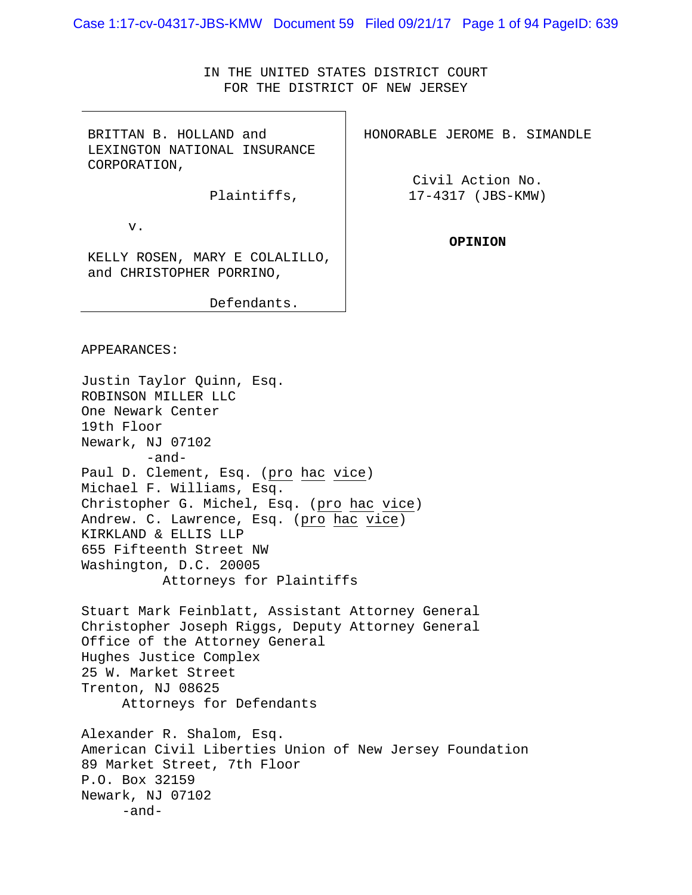IN THE UNITED STATES DISTRICT COURT
FOR THE DISTRICT OF NEW JERSEY

BRITTAN B. HOLLAND and LEXINGTON NATIONAL INSURANCE CORPORATION,

Plaintiffs,

v.

KELLY ROSEN, MARY E COLALILLO, and CHRISTOPHER PORRINO,

Defendants.

HONORABLE JEROME B. SIMANDLE

Civil Action No. 17-4317 (JBS-KMW)

**OPINION**

APPEARANCES:

Justin Taylor Quinn, Esq.
ROBINSON MILLER LLC
One Newark Center
19th Floor
Newark, NJ 07102
-and-
Paul D. Clement, Esq. (pro hac vice)
Michael F. Williams, Esq.
Christopher G. Michel, Esq. (pro hac vice)
Andrew. C. Lawrence, Esq. (pro hac vice)
KIRKLAND & ELLIS LLP
655 Fifteenth Street NW
Washington, D.C. 20005
Attorneys for Plaintiffs

Stuart Mark Feinblatt, Assistant Attorney General
Christopher Joseph Riggs, Deputy Attorney General
Office of the Attorney General
Hughes Justice Complex
25 W. Market Street
Trenton, NJ 08625
Attorneys for Defendants

Alexander R. Shalom, Esq.
American Civil Liberties Union of New Jersey Foundation
89 Market Street, 7th Floor
P.O. Box 32159
Newark, NJ 07102
-and-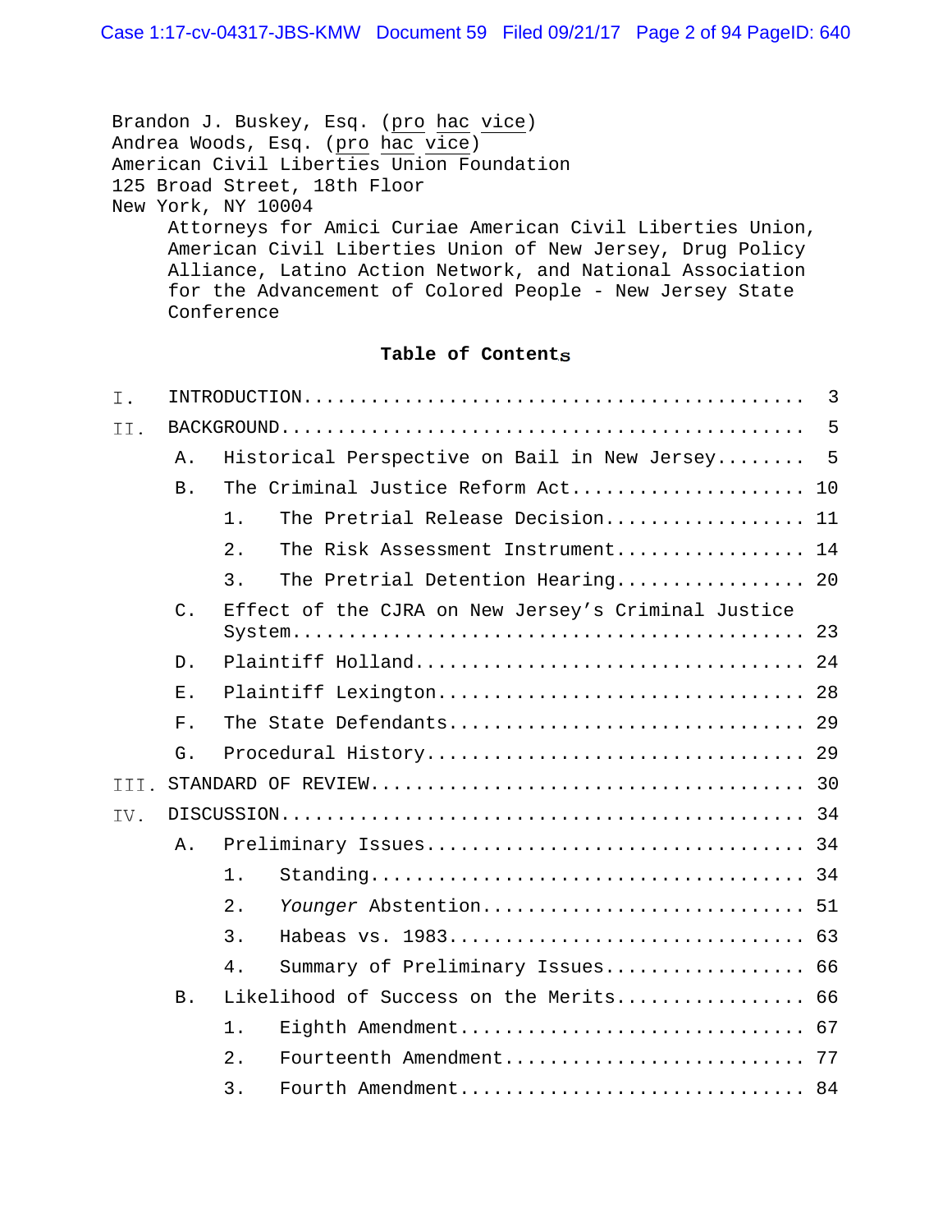Brandon J. Buskey, Esq. (pro hac vice)
Andrea Woods, Esq. (pro hac vice)
American Civil Liberties Union Foundation
125 Broad Street, 18th Floor
New York, NY 10004

Attorneys for Amici Curiae American Civil Liberties Union, American Civil Liberties Union of New Jersey, Drug Policy Alliance, Latino Action Network, and National Association for the Advancement of Colored People - New Jersey State Conference

**Table of Contents**

I. INTRODUCTION .... 3

II. BACKGROUND .... 5

- A. Historical Perspective on Bail in New Jersey .... 5
- B. The Criminal Justice Reform Act .... 10
  - 1. The Pretrial Release Decision .... 11
  - 2. The Risk Assessment Instrument .... 14
  - 3. The Pretrial Detention Hearing .... 20
- C. Effect of the CJRA on New Jersey's Criminal Justice System .... 23
- D. Plaintiff Holland .... 24
- E. Plaintiff Lexington .... 28
- F. The State Defendants .... 29
- G. Procedural History .... 29

III. STANDARD OF REVIEW .... 30

IV. DISCUSSION .... 34

- A. Preliminary Issues .... 34
  - 1. Standing .... 34
  - 2. *Younger* Abstention .... 51
  - 3. Habeas vs. 1983 .... 63
  - 4. Summary of Preliminary Issues .... 66
- B. Likelihood of Success on the Merits .... 66
  - 1. Eighth Amendment .... 67
  - 2. Fourteenth Amendment .... 77
  - 3. Fourth Amendment .... 84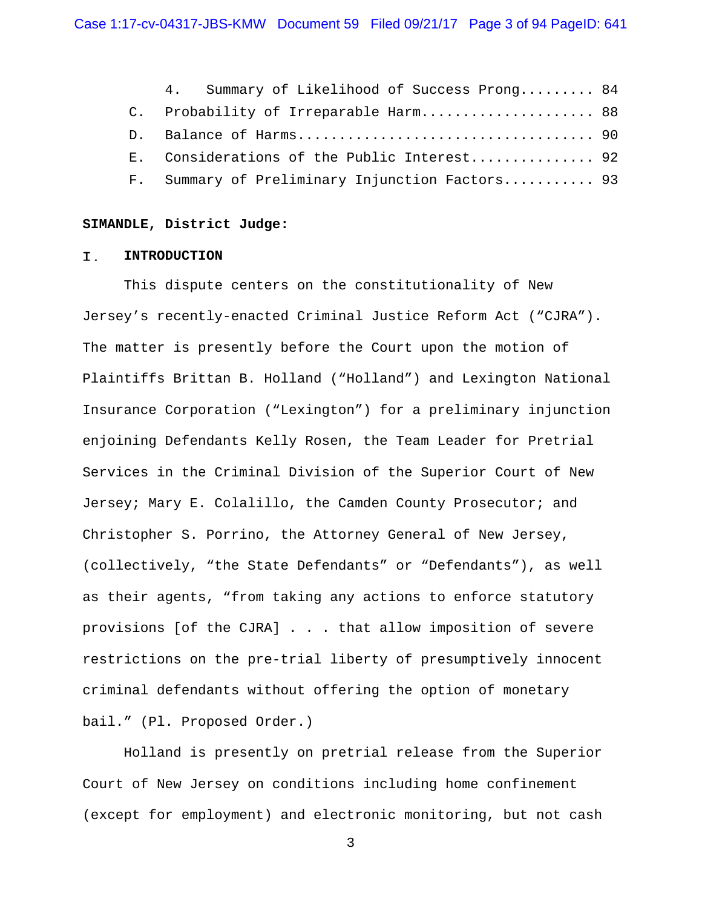4. Summary of Likelihood of Success Prong......... 84

C. Probability of Irreparable Harm..................... 88

D. Balance of Harms.................................... 90

E. Considerations of the Public Interest............... 92

F. Summary of Preliminary Injunction Factors........... 93

**SIMANDLE, District Judge:**

## I. INTRODUCTION

This dispute centers on the constitutionality of New Jersey's recently-enacted Criminal Justice Reform Act ("CJRA"). The matter is presently before the Court upon the motion of Plaintiffs Brittan B. Holland ("Holland") and Lexington National Insurance Corporation ("Lexington") for a preliminary injunction enjoining Defendants Kelly Rosen, the Team Leader for Pretrial Services in the Criminal Division of the Superior Court of New Jersey; Mary E. Colalillo, the Camden County Prosecutor; and Christopher S. Porrino, the Attorney General of New Jersey, (collectively, "the State Defendants" or "Defendants"), as well as their agents, "from taking any actions to enforce statutory provisions [of the CJRA] . . . that allow imposition of severe restrictions on the pre-trial liberty of presumptively innocent criminal defendants without offering the option of monetary bail." (Pl. Proposed Order.)

Holland is presently on pretrial release from the Superior Court of New Jersey on conditions including home confinement (except for employment) and electronic monitoring, but not cash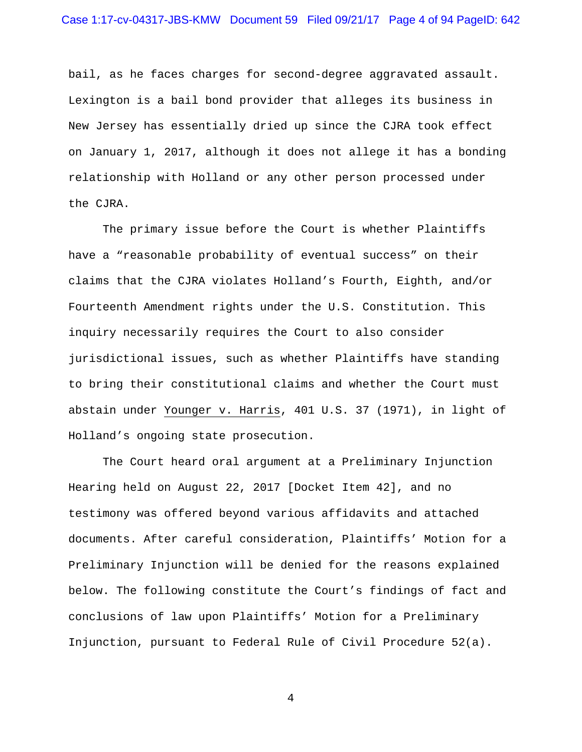bail, as he faces charges for second-degree aggravated assault. Lexington is a bail bond provider that alleges its business in New Jersey has essentially dried up since the CJRA took effect on January 1, 2017, although it does not allege it has a bonding relationship with Holland or any other person processed under the CJRA.

The primary issue before the Court is whether Plaintiffs have a "reasonable probability of eventual success" on their claims that the CJRA violates Holland's Fourth, Eighth, and/or Fourteenth Amendment rights under the U.S. Constitution. This inquiry necessarily requires the Court to also consider jurisdictional issues, such as whether Plaintiffs have standing to bring their constitutional claims and whether the Court must abstain under Younger v. Harris, 401 U.S. 37 (1971), in light of Holland's ongoing state prosecution.

The Court heard oral argument at a Preliminary Injunction Hearing held on August 22, 2017 [Docket Item 42], and no testimony was offered beyond various affidavits and attached documents. After careful consideration, Plaintiffs' Motion for a Preliminary Injunction will be denied for the reasons explained below. The following constitute the Court's findings of fact and conclusions of law upon Plaintiffs' Motion for a Preliminary Injunction, pursuant to Federal Rule of Civil Procedure 52(a).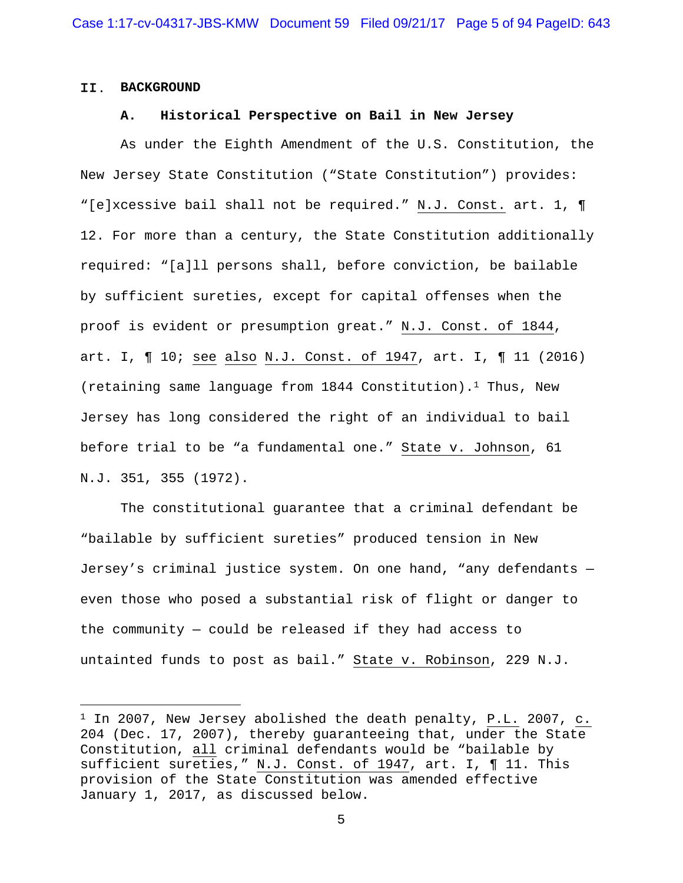## II. BACKGROUND

### A. Historical Perspective on Bail in New Jersey

As under the Eighth Amendment of the U.S. Constitution, the New Jersey State Constitution ("State Constitution") provides: "[e]xcessive bail shall not be required." N.J. Const. art. 1, ¶ 12. For more than a century, the State Constitution additionally required: "[a]ll persons shall, before conviction, be bailable by sufficient sureties, except for capital offenses when the proof is evident or presumption great." N.J. Const. of 1844, art. I, ¶ 10; see also N.J. Const. of 1947, art. I, ¶ 11 (2016) (retaining same language from 1844 Constitution).[1] Thus, New Jersey has long considered the right of an individual to bail before trial to be "a fundamental one." State v. Johnson, 61 N.J. 351, 355 (1972).

The constitutional guarantee that a criminal defendant be "bailable by sufficient sureties" produced tension in New Jersey's criminal justice system. On one hand, "any defendants — even those who posed a substantial risk of flight or danger to the community — could be released if they had access to untainted funds to post as bail." State v. Robinson, 229 N.J.

---

[1] In 2007, New Jersey abolished the death penalty, P.L. 2007, c. 204 (Dec. 17, 2007), thereby guaranteeing that, under the State Constitution, all criminal defendants would be "bailable by sufficient sureties," N.J. Const. of 1947, art. I, ¶ 11. This provision of the State Constitution was amended effective January 1, 2017, as discussed below.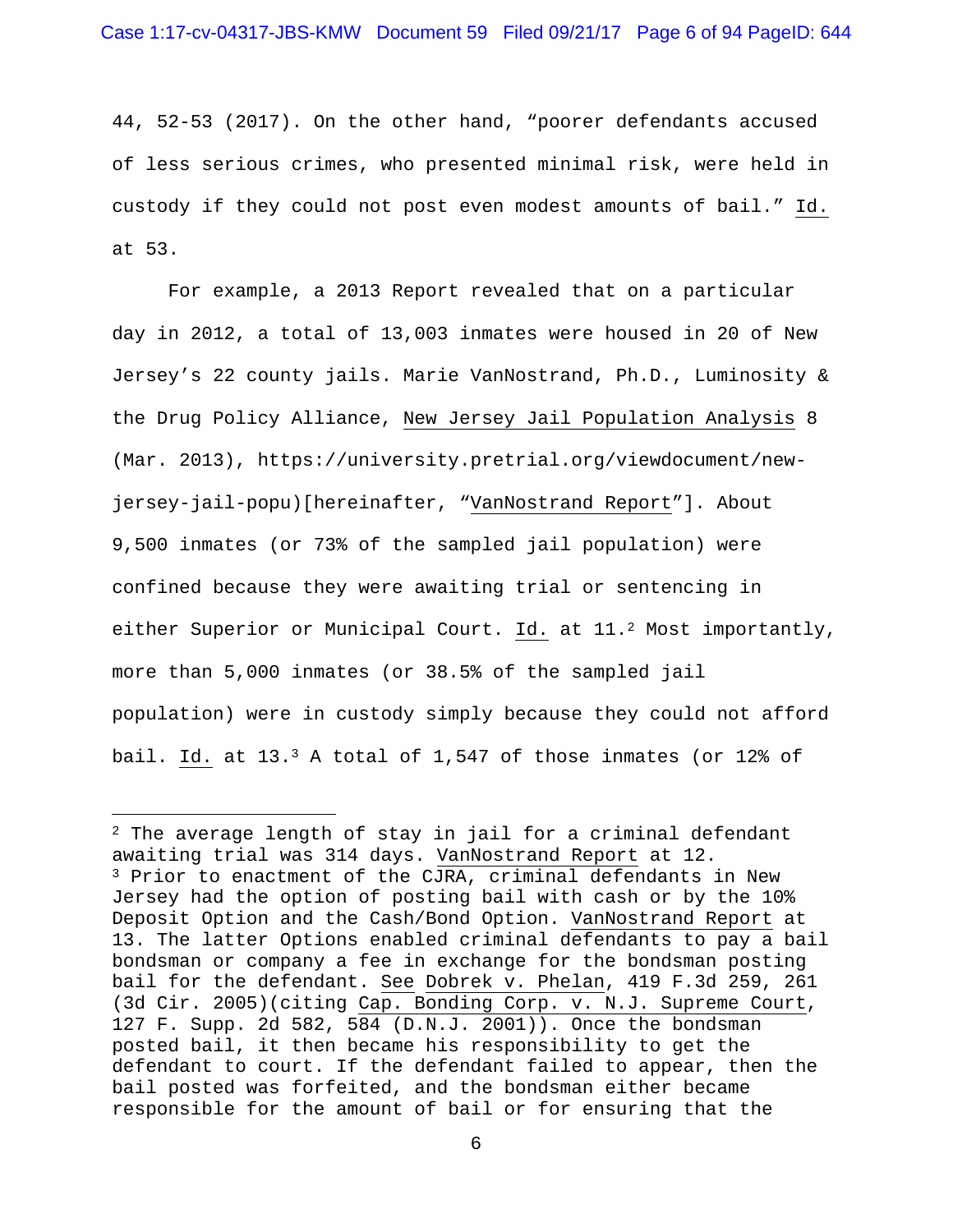44, 52-53 (2017). On the other hand, "poorer defendants accused of less serious crimes, who presented minimal risk, were held in custody if they could not post even modest amounts of bail." Id. at 53.

For example, a 2013 Report revealed that on a particular day in 2012, a total of 13,003 inmates were housed in 20 of New Jersey's 22 county jails. Marie VanNostrand, Ph.D., Luminosity & the Drug Policy Alliance, New Jersey Jail Population Analysis 8 (Mar. 2013), https://university.pretrial.org/viewdocument/new-jersey-jail-popu)[hereinafter, "VanNostrand Report"]. About 9,500 inmates (or 73% of the sampled jail population) were confined because they were awaiting trial or sentencing in either Superior or Municipal Court. Id. at 11.[2] Most importantly, more than 5,000 inmates (or 38.5% of the sampled jail population) were in custody simply because they could not afford bail. Id. at 13.[3] A total of 1,547 of those inmates (or 12% of

---

[2] The average length of stay in jail for a criminal defendant awaiting trial was 314 days. VanNostrand Report at 12.

[3] Prior to enactment of the CJRA, criminal defendants in New Jersey had the option of posting bail with cash or by the 10% Deposit Option and the Cash/Bond Option. VanNostrand Report at 13. The latter Options enabled criminal defendants to pay a bail bondsman or company a fee in exchange for the bondsman posting bail for the defendant. See Dobrek v. Phelan, 419 F.3d 259, 261 (3d Cir. 2005)(citing Cap. Bonding Corp. v. N.J. Supreme Court, 127 F. Supp. 2d 582, 584 (D.N.J. 2001)). Once the bondsman posted bail, it then became his responsibility to get the defendant to court. If the defendant failed to appear, then the bail posted was forfeited, and the bondsman either became responsible for the amount of bail or for ensuring that the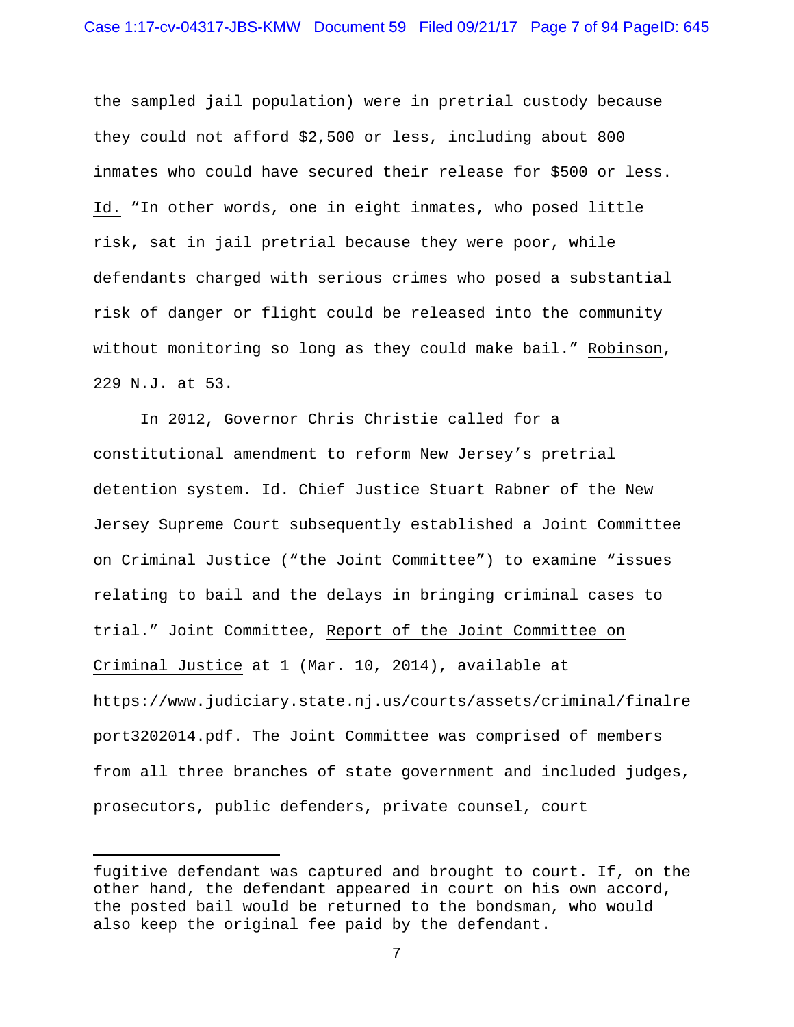the sampled jail population) were in pretrial custody because they could not afford $2,500 or less, including about 800 inmates who could have secured their release for $500 or less. Id. "In other words, one in eight inmates, who posed little risk, sat in jail pretrial because they were poor, while defendants charged with serious crimes who posed a substantial risk of danger or flight could be released into the community without monitoring so long as they could make bail." Robinson, 229 N.J. at 53.

In 2012, Governor Chris Christie called for a constitutional amendment to reform New Jersey's pretrial detention system. Id. Chief Justice Stuart Rabner of the New Jersey Supreme Court subsequently established a Joint Committee on Criminal Justice ("the Joint Committee") to examine "issues relating to bail and the delays in bringing criminal cases to trial." Joint Committee, Report of the Joint Committee on Criminal Justice at 1 (Mar. 10, 2014), available at https://www.judiciary.state.nj.us/courts/assets/criminal/finalreport3202014.pdf. The Joint Committee was comprised of members from all three branches of state government and included judges, prosecutors, public defenders, private counsel, court

---

fugitive defendant was captured and brought to court. If, on the other hand, the defendant appeared in court on his own accord, the posted bail would be returned to the bondsman, who would also keep the original fee paid by the defendant.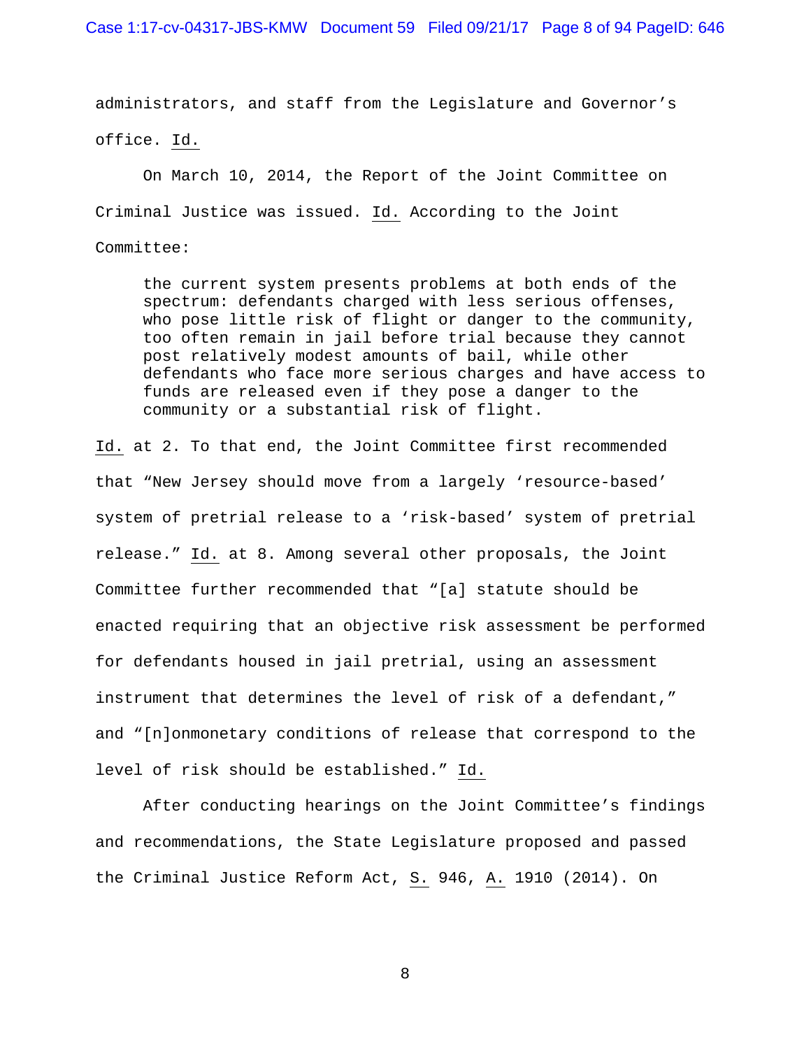administrators, and staff from the Legislature and Governor's office. Id.

On March 10, 2014, the Report of the Joint Committee on Criminal Justice was issued. Id. According to the Joint Committee:

> the current system presents problems at both ends of the spectrum: defendants charged with less serious offenses, who pose little risk of flight or danger to the community, too often remain in jail before trial because they cannot post relatively modest amounts of bail, while other defendants who face more serious charges and have access to funds are released even if they pose a danger to the community or a substantial risk of flight.

Id. at 2. To that end, the Joint Committee first recommended that "New Jersey should move from a largely 'resource-based' system of pretrial release to a 'risk-based' system of pretrial release." Id. at 8. Among several other proposals, the Joint Committee further recommended that "[a] statute should be enacted requiring that an objective risk assessment be performed for defendants housed in jail pretrial, using an assessment instrument that determines the level of risk of a defendant," and "[n]onmonetary conditions of release that correspond to the level of risk should be established." Id.

After conducting hearings on the Joint Committee's findings and recommendations, the State Legislature proposed and passed the Criminal Justice Reform Act, S. 946, A. 1910 (2014). On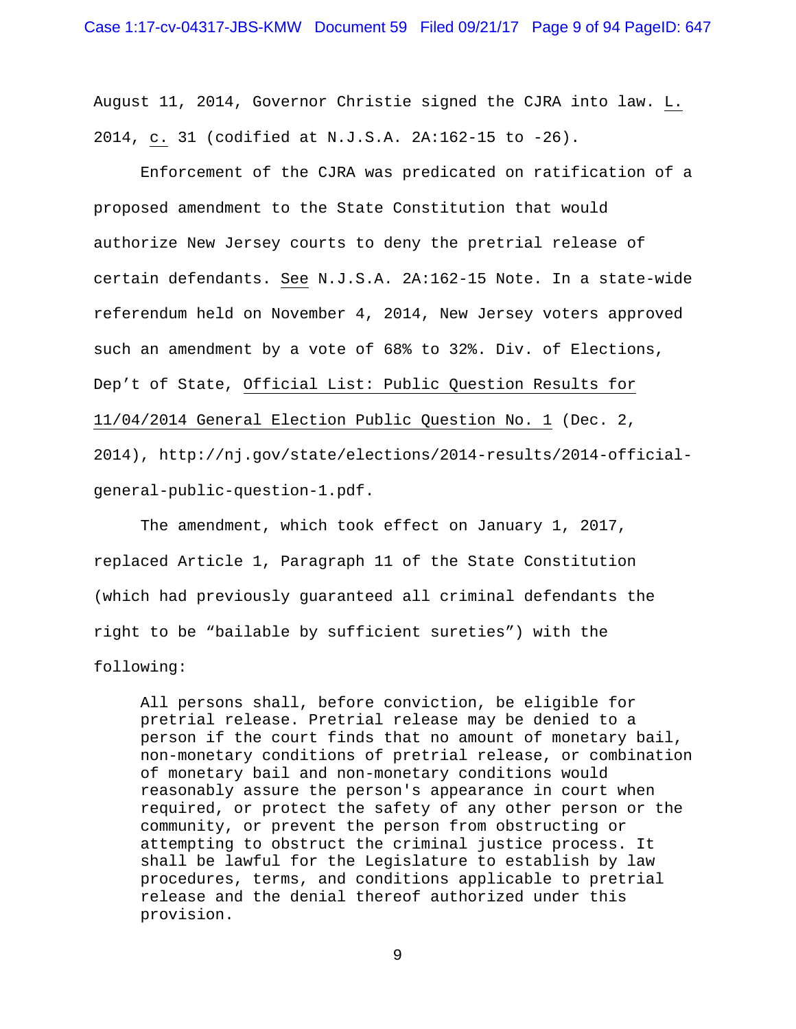August 11, 2014, Governor Christie signed the CJRA into law. L. 2014, c. 31 (codified at N.J.S.A. 2A:162-15 to -26).

Enforcement of the CJRA was predicated on ratification of a proposed amendment to the State Constitution that would authorize New Jersey courts to deny the pretrial release of certain defendants. See N.J.S.A. 2A:162-15 Note. In a state-wide referendum held on November 4, 2014, New Jersey voters approved such an amendment by a vote of 68% to 32%. Div. of Elections, Dep't of State, Official List: Public Question Results for 11/04/2014 General Election Public Question No. 1 (Dec. 2, 2014), http://nj.gov/state/elections/2014-results/2014-official-general-public-question-1.pdf.

The amendment, which took effect on January 1, 2017, replaced Article 1, Paragraph 11 of the State Constitution (which had previously guaranteed all criminal defendants the right to be "bailable by sufficient sureties") with the following:

> All persons shall, before conviction, be eligible for pretrial release. Pretrial release may be denied to a person if the court finds that no amount of monetary bail, non-monetary conditions of pretrial release, or combination of monetary bail and non-monetary conditions would reasonably assure the person's appearance in court when required, or protect the safety of any other person or the community, or prevent the person from obstructing or attempting to obstruct the criminal justice process. It shall be lawful for the Legislature to establish by law procedures, terms, and conditions applicable to pretrial release and the denial thereof authorized under this provision.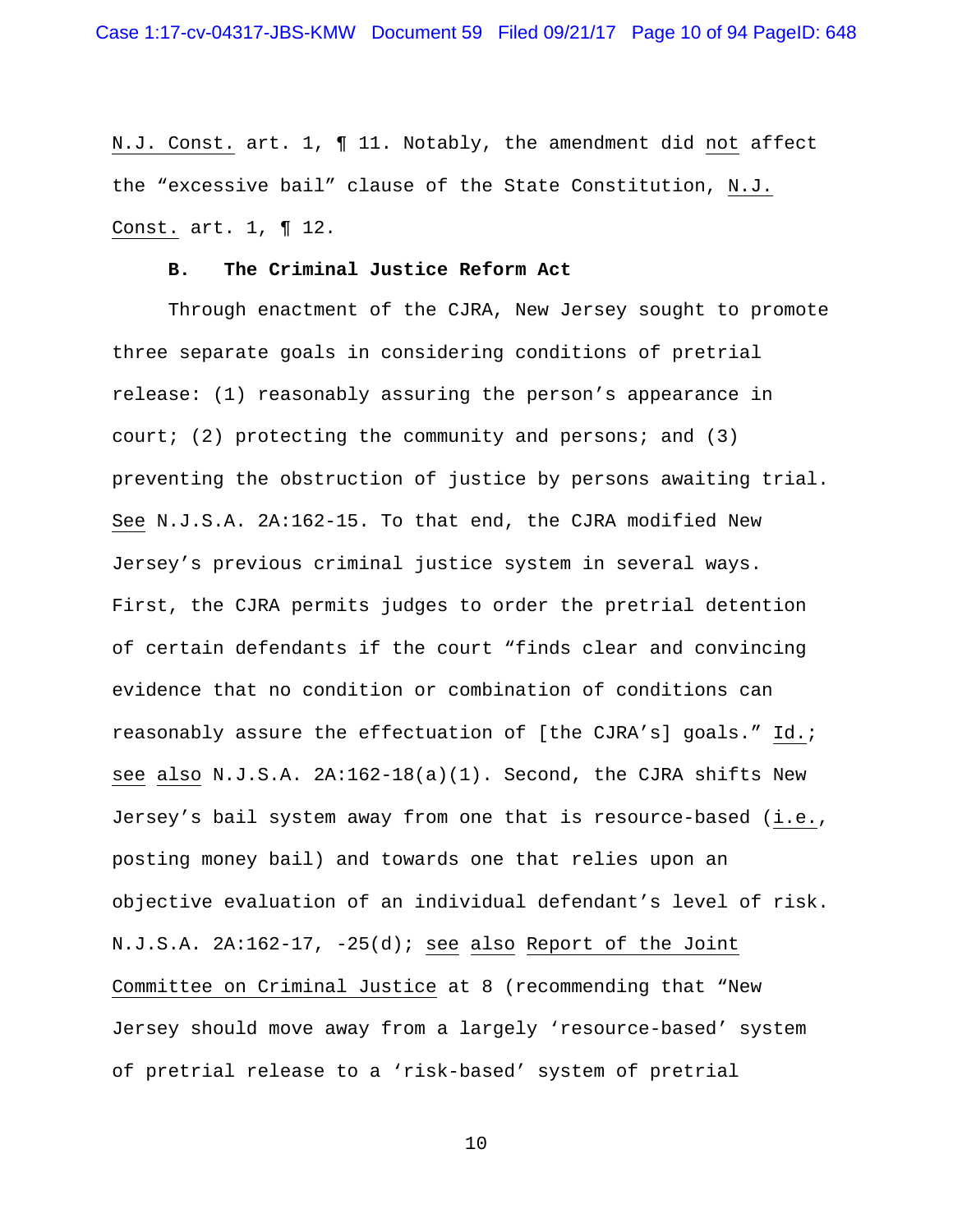N.J. Const. art. 1, ¶ 11. Notably, the amendment did not affect the "excessive bail" clause of the State Constitution, N.J. Const. art. 1, ¶ 12.

**B. The Criminal Justice Reform Act**

Through enactment of the CJRA, New Jersey sought to promote three separate goals in considering conditions of pretrial release: (1) reasonably assuring the person's appearance in court; (2) protecting the community and persons; and (3) preventing the obstruction of justice by persons awaiting trial. See N.J.S.A. 2A:162-15. To that end, the CJRA modified New Jersey's previous criminal justice system in several ways. First, the CJRA permits judges to order the pretrial detention of certain defendants if the court "finds clear and convincing evidence that no condition or combination of conditions can reasonably assure the effectuation of [the CJRA's] goals." Id.; see also N.J.S.A. 2A:162-18(a)(1). Second, the CJRA shifts New Jersey's bail system away from one that is resource-based (i.e., posting money bail) and towards one that relies upon an objective evaluation of an individual defendant's level of risk. N.J.S.A. 2A:162-17, -25(d); see also Report of the Joint Committee on Criminal Justice at 8 (recommending that "New Jersey should move away from a largely 'resource-based' system of pretrial release to a 'risk-based' system of pretrial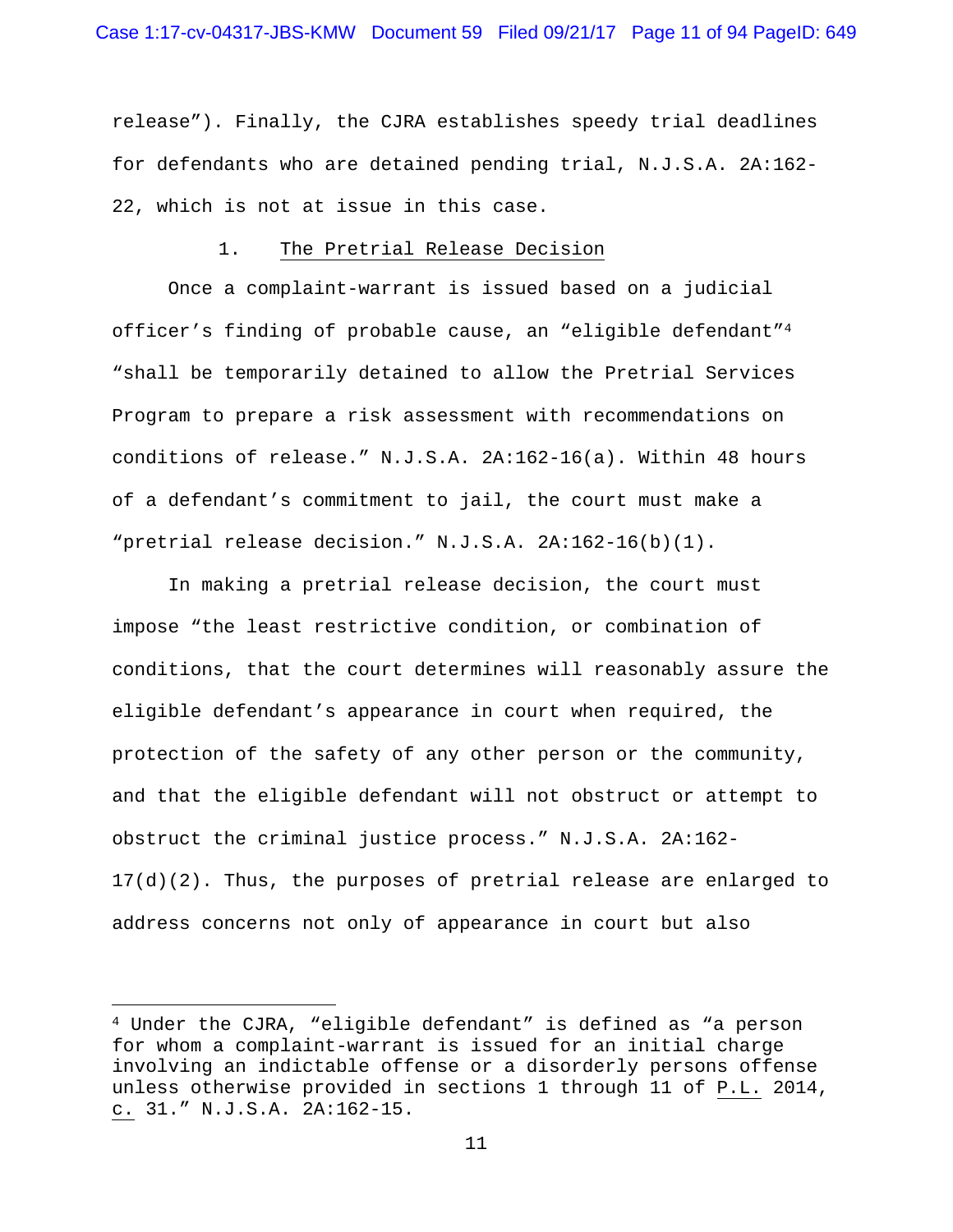release"). Finally, the CJRA establishes speedy trial deadlines for defendants who are detained pending trial, N.J.S.A. 2A:162-22, which is not at issue in this case.

### 1. The Pretrial Release Decision

Once a complaint-warrant is issued based on a judicial officer's finding of probable cause, an "eligible defendant"[4] "shall be temporarily detained to allow the Pretrial Services Program to prepare a risk assessment with recommendations on conditions of release." N.J.S.A. 2A:162-16(a). Within 48 hours of a defendant's commitment to jail, the court must make a "pretrial release decision." N.J.S.A. 2A:162-16(b)(1).

In making a pretrial release decision, the court must impose "the least restrictive condition, or combination of conditions, that the court determines will reasonably assure the eligible defendant's appearance in court when required, the protection of the safety of any other person or the community, and that the eligible defendant will not obstruct or attempt to obstruct the criminal justice process." N.J.S.A. 2A:162-17(d)(2). Thus, the purposes of pretrial release are enlarged to address concerns not only of appearance in court but also

---

[4] Under the CJRA, "eligible defendant" is defined as "a person for whom a complaint-warrant is issued for an initial charge involving an indictable offense or a disorderly persons offense unless otherwise provided in sections 1 through 11 of P.L. 2014, c. 31." N.J.S.A. 2A:162-15.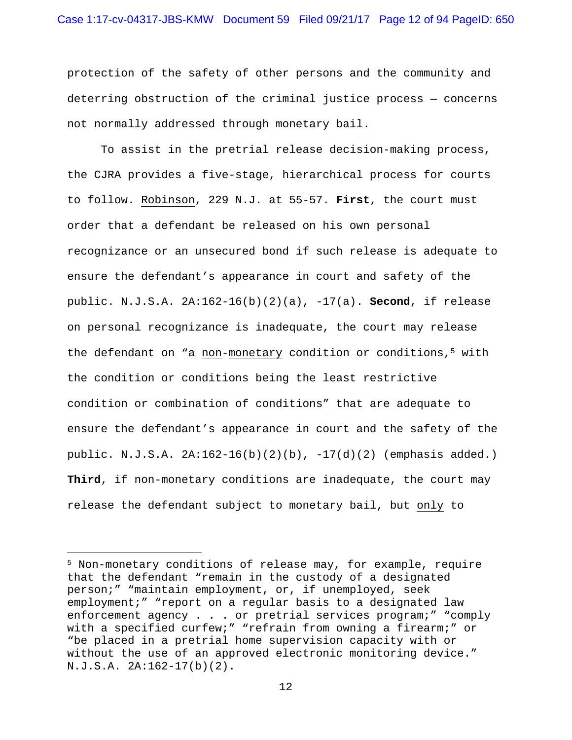protection of the safety of other persons and the community and deterring obstruction of the criminal justice process — concerns not normally addressed through monetary bail.

To assist in the pretrial release decision-making process, the CJRA provides a five-stage, hierarchical process for courts to follow. Robinson, 229 N.J. at 55-57. **First**, the court must order that a defendant be released on his own personal recognizance or an unsecured bond if such release is adequate to ensure the defendant's appearance in court and safety of the public. N.J.S.A. 2A:162-16(b)(2)(a), -17(a). **Second**, if release on personal recognizance is inadequate, the court may release the defendant on "a non-monetary condition or conditions,[5] with the condition or conditions being the least restrictive condition or combination of conditions" that are adequate to ensure the defendant's appearance in court and the safety of the public. N.J.S.A. 2A:162-16(b)(2)(b), -17(d)(2) (emphasis added.) **Third**, if non-monetary conditions are inadequate, the court may release the defendant subject to monetary bail, but only to

---

[5] Non-monetary conditions of release may, for example, require that the defendant "remain in the custody of a designated person;" "maintain employment, or, if unemployed, seek employment;" "report on a regular basis to a designated law enforcement agency . . . or pretrial services program;" "comply with a specified curfew;" "refrain from owning a firearm;" or "be placed in a pretrial home supervision capacity with or without the use of an approved electronic monitoring device." N.J.S.A. 2A:162-17(b)(2).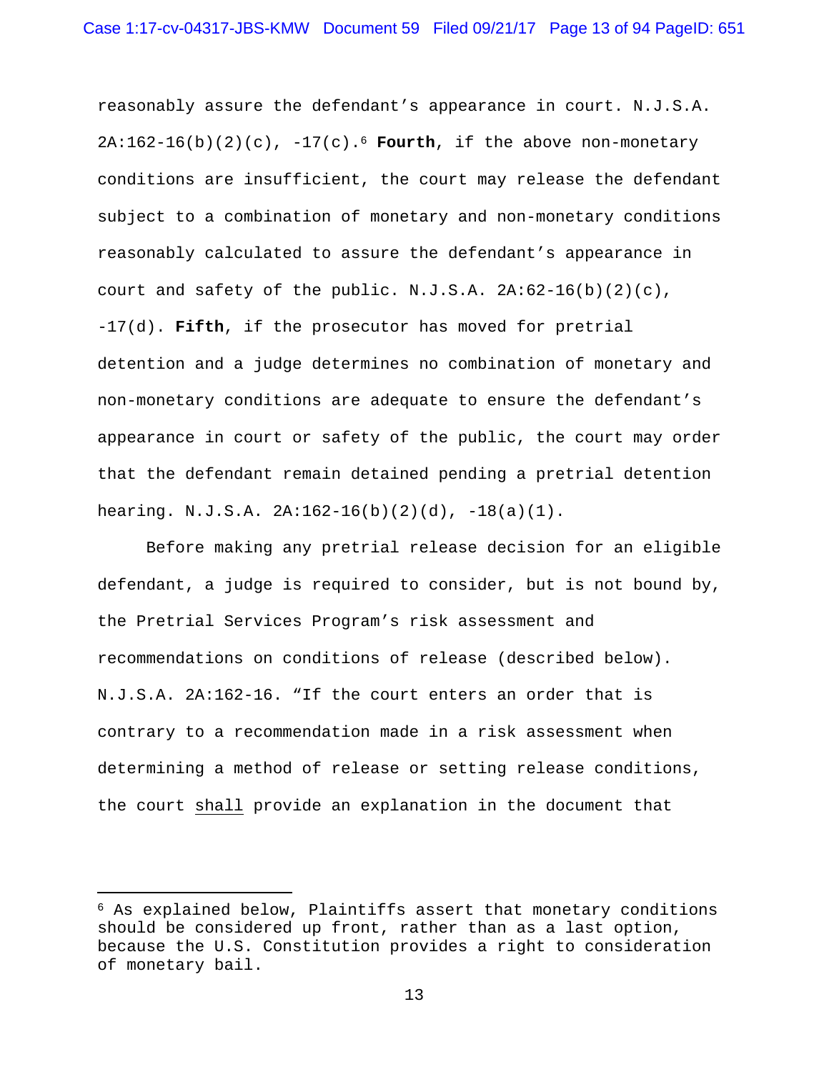reasonably assure the defendant's appearance in court. N.J.S.A. 2A:162-16(b)(2)(c), -17(c).[6] **Fourth**, if the above non-monetary conditions are insufficient, the court may release the defendant subject to a combination of monetary and non-monetary conditions reasonably calculated to assure the defendant's appearance in court and safety of the public. N.J.S.A. 2A:62-16(b)(2)(c), -17(d). **Fifth**, if the prosecutor has moved for pretrial detention and a judge determines no combination of monetary and non-monetary conditions are adequate to ensure the defendant's appearance in court or safety of the public, the court may order that the defendant remain detained pending a pretrial detention hearing. N.J.S.A. 2A:162-16(b)(2)(d), -18(a)(1).

Before making any pretrial release decision for an eligible defendant, a judge is required to consider, but is not bound by, the Pretrial Services Program's risk assessment and recommendations on conditions of release (described below). N.J.S.A. 2A:162-16. "If the court enters an order that is contrary to a recommendation made in a risk assessment when determining a method of release or setting release conditions, the court <u>shall</u> provide an explanation in the document that

---

[6] As explained below, Plaintiffs assert that monetary conditions should be considered up front, rather than as a last option, because the U.S. Constitution provides a right to consideration of monetary bail.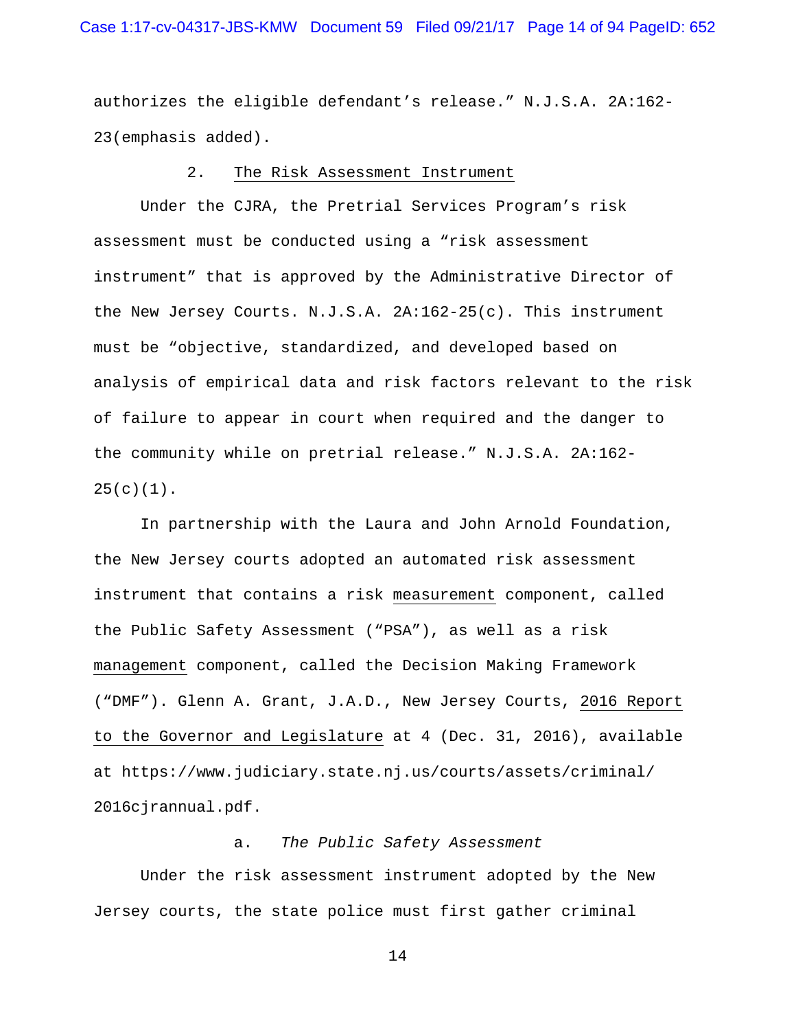authorizes the eligible defendant's release." N.J.S.A. 2A:162-23(emphasis added).

### 2. The Risk Assessment Instrument

Under the CJRA, the Pretrial Services Program's risk assessment must be conducted using a "risk assessment instrument" that is approved by the Administrative Director of the New Jersey Courts. N.J.S.A. 2A:162-25(c). This instrument must be "objective, standardized, and developed based on analysis of empirical data and risk factors relevant to the risk of failure to appear in court when required and the danger to the community while on pretrial release." N.J.S.A. 2A:162-25(c)(1).

In partnership with the Laura and John Arnold Foundation, the New Jersey courts adopted an automated risk assessment instrument that contains a risk measurement component, called the Public Safety Assessment ("PSA"), as well as a risk management component, called the Decision Making Framework ("DMF"). Glenn A. Grant, J.A.D., New Jersey Courts, 2016 Report to the Governor and Legislature at 4 (Dec. 31, 2016), available at https://www.judiciary.state.nj.us/courts/assets/criminal/2016cjrannual.pdf.

#### a. *The Public Safety Assessment*

Under the risk assessment instrument adopted by the New Jersey courts, the state police must first gather criminal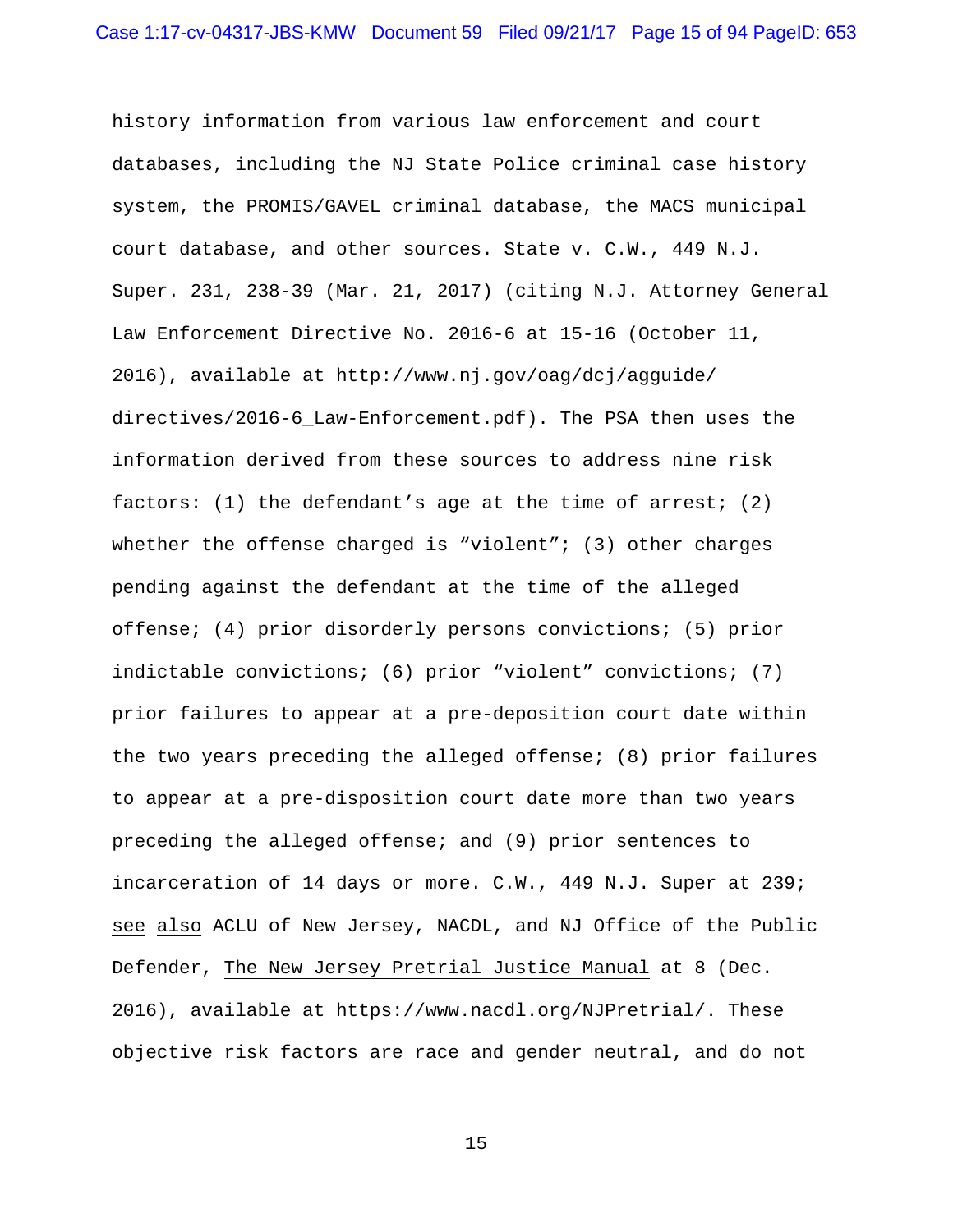history information from various law enforcement and court databases, including the NJ State Police criminal case history system, the PROMIS/GAVEL criminal database, the MACS municipal court database, and other sources. State v. C.W., 449 N.J. Super. 231, 238-39 (Mar. 21, 2017) (citing N.J. Attorney General Law Enforcement Directive No. 2016-6 at 15-16 (October 11, 2016), available at http://www.nj.gov/oag/dcj/agguide/directives/2016-6_Law-Enforcement.pdf). The PSA then uses the information derived from these sources to address nine risk factors: (1) the defendant's age at the time of arrest; (2) whether the offense charged is "violent"; (3) other charges pending against the defendant at the time of the alleged offense; (4) prior disorderly persons convictions; (5) prior indictable convictions; (6) prior "violent" convictions; (7) prior failures to appear at a pre-deposition court date within the two years preceding the alleged offense; (8) prior failures to appear at a pre-disposition court date more than two years preceding the alleged offense; and (9) prior sentences to incarceration of 14 days or more. C.W., 449 N.J. Super at 239; see also ACLU of New Jersey, NACDL, and NJ Office of the Public Defender, The New Jersey Pretrial Justice Manual at 8 (Dec. 2016), available at https://www.nacdl.org/NJPretrial/. These objective risk factors are race and gender neutral, and do not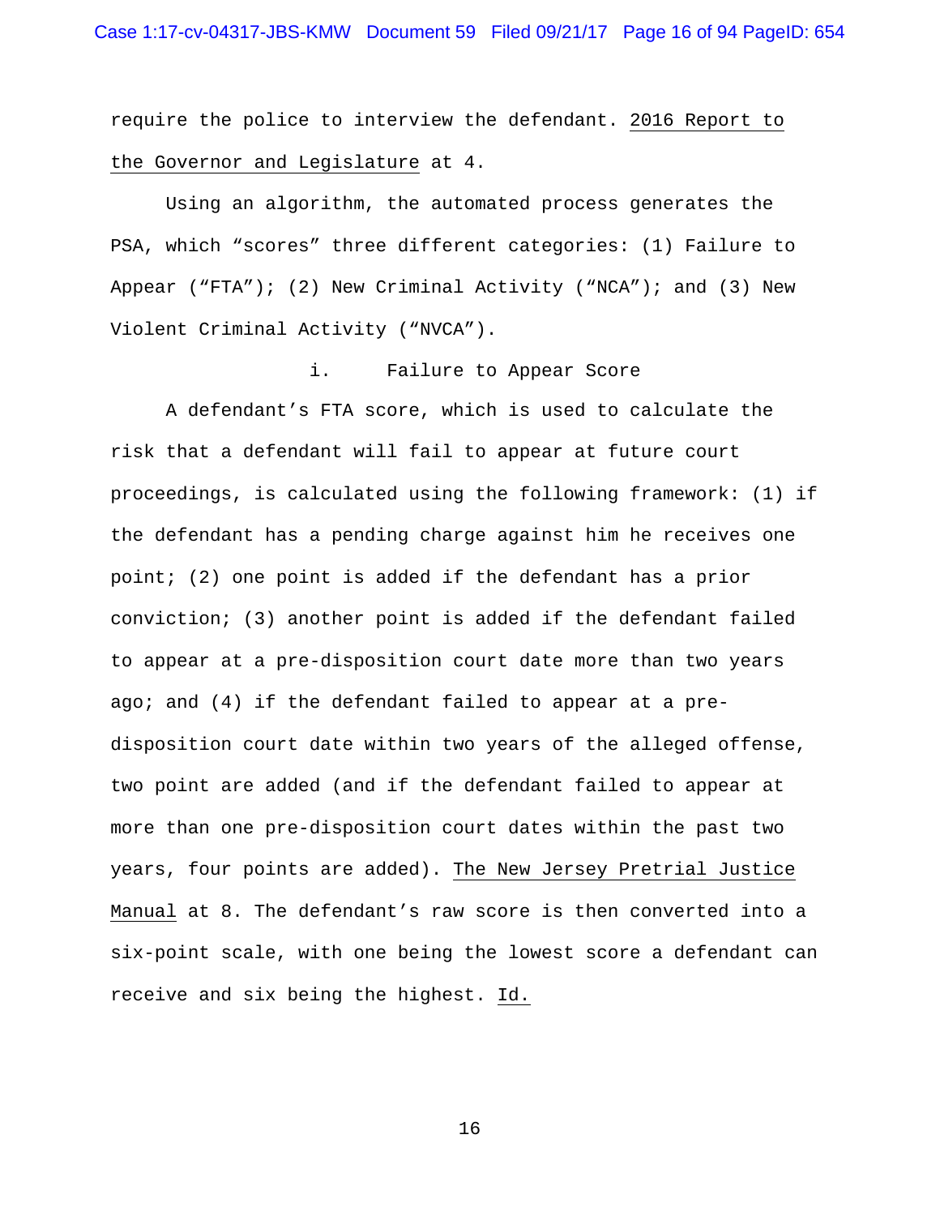require the police to interview the defendant. 2016 Report to the Governor and Legislature at 4.

Using an algorithm, the automated process generates the PSA, which "scores" three different categories: (1) Failure to Appear ("FTA"); (2) New Criminal Activity ("NCA"); and (3) New Violent Criminal Activity ("NVCA").

i. Failure to Appear Score

A defendant's FTA score, which is used to calculate the risk that a defendant will fail to appear at future court proceedings, is calculated using the following framework: (1) if the defendant has a pending charge against him he receives one point; (2) one point is added if the defendant has a prior conviction; (3) another point is added if the defendant failed to appear at a pre-disposition court date more than two years ago; and (4) if the defendant failed to appear at a pre-disposition court date within two years of the alleged offense, two point are added (and if the defendant failed to appear at more than one pre-disposition court dates within the past two years, four points are added). The New Jersey Pretrial Justice Manual at 8. The defendant's raw score is then converted into a six-point scale, with one being the lowest score a defendant can receive and six being the highest. Id.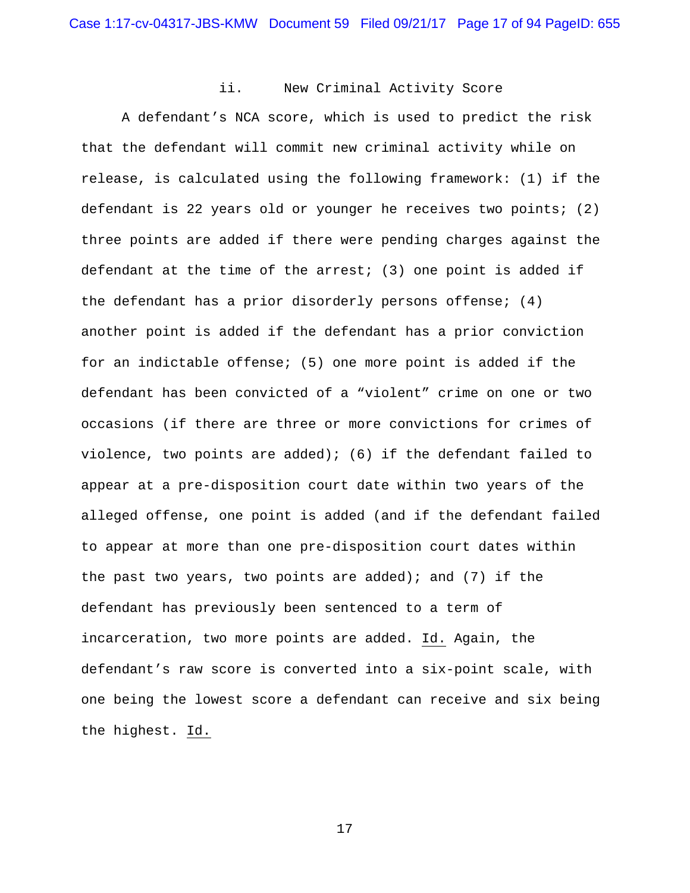### ii. New Criminal Activity Score

A defendant's NCA score, which is used to predict the risk that the defendant will commit new criminal activity while on release, is calculated using the following framework: (1) if the defendant is 22 years old or younger he receives two points; (2) three points are added if there were pending charges against the defendant at the time of the arrest; (3) one point is added if the defendant has a prior disorderly persons offense; (4) another point is added if the defendant has a prior conviction for an indictable offense; (5) one more point is added if the defendant has been convicted of a "violent" crime on one or two occasions (if there are three or more convictions for crimes of violence, two points are added); (6) if the defendant failed to appear at a pre-disposition court date within two years of the alleged offense, one point is added (and if the defendant failed to appear at more than one pre-disposition court dates within the past two years, two points are added); and (7) if the defendant has previously been sentenced to a term of incarceration, two more points are added. Id. Again, the defendant's raw score is converted into a six-point scale, with one being the lowest score a defendant can receive and six being the highest. Id.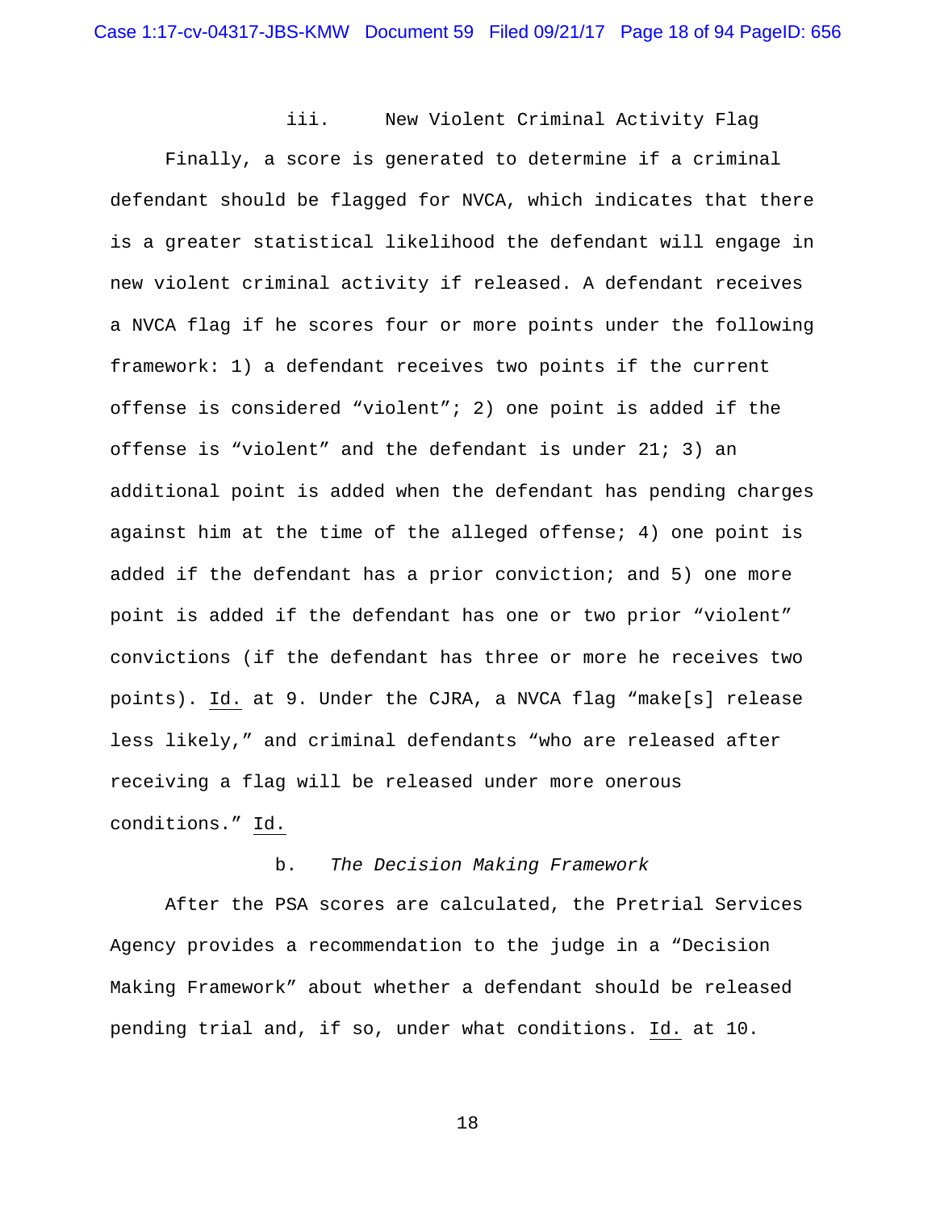iii. New Violent Criminal Activity Flag

Finally, a score is generated to determine if a criminal defendant should be flagged for NVCA, which indicates that there is a greater statistical likelihood the defendant will engage in new violent criminal activity if released. A defendant receives a NVCA flag if he scores four or more points under the following framework: 1) a defendant receives two points if the current offense is considered "violent"; 2) one point is added if the offense is "violent" and the defendant is under 21; 3) an additional point is added when the defendant has pending charges against him at the time of the alleged offense; 4) one point is added if the defendant has a prior conviction; and 5) one more point is added if the defendant has one or two prior "violent" convictions (if the defendant has three or more he receives two points). Id. at 9. Under the CJRA, a NVCA flag "make[s] release less likely," and criminal defendants "who are released after receiving a flag will be released under more onerous conditions." Id.

b. *The Decision Making Framework*

After the PSA scores are calculated, the Pretrial Services Agency provides a recommendation to the judge in a "Decision Making Framework" about whether a defendant should be released pending trial and, if so, under what conditions. Id. at 10.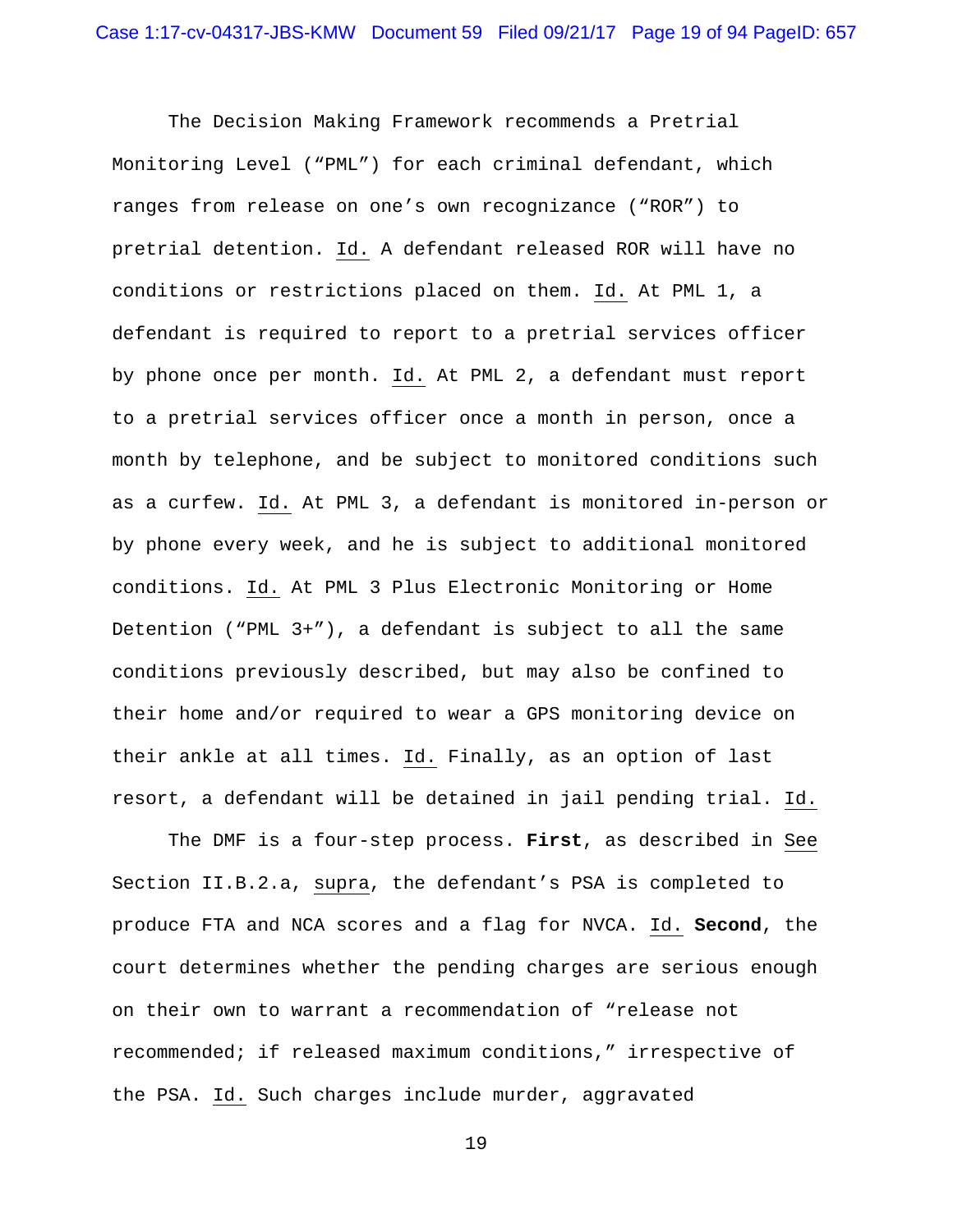The Decision Making Framework recommends a Pretrial Monitoring Level ("PML") for each criminal defendant, which ranges from release on one's own recognizance ("ROR") to pretrial detention. Id. A defendant released ROR will have no conditions or restrictions placed on them. Id. At PML 1, a defendant is required to report to a pretrial services officer by phone once per month. Id. At PML 2, a defendant must report to a pretrial services officer once a month in person, once a month by telephone, and be subject to monitored conditions such as a curfew. Id. At PML 3, a defendant is monitored in-person or by phone every week, and he is subject to additional monitored conditions. Id. At PML 3 Plus Electronic Monitoring or Home Detention ("PML 3+"), a defendant is subject to all the same conditions previously described, but may also be confined to their home and/or required to wear a GPS monitoring device on their ankle at all times. Id. Finally, as an option of last resort, a defendant will be detained in jail pending trial. Id.

The DMF is a four-step process. **First**, as described in See Section II.B.2.a, supra, the defendant's PSA is completed to produce FTA and NCA scores and a flag for NVCA. Id. **Second**, the court determines whether the pending charges are serious enough on their own to warrant a recommendation of "release not recommended; if released maximum conditions," irrespective of the PSA. Id. Such charges include murder, aggravated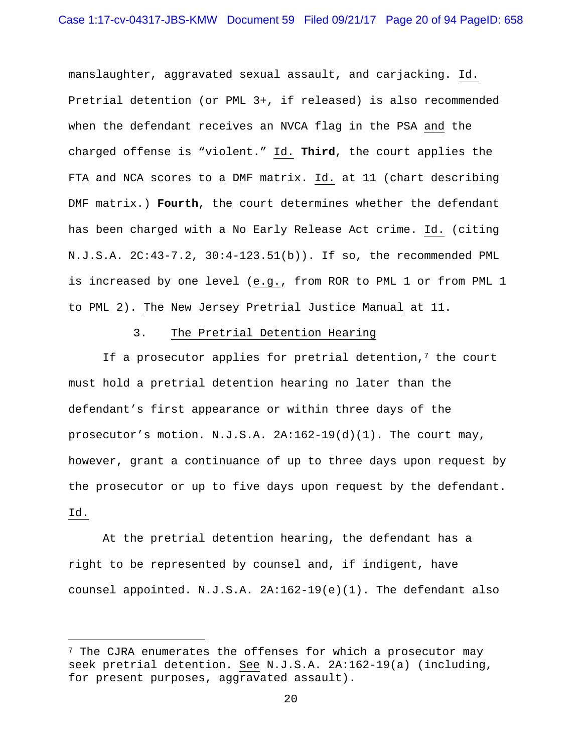manslaughter, aggravated sexual assault, and carjacking. Id. Pretrial detention (or PML 3+, if released) is also recommended when the defendant receives an NVCA flag in the PSA and the charged offense is "violent." Id. **Third**, the court applies the FTA and NCA scores to a DMF matrix. Id. at 11 (chart describing DMF matrix.) **Fourth**, the court determines whether the defendant has been charged with a No Early Release Act crime. Id. (citing N.J.S.A. 2C:43-7.2, 30:4-123.51(b)). If so, the recommended PML is increased by one level (e.g., from ROR to PML 1 or from PML 1 to PML 2). The New Jersey Pretrial Justice Manual at 11.

### 3. The Pretrial Detention Hearing

If a prosecutor applies for pretrial detention,[7] the court must hold a pretrial detention hearing no later than the defendant's first appearance or within three days of the prosecutor's motion. N.J.S.A. 2A:162-19(d)(1). The court may, however, grant a continuance of up to three days upon request by the prosecutor or up to five days upon request by the defendant. Id.

At the pretrial detention hearing, the defendant has a right to be represented by counsel and, if indigent, have counsel appointed. N.J.S.A. 2A:162-19(e)(1). The defendant also

---

[7] The CJRA enumerates the offenses for which a prosecutor may seek pretrial detention. See N.J.S.A. 2A:162-19(a) (including, for present purposes, aggravated assault).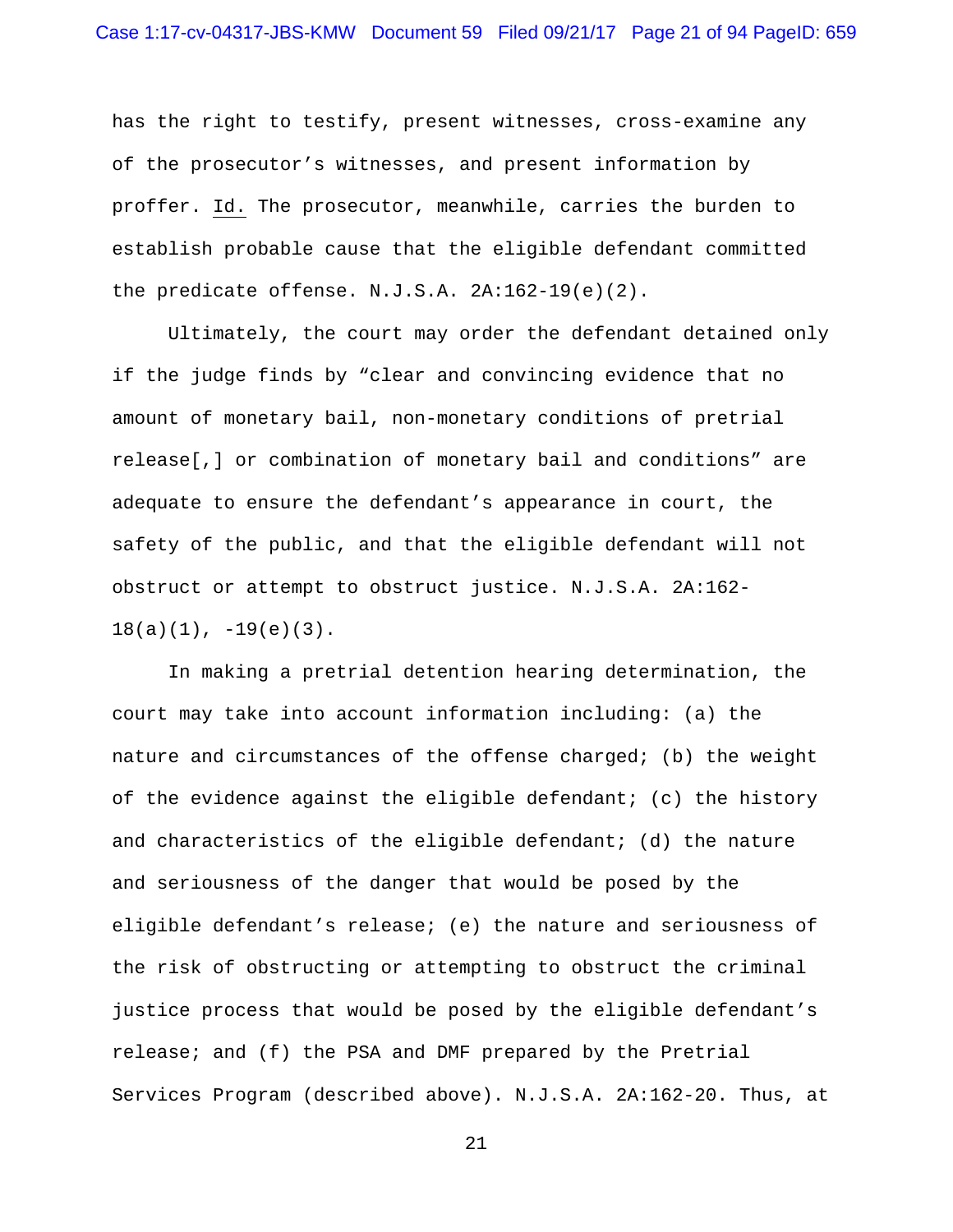has the right to testify, present witnesses, cross-examine any of the prosecutor's witnesses, and present information by proffer. Id. The prosecutor, meanwhile, carries the burden to establish probable cause that the eligible defendant committed the predicate offense. N.J.S.A. 2A:162-19(e)(2).

Ultimately, the court may order the defendant detained only if the judge finds by "clear and convincing evidence that no amount of monetary bail, non-monetary conditions of pretrial release[,] or combination of monetary bail and conditions" are adequate to ensure the defendant's appearance in court, the safety of the public, and that the eligible defendant will not obstruct or attempt to obstruct justice. N.J.S.A. 2A:162-18(a)(1), -19(e)(3).

In making a pretrial detention hearing determination, the court may take into account information including: (a) the nature and circumstances of the offense charged; (b) the weight of the evidence against the eligible defendant; (c) the history and characteristics of the eligible defendant; (d) the nature and seriousness of the danger that would be posed by the eligible defendant's release; (e) the nature and seriousness of the risk of obstructing or attempting to obstruct the criminal justice process that would be posed by the eligible defendant's release; and (f) the PSA and DMF prepared by the Pretrial Services Program (described above). N.J.S.A. 2A:162-20. Thus, at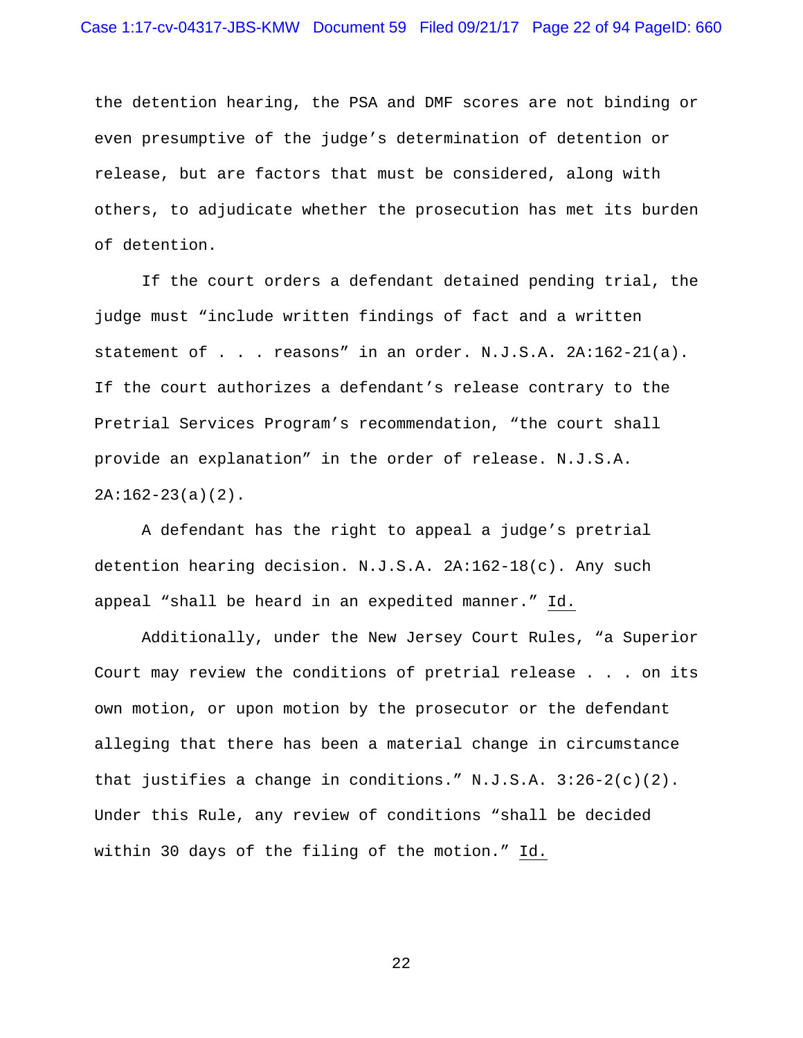the detention hearing, the PSA and DMF scores are not binding or even presumptive of the judge's determination of detention or release, but are factors that must be considered, along with others, to adjudicate whether the prosecution has met its burden of detention.

If the court orders a defendant detained pending trial, the judge must "include written findings of fact and a written statement of . . . reasons" in an order. N.J.S.A. 2A:162-21(a). If the court authorizes a defendant's release contrary to the Pretrial Services Program's recommendation, "the court shall provide an explanation" in the order of release. N.J.S.A. 2A:162-23(a)(2).

A defendant has the right to appeal a judge's pretrial detention hearing decision. N.J.S.A. 2A:162-18(c). Any such appeal "shall be heard in an expedited manner." Id.

Additionally, under the New Jersey Court Rules, "a Superior Court may review the conditions of pretrial release . . . on its own motion, or upon motion by the prosecutor or the defendant alleging that there has been a material change in circumstance that justifies a change in conditions." N.J.S.A. 3:26-2(c)(2). Under this Rule, any review of conditions "shall be decided within 30 days of the filing of the motion." Id.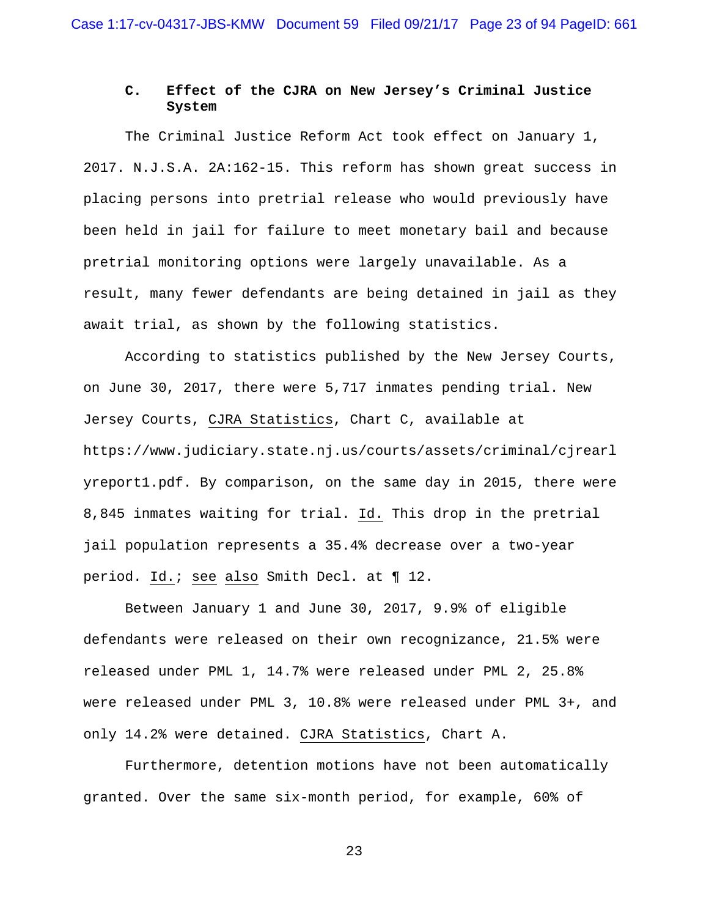### C. Effect of the CJRA on New Jersey's Criminal Justice System

The Criminal Justice Reform Act took effect on January 1, 2017. N.J.S.A. 2A:162-15. This reform has shown great success in placing persons into pretrial release who would previously have been held in jail for failure to meet monetary bail and because pretrial monitoring options were largely unavailable. As a result, many fewer defendants are being detained in jail as they await trial, as shown by the following statistics.

According to statistics published by the New Jersey Courts, on June 30, 2017, there were 5,717 inmates pending trial. New Jersey Courts, CJRA Statistics, Chart C, available at https://www.judiciary.state.nj.us/courts/assets/criminal/cjrearlyreport1.pdf. By comparison, on the same day in 2015, there were 8,845 inmates waiting for trial. Id. This drop in the pretrial jail population represents a 35.4% decrease over a two-year period. Id.; see also Smith Decl. at ¶ 12.

Between January 1 and June 30, 2017, 9.9% of eligible defendants were released on their own recognizance, 21.5% were released under PML 1, 14.7% were released under PML 2, 25.8% were released under PML 3, 10.8% were released under PML 3+, and only 14.2% were detained. CJRA Statistics, Chart A.

Furthermore, detention motions have not been automatically granted. Over the same six-month period, for example, 60% of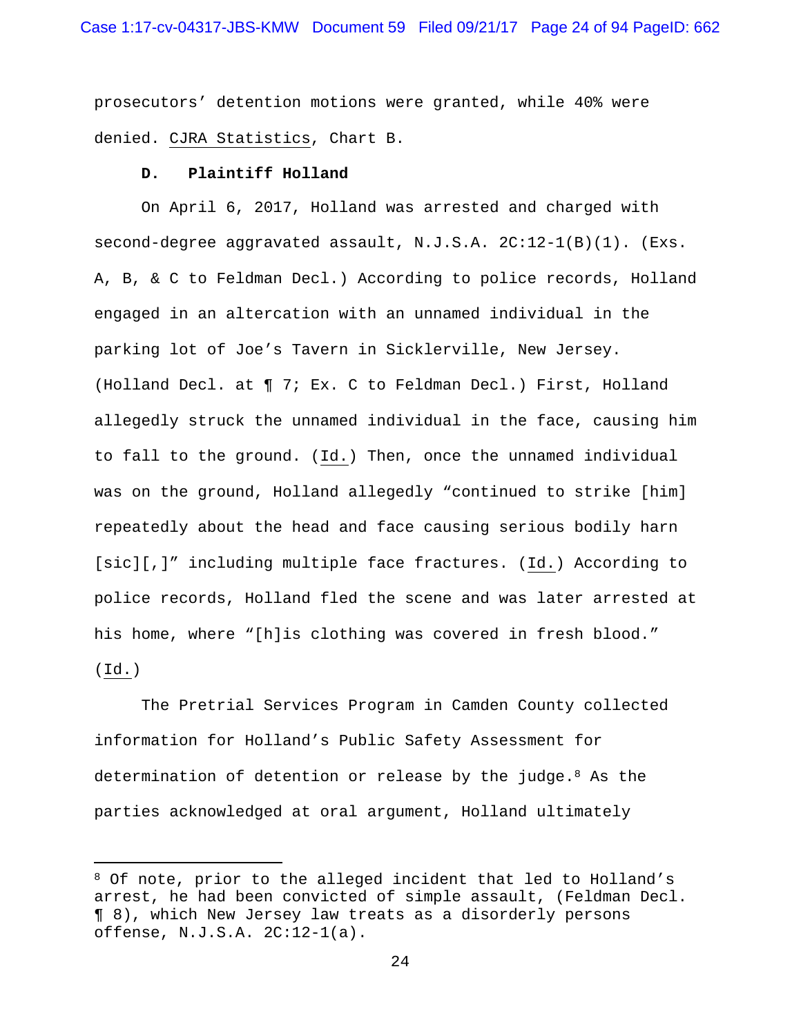prosecutors' detention motions were granted, while 40% were denied. CJRA Statistics, Chart B.

**D. Plaintiff Holland**

On April 6, 2017, Holland was arrested and charged with second-degree aggravated assault, N.J.S.A. 2C:12-1(B)(1). (Exs. A, B, & C to Feldman Decl.) According to police records, Holland engaged in an altercation with an unnamed individual in the parking lot of Joe's Tavern in Sicklerville, New Jersey. (Holland Decl. at ¶ 7; Ex. C to Feldman Decl.) First, Holland allegedly struck the unnamed individual in the face, causing him to fall to the ground. (Id.) Then, once the unnamed individual was on the ground, Holland allegedly "continued to strike [him] repeatedly about the head and face causing serious bodily harn [sic][,]" including multiple face fractures. (Id.) According to police records, Holland fled the scene and was later arrested at his home, where "[h]is clothing was covered in fresh blood." (Id.)

The Pretrial Services Program in Camden County collected information for Holland's Public Safety Assessment for determination of detention or release by the judge.[8] As the parties acknowledged at oral argument, Holland ultimately

[8] Of note, prior to the alleged incident that led to Holland's arrest, he had been convicted of simple assault, (Feldman Decl. ¶ 8), which New Jersey law treats as a disorderly persons offense, N.J.S.A. 2C:12-1(a).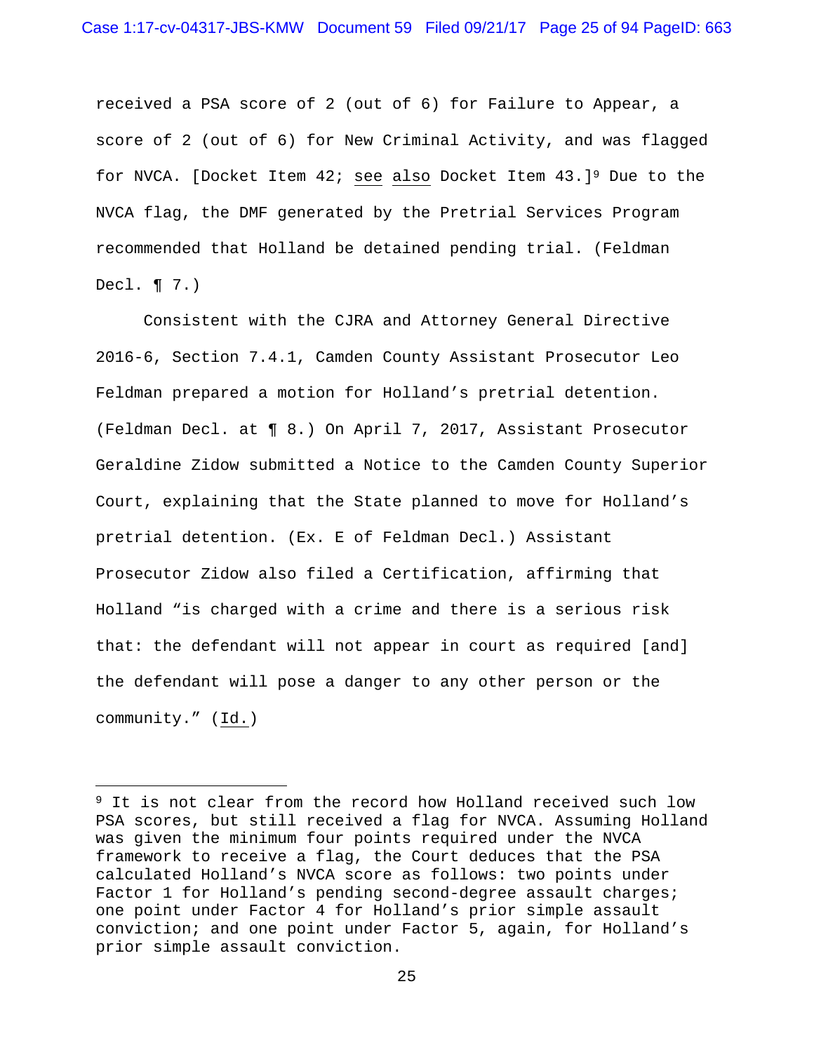received a PSA score of 2 (out of 6) for Failure to Appear, a score of 2 (out of 6) for New Criminal Activity, and was flagged for NVCA. [Docket Item 42; see also Docket Item 43.][9] Due to the NVCA flag, the DMF generated by the Pretrial Services Program recommended that Holland be detained pending trial. (Feldman Decl. ¶ 7.)

Consistent with the CJRA and Attorney General Directive 2016-6, Section 7.4.1, Camden County Assistant Prosecutor Leo Feldman prepared a motion for Holland's pretrial detention. (Feldman Decl. at ¶ 8.) On April 7, 2017, Assistant Prosecutor Geraldine Zidow submitted a Notice to the Camden County Superior Court, explaining that the State planned to move for Holland's pretrial detention. (Ex. E of Feldman Decl.) Assistant Prosecutor Zidow also filed a Certification, affirming that Holland "is charged with a crime and there is a serious risk that: the defendant will not appear in court as required [and] the defendant will pose a danger to any other person or the community." (Id.)

---

[9] It is not clear from the record how Holland received such low PSA scores, but still received a flag for NVCA. Assuming Holland was given the minimum four points required under the NVCA framework to receive a flag, the Court deduces that the PSA calculated Holland's NVCA score as follows: two points under Factor 1 for Holland's pending second-degree assault charges; one point under Factor 4 for Holland's prior simple assault conviction; and one point under Factor 5, again, for Holland's prior simple assault conviction.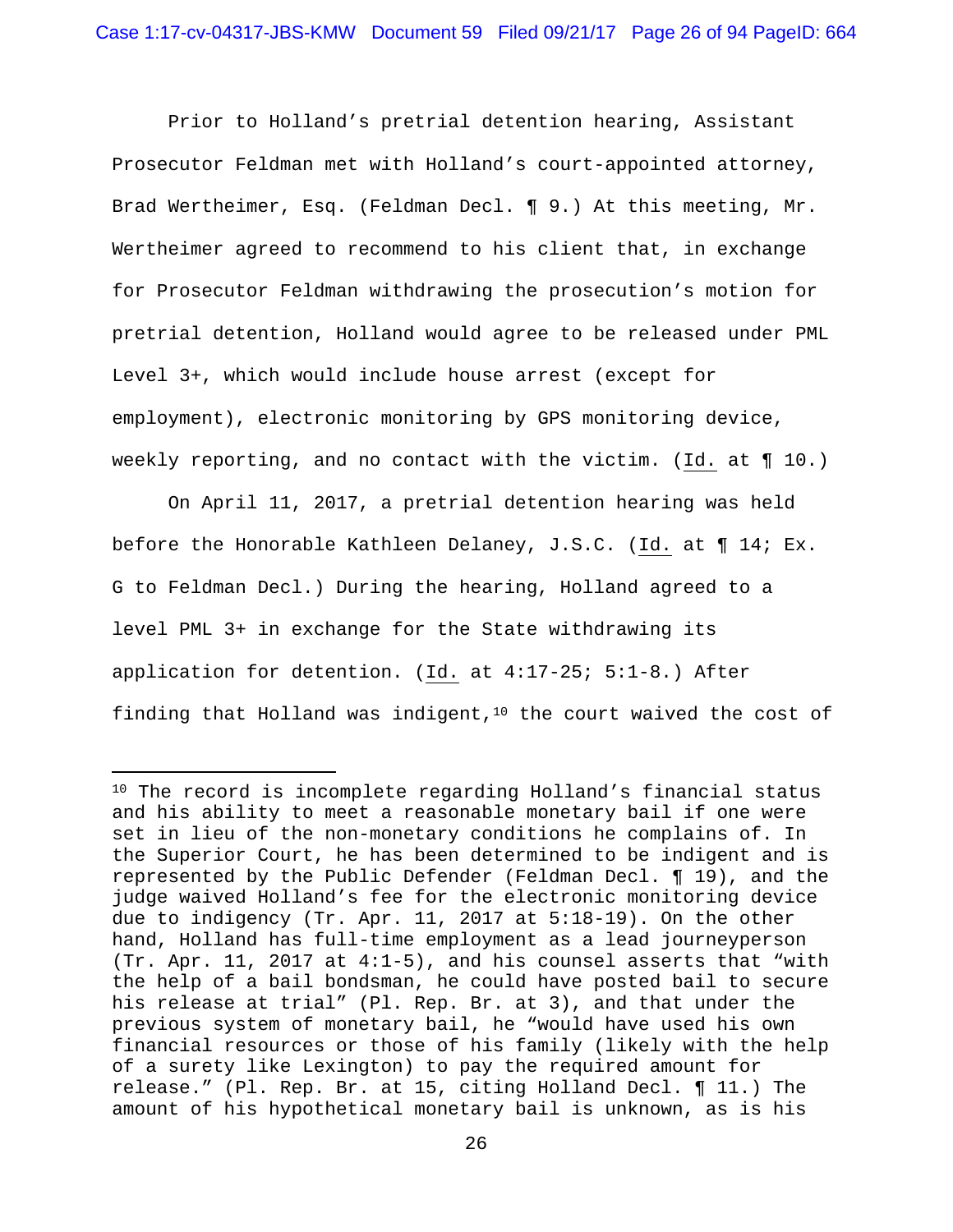Prior to Holland's pretrial detention hearing, Assistant Prosecutor Feldman met with Holland's court-appointed attorney, Brad Wertheimer, Esq. (Feldman Decl. ¶ 9.) At this meeting, Mr. Wertheimer agreed to recommend to his client that, in exchange for Prosecutor Feldman withdrawing the prosecution's motion for pretrial detention, Holland would agree to be released under PML Level 3+, which would include house arrest (except for employment), electronic monitoring by GPS monitoring device, weekly reporting, and no contact with the victim. (Id. at ¶ 10.)

On April 11, 2017, a pretrial detention hearing was held before the Honorable Kathleen Delaney, J.S.C. (Id. at ¶ 14; Ex. G to Feldman Decl.) During the hearing, Holland agreed to a level PML 3+ in exchange for the State withdrawing its application for detention. (Id. at 4:17-25; 5:1-8.) After finding that Holland was indigent,[10] the court waived the cost of

---

[10] The record is incomplete regarding Holland's financial status and his ability to meet a reasonable monetary bail if one were set in lieu of the non-monetary conditions he complains of. In the Superior Court, he has been determined to be indigent and is represented by the Public Defender (Feldman Decl. ¶ 19), and the judge waived Holland's fee for the electronic monitoring device due to indigency (Tr. Apr. 11, 2017 at 5:18-19). On the other hand, Holland has full-time employment as a lead journeyperson (Tr. Apr. 11, 2017 at 4:1-5), and his counsel asserts that "with the help of a bail bondsman, he could have posted bail to secure his release at trial" (Pl. Rep. Br. at 3), and that under the previous system of monetary bail, he "would have used his own financial resources or those of his family (likely with the help of a surety like Lexington) to pay the required amount for release." (Pl. Rep. Br. at 15, citing Holland Decl. ¶ 11.) The amount of his hypothetical monetary bail is unknown, as is his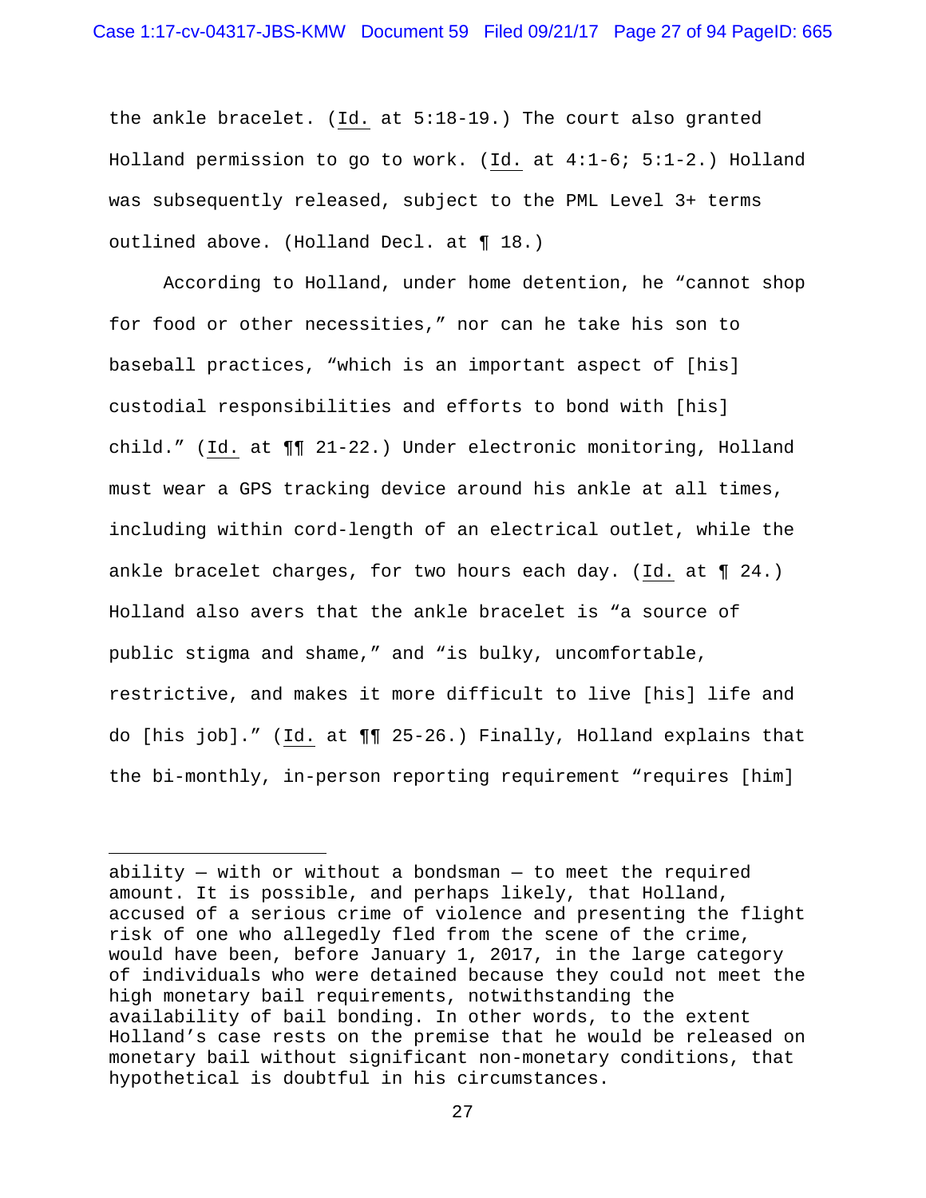the ankle bracelet. (Id. at 5:18-19.) The court also granted Holland permission to go to work. (Id. at 4:1-6; 5:1-2.) Holland was subsequently released, subject to the PML Level 3+ terms outlined above. (Holland Decl. at ¶ 18.)

According to Holland, under home detention, he "cannot shop for food or other necessities," nor can he take his son to baseball practices, "which is an important aspect of [his] custodial responsibilities and efforts to bond with [his] child." (Id. at ¶¶ 21-22.) Under electronic monitoring, Holland must wear a GPS tracking device around his ankle at all times, including within cord-length of an electrical outlet, while the ankle bracelet charges, for two hours each day. (Id. at ¶ 24.) Holland also avers that the ankle bracelet is "a source of public stigma and shame," and "is bulky, uncomfortable, restrictive, and makes it more difficult to live [his] life and do [his job]." (Id. at ¶¶ 25-26.) Finally, Holland explains that the bi-monthly, in-person reporting requirement "requires [him]

---

ability — with or without a bondsman — to meet the required amount. It is possible, and perhaps likely, that Holland, accused of a serious crime of violence and presenting the flight risk of one who allegedly fled from the scene of the crime, would have been, before January 1, 2017, in the large category of individuals who were detained because they could not meet the high monetary bail requirements, notwithstanding the availability of bail bonding. In other words, to the extent Holland's case rests on the premise that he would be released on monetary bail without significant non-monetary conditions, that hypothetical is doubtful in his circumstances.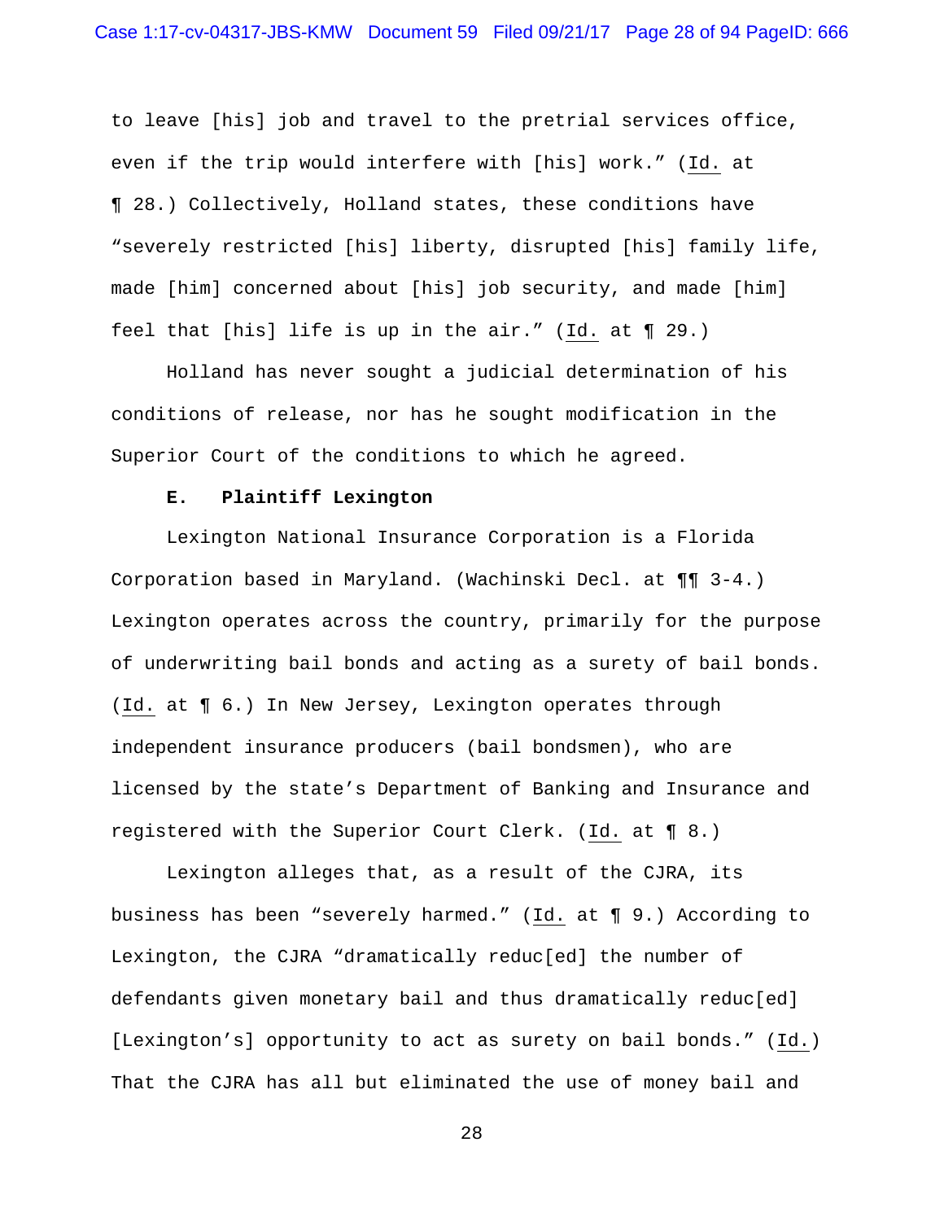to leave [his] job and travel to the pretrial services office, even if the trip would interfere with [his] work." (Id. at ¶ 28.) Collectively, Holland states, these conditions have "severely restricted [his] liberty, disrupted [his] family life, made [him] concerned about [his] job security, and made [him] feel that [his] life is up in the air." (Id. at ¶ 29.)

Holland has never sought a judicial determination of his conditions of release, nor has he sought modification in the Superior Court of the conditions to which he agreed.

### E. Plaintiff Lexington

Lexington National Insurance Corporation is a Florida Corporation based in Maryland. (Wachinski Decl. at ¶¶ 3-4.) Lexington operates across the country, primarily for the purpose of underwriting bail bonds and acting as a surety of bail bonds. (Id. at ¶ 6.) In New Jersey, Lexington operates through independent insurance producers (bail bondsmen), who are licensed by the state's Department of Banking and Insurance and registered with the Superior Court Clerk. (Id. at ¶ 8.)

Lexington alleges that, as a result of the CJRA, its business has been "severely harmed." (Id. at ¶ 9.) According to Lexington, the CJRA "dramatically reduc[ed] the number of defendants given monetary bail and thus dramatically reduc[ed] [Lexington's] opportunity to act as surety on bail bonds." (Id.) That the CJRA has all but eliminated the use of money bail and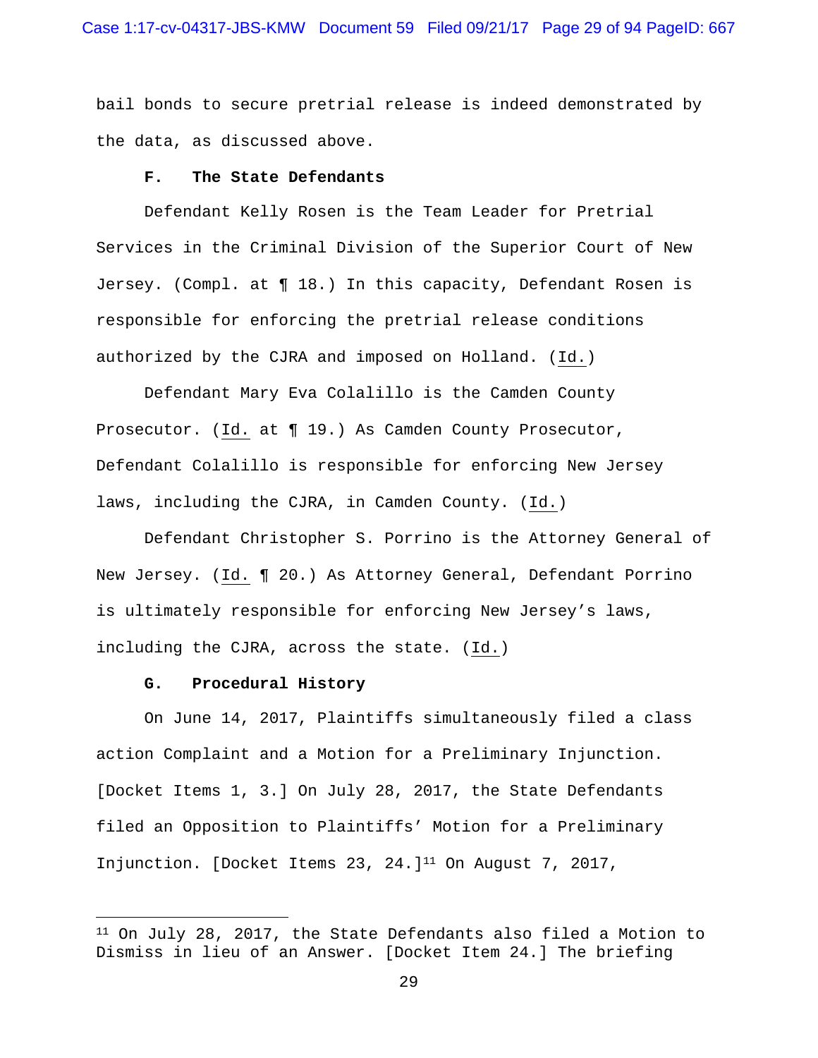bail bonds to secure pretrial release is indeed demonstrated by the data, as discussed above.

### F. The State Defendants

Defendant Kelly Rosen is the Team Leader for Pretrial Services in the Criminal Division of the Superior Court of New Jersey. (Compl. at ¶ 18.) In this capacity, Defendant Rosen is responsible for enforcing the pretrial release conditions authorized by the CJRA and imposed on Holland. (Id.)

Defendant Mary Eva Colalillo is the Camden County Prosecutor. (Id. at ¶ 19.) As Camden County Prosecutor, Defendant Colalillo is responsible for enforcing New Jersey laws, including the CJRA, in Camden County. (Id.)

Defendant Christopher S. Porrino is the Attorney General of New Jersey. (Id. ¶ 20.) As Attorney General, Defendant Porrino is ultimately responsible for enforcing New Jersey's laws, including the CJRA, across the state. (Id.)

### G. Procedural History

On June 14, 2017, Plaintiffs simultaneously filed a class action Complaint and a Motion for a Preliminary Injunction. [Docket Items 1, 3.] On July 28, 2017, the State Defendants filed an Opposition to Plaintiffs' Motion for a Preliminary Injunction. [Docket Items 23, 24.][11] On August 7, 2017,

---

[11] On July 28, 2017, the State Defendants also filed a Motion to Dismiss in lieu of an Answer. [Docket Item 24.] The briefing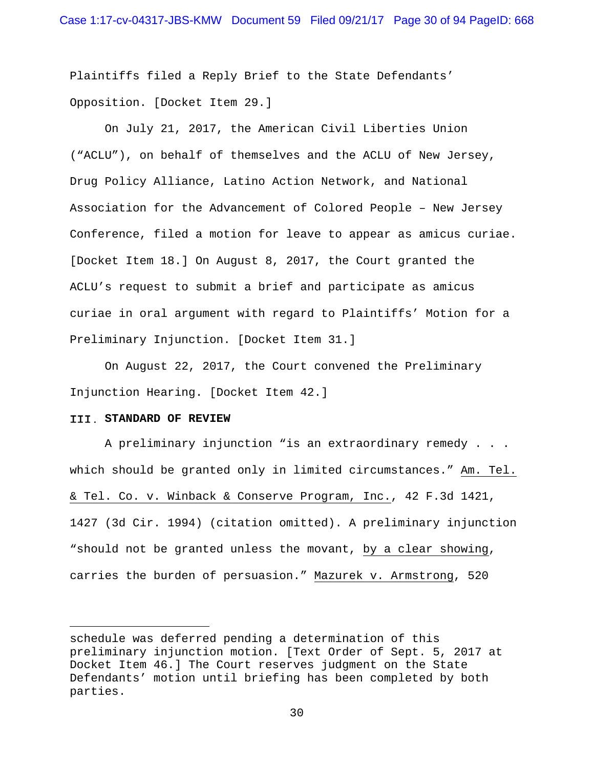Plaintiffs filed a Reply Brief to the State Defendants' Opposition. [Docket Item 29.]

On July 21, 2017, the American Civil Liberties Union ("ACLU"), on behalf of themselves and the ACLU of New Jersey, Drug Policy Alliance, Latino Action Network, and National Association for the Advancement of Colored People – New Jersey Conference, filed a motion for leave to appear as amicus curiae. [Docket Item 18.] On August 8, 2017, the Court granted the ACLU's request to submit a brief and participate as amicus curiae in oral argument with regard to Plaintiffs' Motion for a Preliminary Injunction. [Docket Item 31.]

On August 22, 2017, the Court convened the Preliminary Injunction Hearing. [Docket Item 42.]

## III. STANDARD OF REVIEW

A preliminary injunction "is an extraordinary remedy . . . which should be granted only in limited circumstances." Am. Tel. & Tel. Co. v. Winback & Conserve Program, Inc., 42 F.3d 1421, 1427 (3d Cir. 1994) (citation omitted). A preliminary injunction "should not be granted unless the movant, by a clear showing, carries the burden of persuasion." Mazurek v. Armstrong, 520

---

schedule was deferred pending a determination of this preliminary injunction motion. [Text Order of Sept. 5, 2017 at Docket Item 46.] The Court reserves judgment on the State Defendants' motion until briefing has been completed by both parties.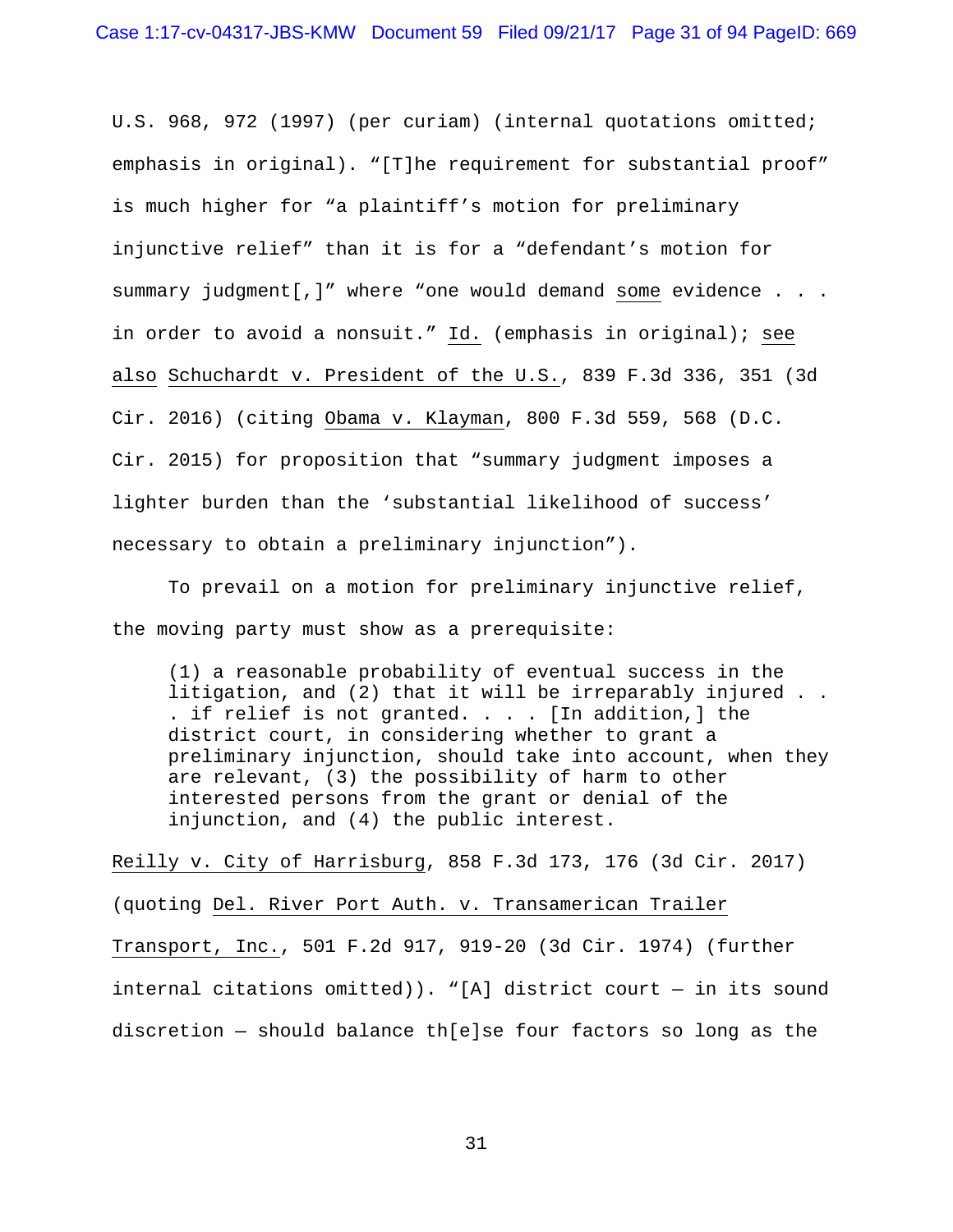U.S. 968, 972 (1997) (per curiam) (internal quotations omitted; emphasis in original). "[T]he requirement for substantial proof" is much higher for "a plaintiff's motion for preliminary injunctive relief" than it is for a "defendant's motion for summary judgment[,]" where "one would demand _some_ evidence . . . in order to avoid a nonsuit." _Id._ (emphasis in original); _see also_ _Schuchardt v. President of the U.S._, 839 F.3d 336, 351 (3d Cir. 2016) (citing _Obama v. Klayman_, 800 F.3d 559, 568 (D.C. Cir. 2015) for proposition that "summary judgment imposes a lighter burden than the 'substantial likelihood of success' necessary to obtain a preliminary injunction").

To prevail on a motion for preliminary injunctive relief, the moving party must show as a prerequisite:

> (1) a reasonable probability of eventual success in the litigation, and (2) that it will be irreparably injured . . . if relief is not granted. . . . [In addition,] the district court, in considering whether to grant a preliminary injunction, should take into account, when they are relevant, (3) the possibility of harm to other interested persons from the grant or denial of the injunction, and (4) the public interest.

_Reilly v. City of Harrisburg_, 858 F.3d 173, 176 (3d Cir. 2017) (quoting _Del. River Port Auth. v. Transamerican Trailer Transport, Inc._, 501 F.2d 917, 919-20 (3d Cir. 1974) (further internal citations omitted)). "[A] district court — in its sound discretion — should balance th[e]se four factors so long as the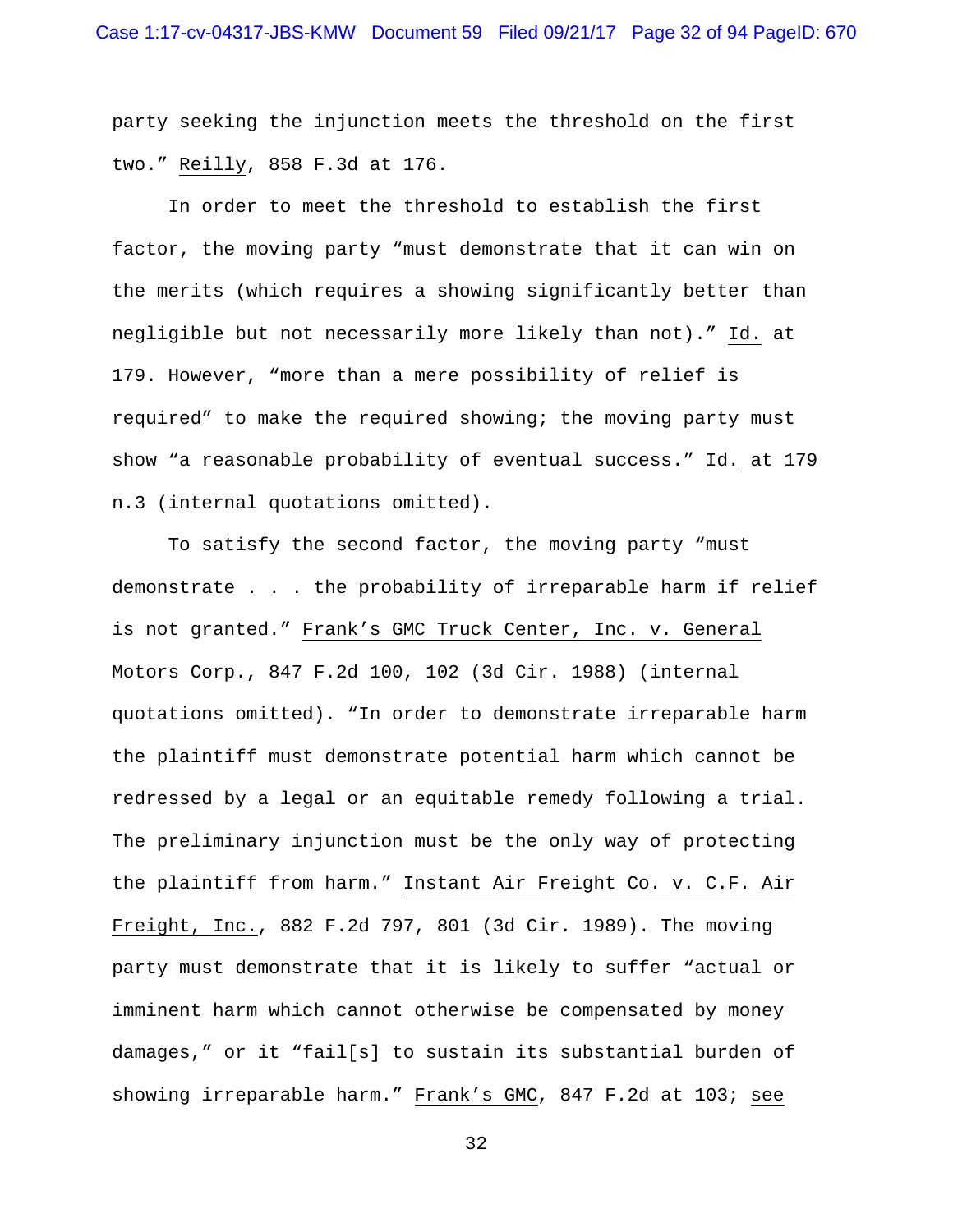party seeking the injunction meets the threshold on the first two." Reilly, 858 F.3d at 176.

In order to meet the threshold to establish the first factor, the moving party "must demonstrate that it can win on the merits (which requires a showing significantly better than negligible but not necessarily more likely than not)." Id. at 179. However, "more than a mere possibility of relief is required" to make the required showing; the moving party must show "a reasonable probability of eventual success." Id. at 179 n.3 (internal quotations omitted).

To satisfy the second factor, the moving party "must demonstrate . . . the probability of irreparable harm if relief is not granted." Frank's GMC Truck Center, Inc. v. General Motors Corp., 847 F.2d 100, 102 (3d Cir. 1988) (internal quotations omitted). "In order to demonstrate irreparable harm the plaintiff must demonstrate potential harm which cannot be redressed by a legal or an equitable remedy following a trial. The preliminary injunction must be the only way of protecting the plaintiff from harm." Instant Air Freight Co. v. C.F. Air Freight, Inc., 882 F.2d 797, 801 (3d Cir. 1989). The moving party must demonstrate that it is likely to suffer "actual or imminent harm which cannot otherwise be compensated by money damages," or it "fail[s] to sustain its substantial burden of showing irreparable harm." Frank's GMC, 847 F.2d at 103; see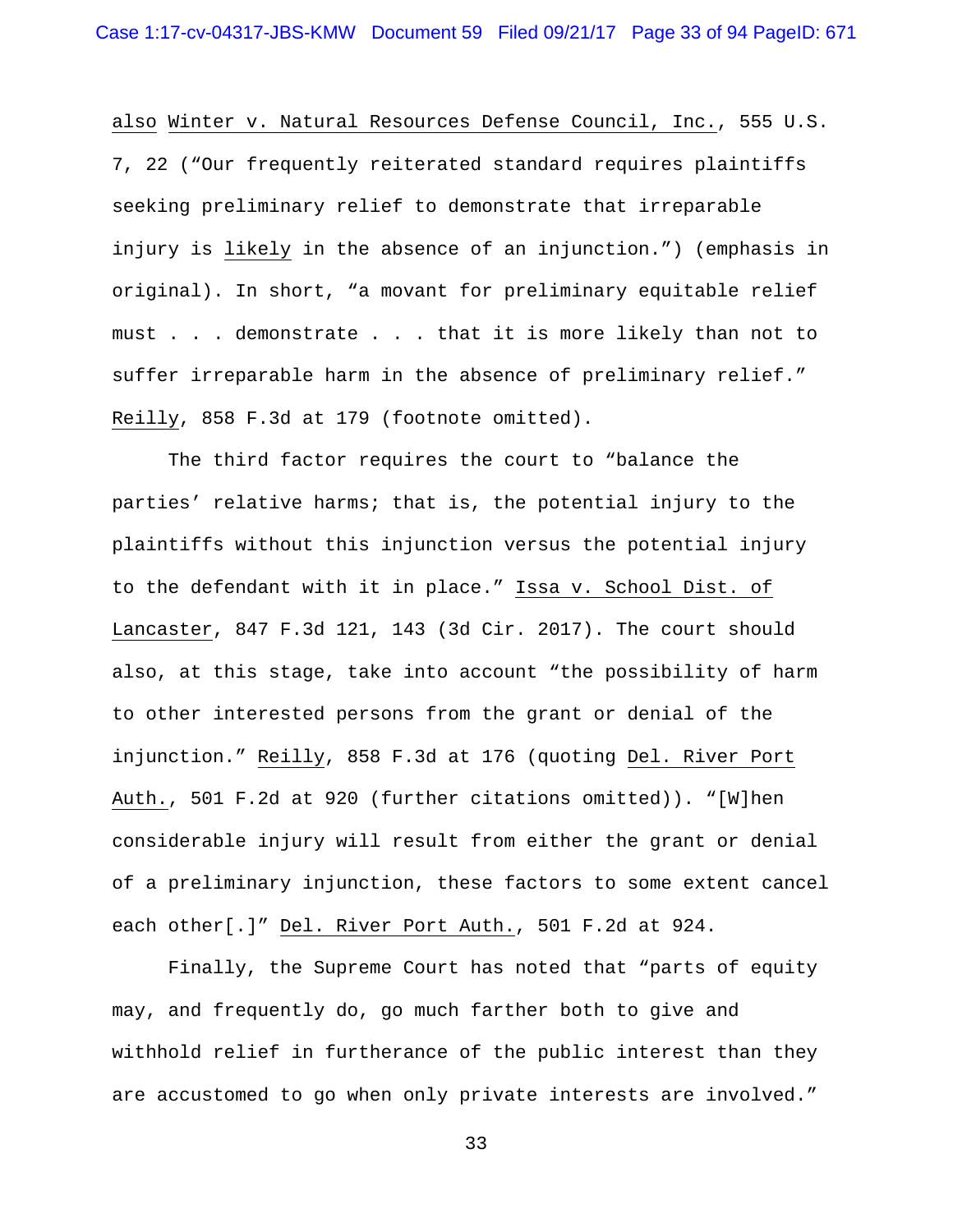also Winter v. Natural Resources Defense Council, Inc., 555 U.S. 7, 22 ("Our frequently reiterated standard requires plaintiffs seeking preliminary relief to demonstrate that irreparable injury is likely in the absence of an injunction.") (emphasis in original). In short, "a movant for preliminary equitable relief must . . . demonstrate . . . that it is more likely than not to suffer irreparable harm in the absence of preliminary relief." Reilly, 858 F.3d at 179 (footnote omitted).

The third factor requires the court to "balance the parties' relative harms; that is, the potential injury to the plaintiffs without this injunction versus the potential injury to the defendant with it in place." Issa v. School Dist. of Lancaster, 847 F.3d 121, 143 (3d Cir. 2017). The court should also, at this stage, take into account "the possibility of harm to other interested persons from the grant or denial of the injunction." Reilly, 858 F.3d at 176 (quoting Del. River Port Auth., 501 F.2d at 920 (further citations omitted)). "[W]hen considerable injury will result from either the grant or denial of a preliminary injunction, these factors to some extent cancel each other[.]" Del. River Port Auth., 501 F.2d at 924.

Finally, the Supreme Court has noted that "parts of equity may, and frequently do, go much farther both to give and withhold relief in furtherance of the public interest than they are accustomed to go when only private interests are involved."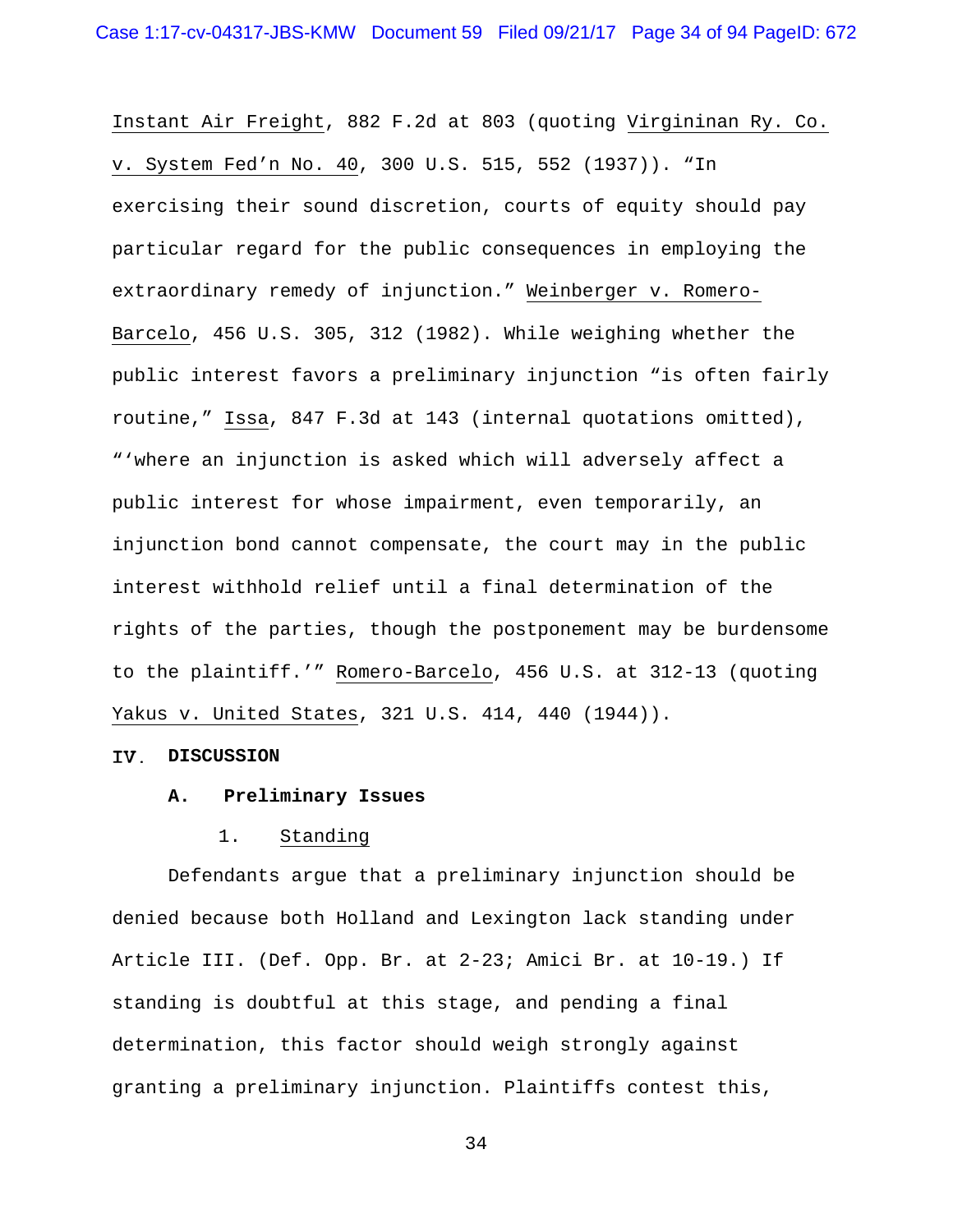Instant Air Freight, 882 F.2d at 803 (quoting Virgininan Ry. Co. v. System Fed'n No. 40, 300 U.S. 515, 552 (1937)). "In exercising their sound discretion, courts of equity should pay particular regard for the public consequences in employing the extraordinary remedy of injunction." Weinberger v. Romero-Barcelo, 456 U.S. 305, 312 (1982). While weighing whether the public interest favors a preliminary injunction "is often fairly routine," Issa, 847 F.3d at 143 (internal quotations omitted), "'where an injunction is asked which will adversely affect a public interest for whose impairment, even temporarily, an injunction bond cannot compensate, the court may in the public interest withhold relief until a final determination of the rights of the parties, though the postponement may be burdensome to the plaintiff.'" Romero-Barcelo, 456 U.S. at 312-13 (quoting Yakus v. United States, 321 U.S. 414, 440 (1944)).

## IV. DISCUSSION

### A. Preliminary Issues

#### 1. Standing

Defendants argue that a preliminary injunction should be denied because both Holland and Lexington lack standing under Article III. (Def. Opp. Br. at 2-23; Amici Br. at 10-19.) If standing is doubtful at this stage, and pending a final determination, this factor should weigh strongly against granting a preliminary injunction. Plaintiffs contest this,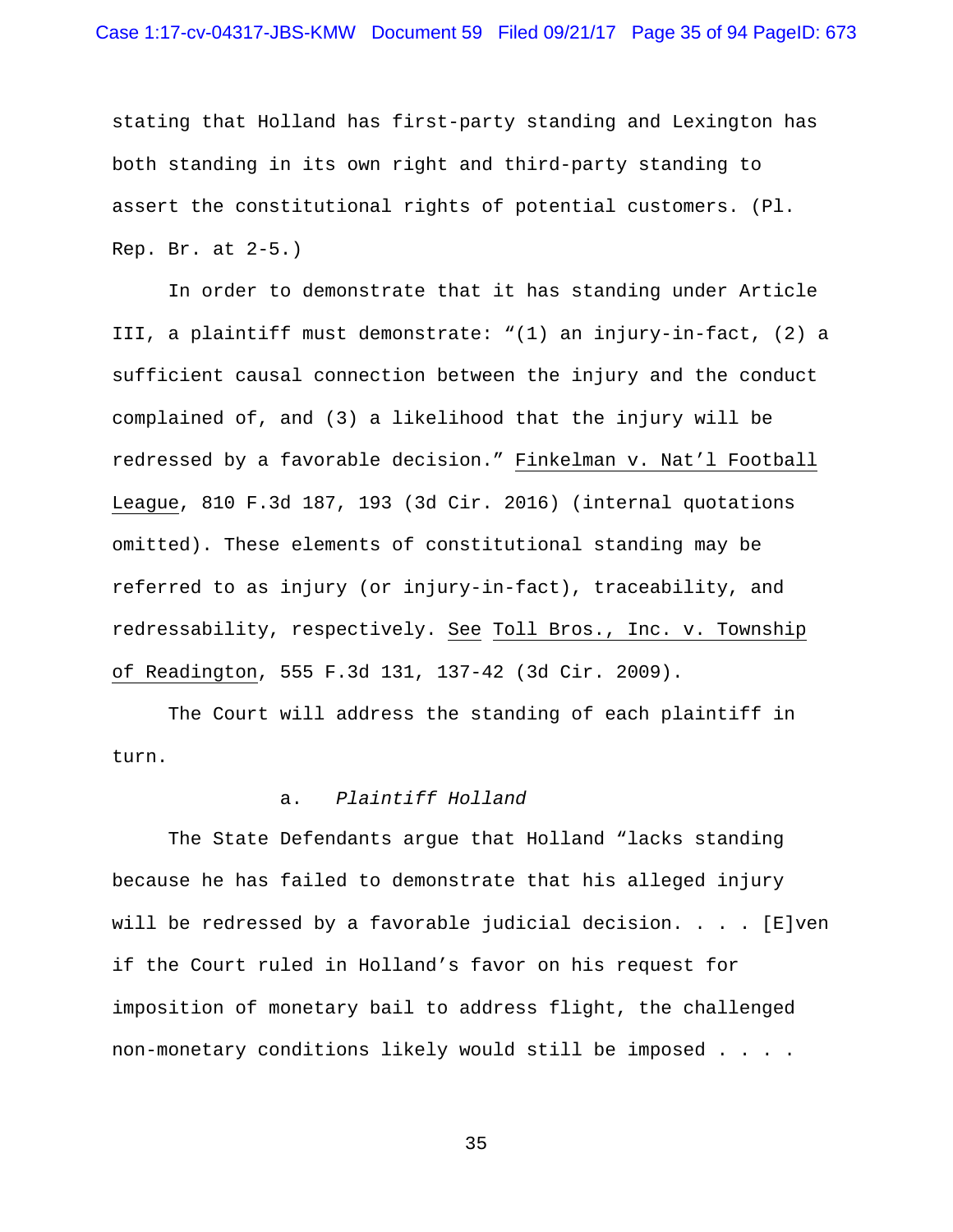stating that Holland has first-party standing and Lexington has both standing in its own right and third-party standing to assert the constitutional rights of potential customers. (Pl. Rep. Br. at 2-5.)

In order to demonstrate that it has standing under Article III, a plaintiff must demonstrate: "(1) an injury-in-fact, (2) a sufficient causal connection between the injury and the conduct complained of, and (3) a likelihood that the injury will be redressed by a favorable decision." Finkelman v. Nat'l Football League, 810 F.3d 187, 193 (3d Cir. 2016) (internal quotations omitted). These elements of constitutional standing may be referred to as injury (or injury-in-fact), traceability, and redressability, respectively. See Toll Bros., Inc. v. Township of Readington, 555 F.3d 131, 137-42 (3d Cir. 2009).

The Court will address the standing of each plaintiff in turn.

a. *Plaintiff Holland*

The State Defendants argue that Holland "lacks standing because he has failed to demonstrate that his alleged injury will be redressed by a favorable judicial decision. . . . [E]ven if the Court ruled in Holland's favor on his request for imposition of monetary bail to address flight, the challenged non-monetary conditions likely would still be imposed . . . .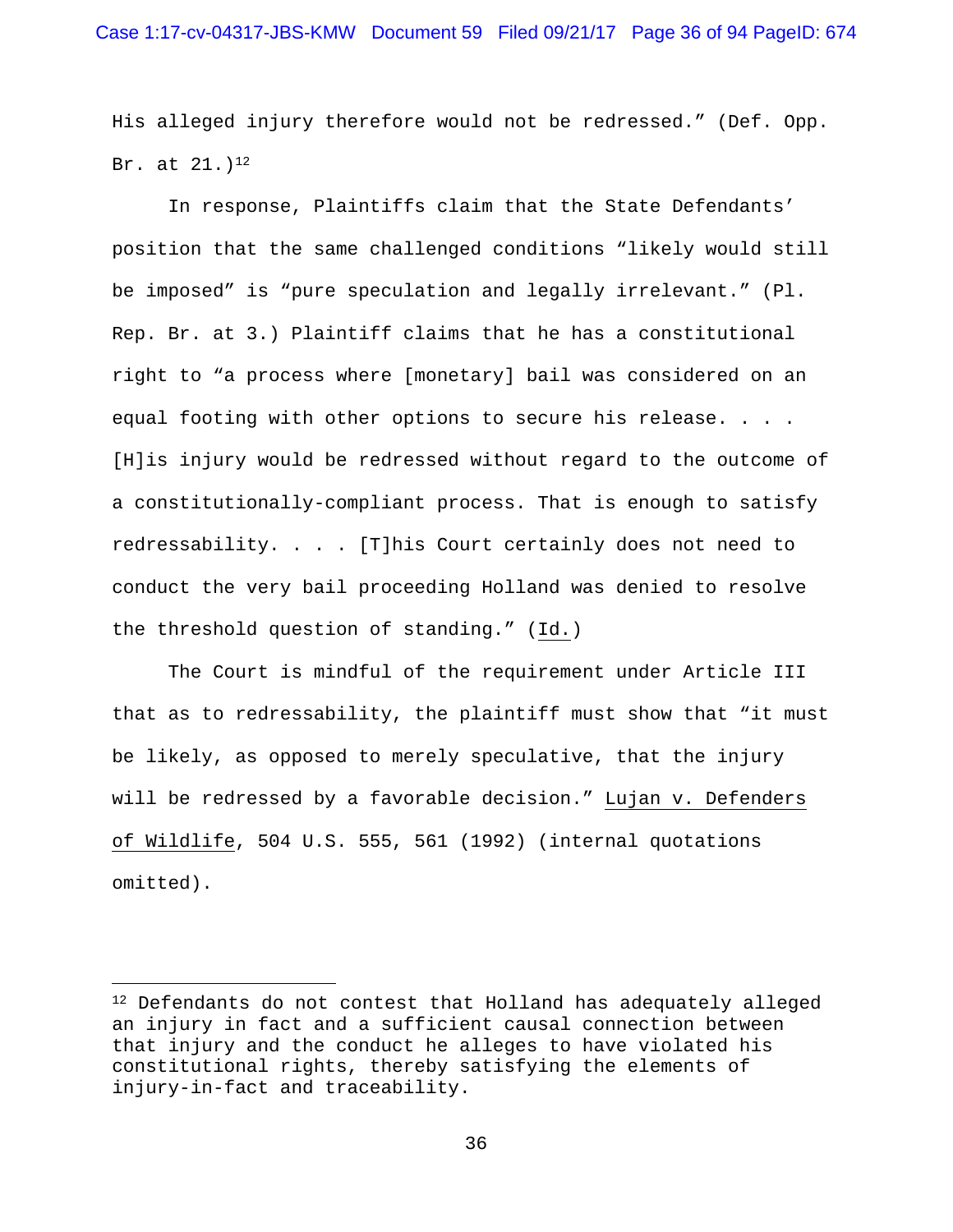His alleged injury therefore would not be redressed." (Def. Opp. Br. at 21.)[12]

In response, Plaintiffs claim that the State Defendants' position that the same challenged conditions "likely would still be imposed" is "pure speculation and legally irrelevant." (Pl. Rep. Br. at 3.) Plaintiff claims that he has a constitutional right to "a process where [monetary] bail was considered on an equal footing with other options to secure his release. . . . [H]is injury would be redressed without regard to the outcome of a constitutionally-compliant process. That is enough to satisfy redressability. . . . [T]his Court certainly does not need to conduct the very bail proceeding Holland was denied to resolve the threshold question of standing." (Id.)

The Court is mindful of the requirement under Article III that as to redressability, the plaintiff must show that "it must be likely, as opposed to merely speculative, that the injury will be redressed by a favorable decision." Lujan v. Defenders of Wildlife, 504 U.S. 555, 561 (1992) (internal quotations omitted).

---

[12] Defendants do not contest that Holland has adequately alleged an injury in fact and a sufficient causal connection between that injury and the conduct he alleges to have violated his constitutional rights, thereby satisfying the elements of injury-in-fact and traceability.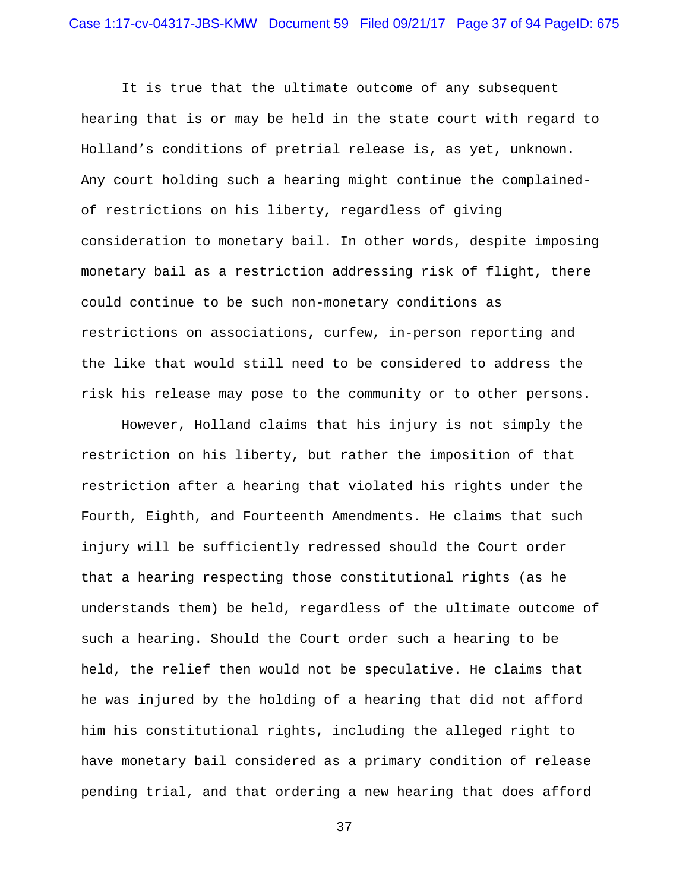It is true that the ultimate outcome of any subsequent hearing that is or may be held in the state court with regard to Holland's conditions of pretrial release is, as yet, unknown. Any court holding such a hearing might continue the complained-of restrictions on his liberty, regardless of giving consideration to monetary bail. In other words, despite imposing monetary bail as a restriction addressing risk of flight, there could continue to be such non-monetary conditions as restrictions on associations, curfew, in-person reporting and the like that would still need to be considered to address the risk his release may pose to the community or to other persons.

However, Holland claims that his injury is not simply the restriction on his liberty, but rather the imposition of that restriction after a hearing that violated his rights under the Fourth, Eighth, and Fourteenth Amendments. He claims that such injury will be sufficiently redressed should the Court order that a hearing respecting those constitutional rights (as he understands them) be held, regardless of the ultimate outcome of such a hearing. Should the Court order such a hearing to be held, the relief then would not be speculative. He claims that he was injured by the holding of a hearing that did not afford him his constitutional rights, including the alleged right to have monetary bail considered as a primary condition of release pending trial, and that ordering a new hearing that does afford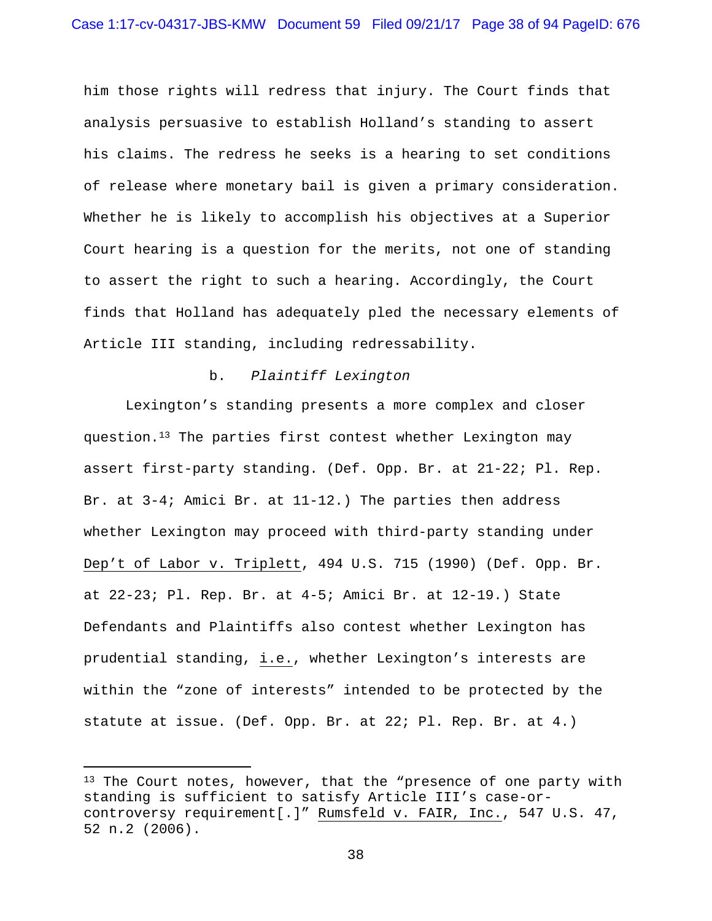him those rights will redress that injury. The Court finds that analysis persuasive to establish Holland's standing to assert his claims. The redress he seeks is a hearing to set conditions of release where monetary bail is given a primary consideration. Whether he is likely to accomplish his objectives at a Superior Court hearing is a question for the merits, not one of standing to assert the right to such a hearing. Accordingly, the Court finds that Holland has adequately pled the necessary elements of Article III standing, including redressability.

b. *Plaintiff Lexington*

Lexington's standing presents a more complex and closer question.[13] The parties first contest whether Lexington may assert first-party standing. (Def. Opp. Br. at 21-22; Pl. Rep. Br. at 3-4; Amici Br. at 11-12.) The parties then address whether Lexington may proceed with third-party standing under Dep't of Labor v. Triplett, 494 U.S. 715 (1990) (Def. Opp. Br. at 22-23; Pl. Rep. Br. at 4-5; Amici Br. at 12-19.) State Defendants and Plaintiffs also contest whether Lexington has prudential standing, i.e., whether Lexington's interests are within the "zone of interests" intended to be protected by the statute at issue. (Def. Opp. Br. at 22; Pl. Rep. Br. at 4.)

---

[13] The Court notes, however, that the "presence of one party with standing is sufficient to satisfy Article III's case-or-controversy requirement[.]" Rumsfeld v. FAIR, Inc., 547 U.S. 47, 52 n.2 (2006).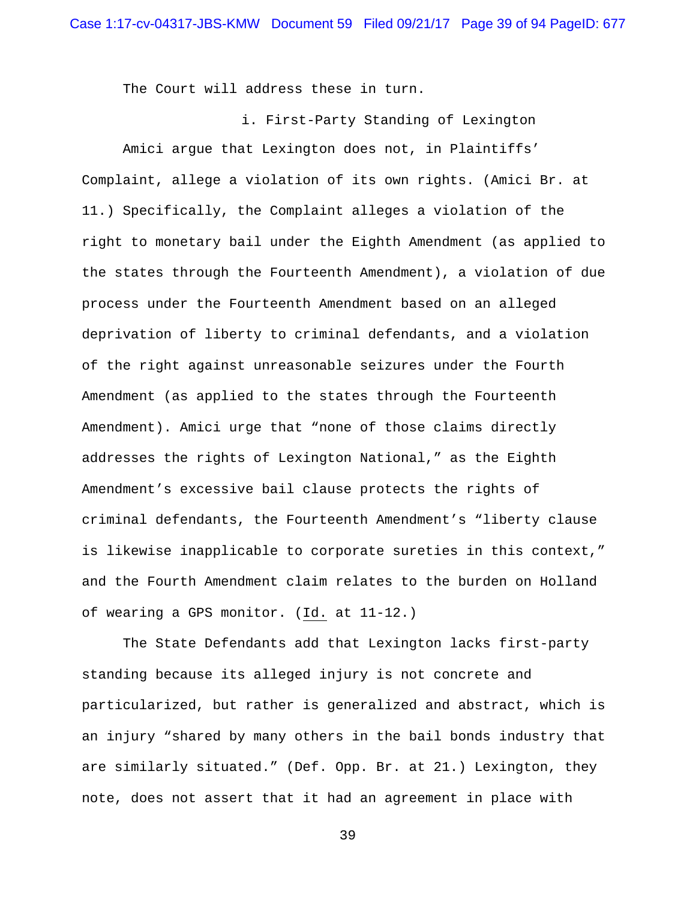The Court will address these in turn.

### i. First-Party Standing of Lexington

Amici argue that Lexington does not, in Plaintiffs' Complaint, allege a violation of its own rights. (Amici Br. at 11.) Specifically, the Complaint alleges a violation of the right to monetary bail under the Eighth Amendment (as applied to the states through the Fourteenth Amendment), a violation of due process under the Fourteenth Amendment based on an alleged deprivation of liberty to criminal defendants, and a violation of the right against unreasonable seizures under the Fourth Amendment (as applied to the states through the Fourteenth Amendment). Amici urge that "none of those claims directly addresses the rights of Lexington National," as the Eighth Amendment's excessive bail clause protects the rights of criminal defendants, the Fourteenth Amendment's "liberty clause is likewise inapplicable to corporate sureties in this context," and the Fourth Amendment claim relates to the burden on Holland of wearing a GPS monitor. (Id. at 11-12.)

The State Defendants add that Lexington lacks first-party standing because its alleged injury is not concrete and particularized, but rather is generalized and abstract, which is an injury "shared by many others in the bail bonds industry that are similarly situated." (Def. Opp. Br. at 21.) Lexington, they note, does not assert that it had an agreement in place with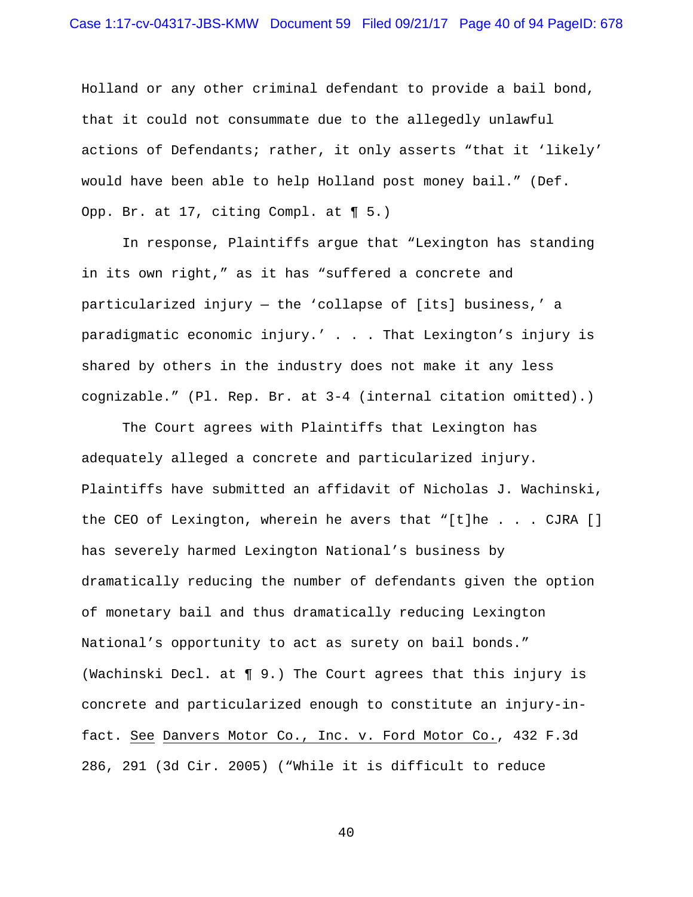Holland or any other criminal defendant to provide a bail bond, that it could not consummate due to the allegedly unlawful actions of Defendants; rather, it only asserts "that it 'likely' would have been able to help Holland post money bail." (Def. Opp. Br. at 17, citing Compl. at ¶ 5.)

In response, Plaintiffs argue that "Lexington has standing in its own right," as it has "suffered a concrete and particularized injury — the 'collapse of [its] business,' a paradigmatic economic injury.' . . . That Lexington's injury is shared by others in the industry does not make it any less cognizable." (Pl. Rep. Br. at 3-4 (internal citation omitted).)

The Court agrees with Plaintiffs that Lexington has adequately alleged a concrete and particularized injury. Plaintiffs have submitted an affidavit of Nicholas J. Wachinski, the CEO of Lexington, wherein he avers that "[t]he . . . CJRA [] has severely harmed Lexington National's business by dramatically reducing the number of defendants given the option of monetary bail and thus dramatically reducing Lexington National's opportunity to act as surety on bail bonds." (Wachinski Decl. at ¶ 9.) The Court agrees that this injury is concrete and particularized enough to constitute an injury-in-fact. See Danvers Motor Co., Inc. v. Ford Motor Co., 432 F.3d 286, 291 (3d Cir. 2005) ("While it is difficult to reduce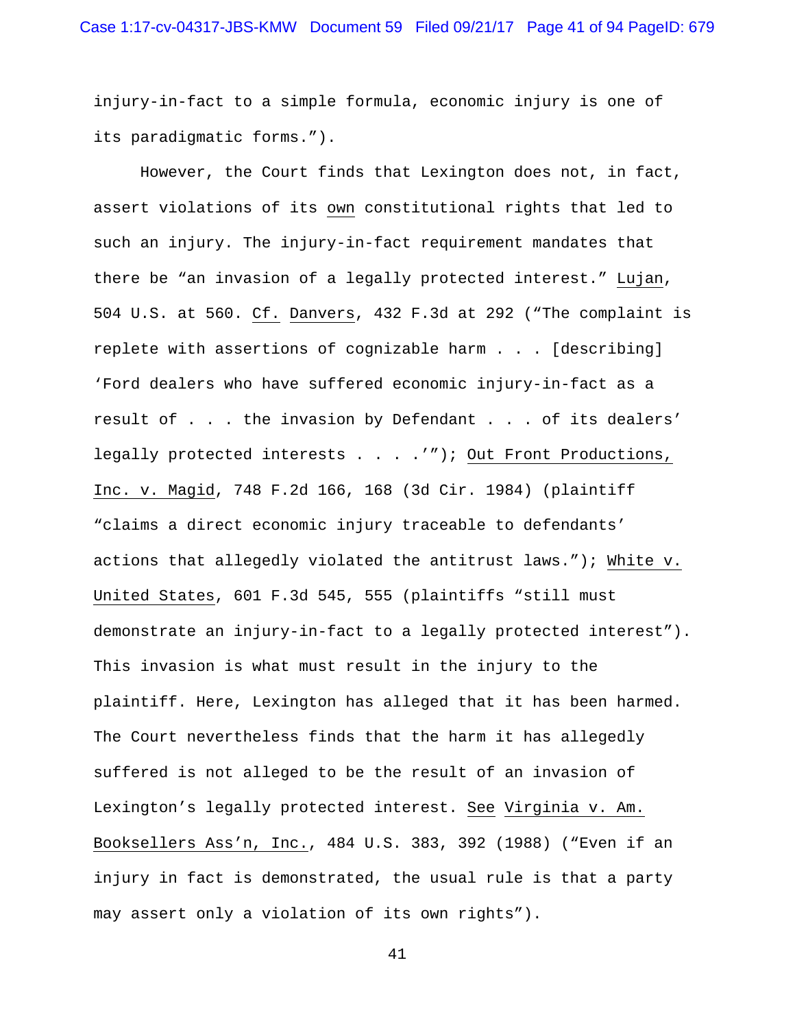injury-in-fact to a simple formula, economic injury is one of its paradigmatic forms.").

However, the Court finds that Lexington does not, in fact, assert violations of its <u>own</u> constitutional rights that led to such an injury. The injury-in-fact requirement mandates that there be "an invasion of a legally protected interest." <u>Lujan</u>, 504 U.S. at 560. <u>Cf.</u> <u>Danvers</u>, 432 F.3d at 292 ("The complaint is replete with assertions of cognizable harm . . . [describing] 'Ford dealers who have suffered economic injury-in-fact as a result of . . . the invasion by Defendant . . . of its dealers' legally protected interests . . . .'"); <u>Out Front Productions, Inc. v. Magid</u>, 748 F.2d 166, 168 (3d Cir. 1984) (plaintiff "claims a direct economic injury traceable to defendants' actions that allegedly violated the antitrust laws."); <u>White v. United States</u>, 601 F.3d 545, 555 (plaintiffs "still must demonstrate an injury-in-fact to a legally protected interest"). This invasion is what must result in the injury to the plaintiff. Here, Lexington has alleged that it has been harmed. The Court nevertheless finds that the harm it has allegedly suffered is not alleged to be the result of an invasion of Lexington's legally protected interest. <u>See</u> <u>Virginia v. Am. Booksellers Ass'n, Inc.</u>, 484 U.S. 383, 392 (1988) ("Even if an injury in fact is demonstrated, the usual rule is that a party may assert only a violation of its own rights").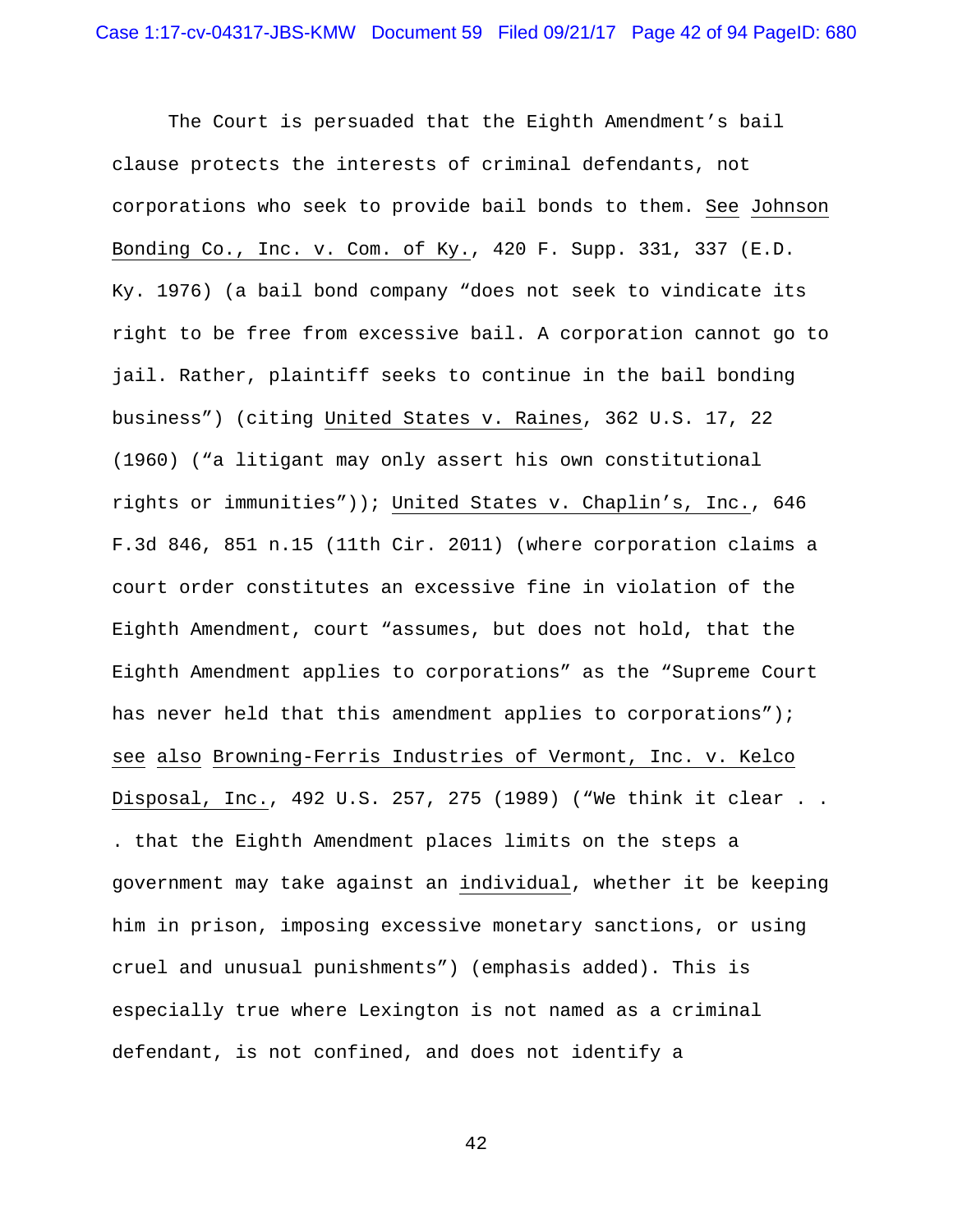The Court is persuaded that the Eighth Amendment's bail clause protects the interests of criminal defendants, not corporations who seek to provide bail bonds to them. See Johnson Bonding Co., Inc. v. Com. of Ky., 420 F. Supp. 331, 337 (E.D. Ky. 1976) (a bail bond company "does not seek to vindicate its right to be free from excessive bail. A corporation cannot go to jail. Rather, plaintiff seeks to continue in the bail bonding business") (citing United States v. Raines, 362 U.S. 17, 22 (1960) ("a litigant may only assert his own constitutional rights or immunities")); United States v. Chaplin's, Inc., 646 F.3d 846, 851 n.15 (11th Cir. 2011) (where corporation claims a court order constitutes an excessive fine in violation of the Eighth Amendment, court "assumes, but does not hold, that the Eighth Amendment applies to corporations" as the "Supreme Court has never held that this amendment applies to corporations"); see also Browning-Ferris Industries of Vermont, Inc. v. Kelco Disposal, Inc., 492 U.S. 257, 275 (1989) ("We think it clear . . . that the Eighth Amendment places limits on the steps a government may take against an _individual_, whether it be keeping him in prison, imposing excessive monetary sanctions, or using cruel and unusual punishments") (emphasis added). This is especially true where Lexington is not named as a criminal defendant, is not confined, and does not identify a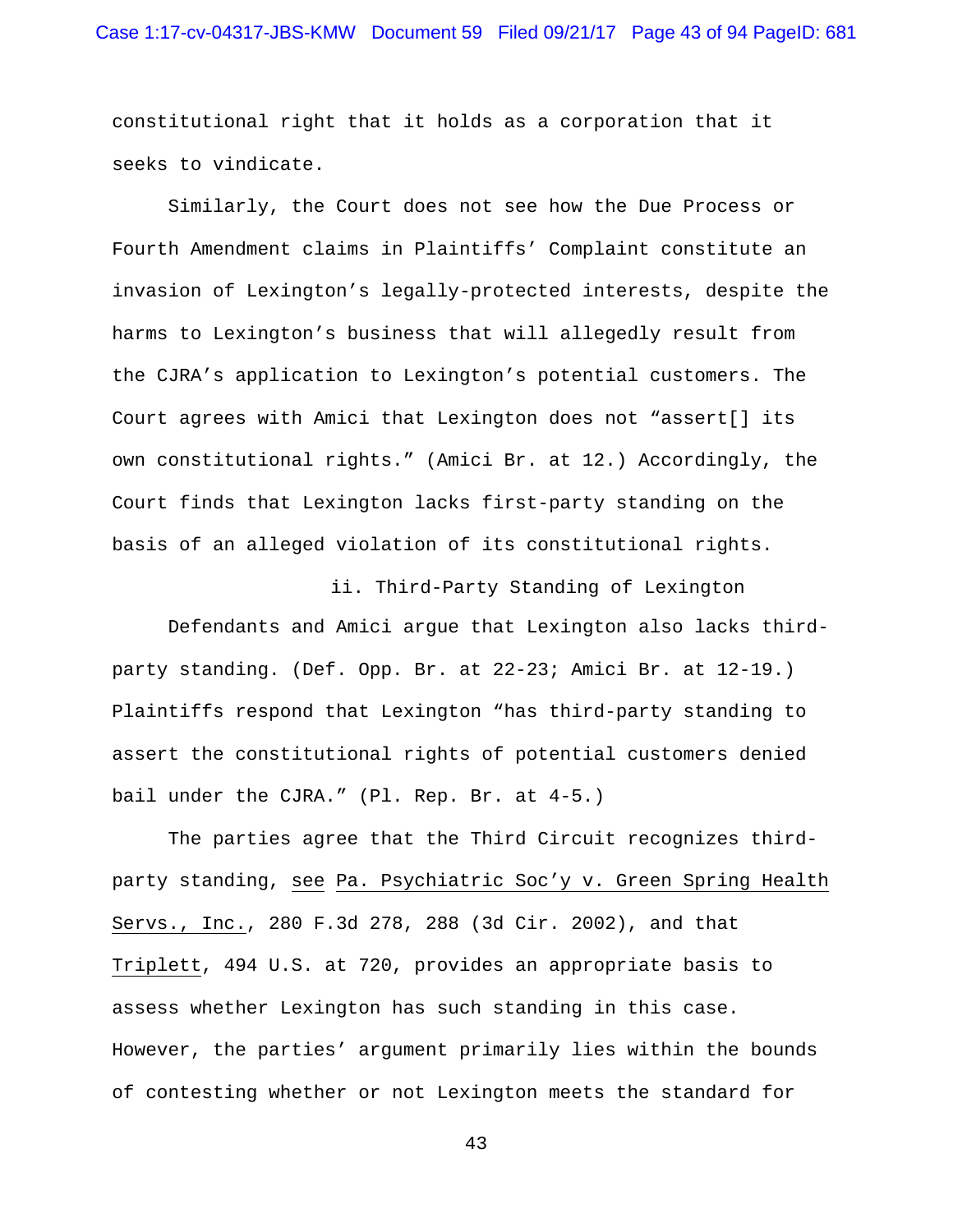constitutional right that it holds as a corporation that it seeks to vindicate.

Similarly, the Court does not see how the Due Process or Fourth Amendment claims in Plaintiffs' Complaint constitute an invasion of Lexington's legally-protected interests, despite the harms to Lexington's business that will allegedly result from the CJRA's application to Lexington's potential customers. The Court agrees with Amici that Lexington does not "assert[] its own constitutional rights." (Amici Br. at 12.) Accordingly, the Court finds that Lexington lacks first-party standing on the basis of an alleged violation of its constitutional rights.

### ii. Third-Party Standing of Lexington

Defendants and Amici argue that Lexington also lacks third-party standing. (Def. Opp. Br. at 22-23; Amici Br. at 12-19.) Plaintiffs respond that Lexington "has third-party standing to assert the constitutional rights of potential customers denied bail under the CJRA." (Pl. Rep. Br. at 4-5.)

The parties agree that the Third Circuit recognizes third-party standing, see Pa. Psychiatric Soc'y v. Green Spring Health Servs., Inc., 280 F.3d 278, 288 (3d Cir. 2002), and that Triplett, 494 U.S. at 720, provides an appropriate basis to assess whether Lexington has such standing in this case. However, the parties' argument primarily lies within the bounds of contesting whether or not Lexington meets the standard for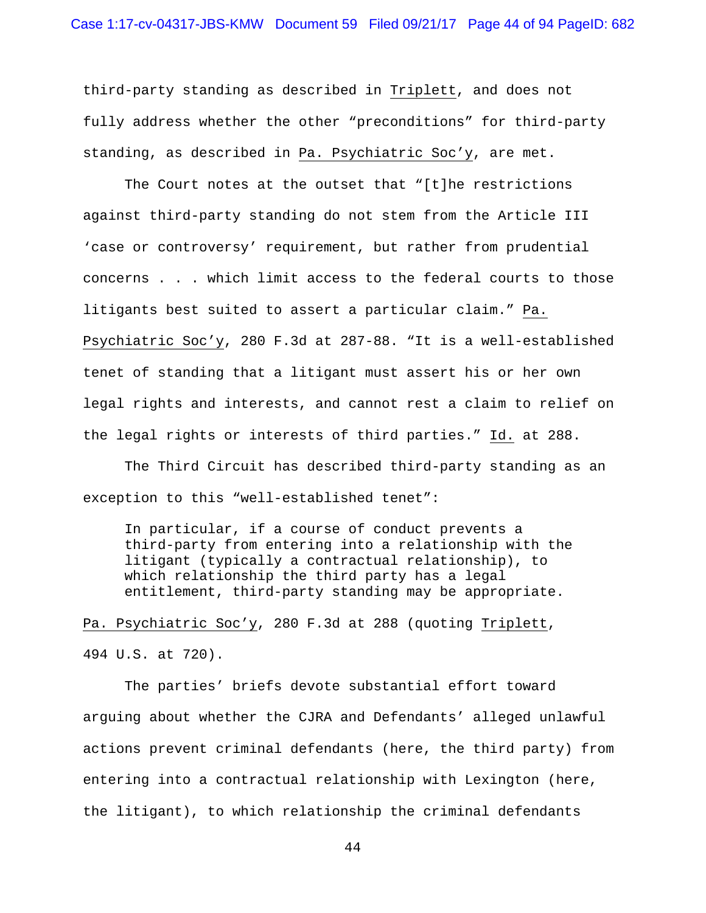third-party standing as described in Triplett, and does not fully address whether the other "preconditions" for third-party standing, as described in Pa. Psychiatric Soc'y, are met.

The Court notes at the outset that "[t]he restrictions against third-party standing do not stem from the Article III 'case or controversy' requirement, but rather from prudential concerns . . . which limit access to the federal courts to those litigants best suited to assert a particular claim." Pa. Psychiatric Soc'y, 280 F.3d at 287-88. "It is a well-established tenet of standing that a litigant must assert his or her own legal rights and interests, and cannot rest a claim to relief on the legal rights or interests of third parties." Id. at 288.

The Third Circuit has described third-party standing as an exception to this "well-established tenet":

> In particular, if a course of conduct prevents a third-party from entering into a relationship with the litigant (typically a contractual relationship), to which relationship the third party has a legal entitlement, third-party standing may be appropriate.

Pa. Psychiatric Soc'y, 280 F.3d at 288 (quoting Triplett, 494 U.S. at 720).

The parties' briefs devote substantial effort toward arguing about whether the CJRA and Defendants' alleged unlawful actions prevent criminal defendants (here, the third party) from entering into a contractual relationship with Lexington (here, the litigant), to which relationship the criminal defendants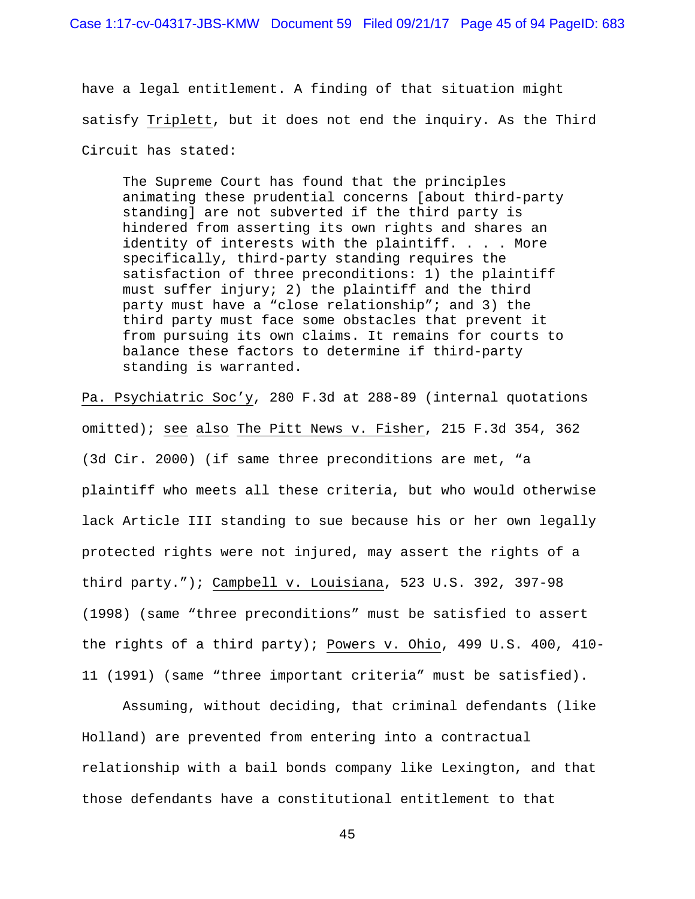have a legal entitlement. A finding of that situation might satisfy Triplett, but it does not end the inquiry. As the Third Circuit has stated:

> The Supreme Court has found that the principles animating these prudential concerns [about third-party standing] are not subverted if the third party is hindered from asserting its own rights and shares an identity of interests with the plaintiff. . . . More specifically, third-party standing requires the satisfaction of three preconditions: 1) the plaintiff must suffer injury; 2) the plaintiff and the third party must have a "close relationship"; and 3) the third party must face some obstacles that prevent it from pursuing its own claims. It remains for courts to balance these factors to determine if third-party standing is warranted.

Pa. Psychiatric Soc'y, 280 F.3d at 288-89 (internal quotations omitted); see also The Pitt News v. Fisher, 215 F.3d 354, 362 (3d Cir. 2000) (if same three preconditions are met, "a plaintiff who meets all these criteria, but who would otherwise lack Article III standing to sue because his or her own legally protected rights were not injured, may assert the rights of a third party."); Campbell v. Louisiana, 523 U.S. 392, 397-98 (1998) (same "three preconditions" must be satisfied to assert the rights of a third party); Powers v. Ohio, 499 U.S. 400, 410-11 (1991) (same "three important criteria" must be satisfied).

Assuming, without deciding, that criminal defendants (like Holland) are prevented from entering into a contractual relationship with a bail bonds company like Lexington, and that those defendants have a constitutional entitlement to that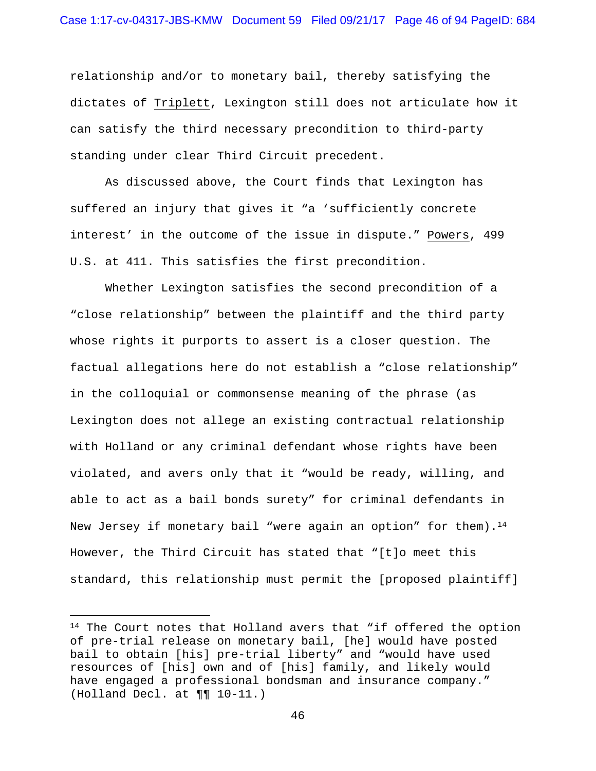relationship and/or to monetary bail, thereby satisfying the dictates of Triplett, Lexington still does not articulate how it can satisfy the third necessary precondition to third-party standing under clear Third Circuit precedent.

As discussed above, the Court finds that Lexington has suffered an injury that gives it "a 'sufficiently concrete interest' in the outcome of the issue in dispute." Powers, 499 U.S. at 411. This satisfies the first precondition.

Whether Lexington satisfies the second precondition of a "close relationship" between the plaintiff and the third party whose rights it purports to assert is a closer question. The factual allegations here do not establish a "close relationship" in the colloquial or commonsense meaning of the phrase (as Lexington does not allege an existing contractual relationship with Holland or any criminal defendant whose rights have been violated, and avers only that it "would be ready, willing, and able to act as a bail bonds surety" for criminal defendants in New Jersey if monetary bail "were again an option" for them).[14] However, the Third Circuit has stated that "[t]o meet this standard, this relationship must permit the [proposed plaintiff]

---

[14] The Court notes that Holland avers that "if offered the option of pre-trial release on monetary bail, [he] would have posted bail to obtain [his] pre-trial liberty" and "would have used resources of [his] own and of [his] family, and likely would have engaged a professional bondsman and insurance company." (Holland Decl. at ¶¶ 10-11.)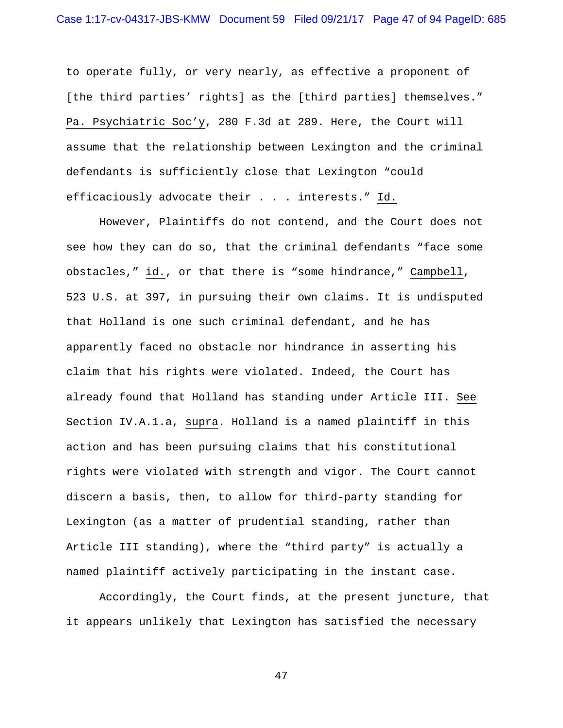to operate fully, or very nearly, as effective a proponent of [the third parties' rights] as the [third parties] themselves." Pa. Psychiatric Soc'y, 280 F.3d at 289. Here, the Court will assume that the relationship between Lexington and the criminal defendants is sufficiently close that Lexington "could efficaciously advocate their . . . interests." Id.

However, Plaintiffs do not contend, and the Court does not see how they can do so, that the criminal defendants "face some obstacles," id., or that there is "some hindrance," Campbell, 523 U.S. at 397, in pursuing their own claims. It is undisputed that Holland is one such criminal defendant, and he has apparently faced no obstacle nor hindrance in asserting his claim that his rights were violated. Indeed, the Court has already found that Holland has standing under Article III. See Section IV.A.1.a, supra. Holland is a named plaintiff in this action and has been pursuing claims that his constitutional rights were violated with strength and vigor. The Court cannot discern a basis, then, to allow for third-party standing for Lexington (as a matter of prudential standing, rather than Article III standing), where the "third party" is actually a named plaintiff actively participating in the instant case.

Accordingly, the Court finds, at the present juncture, that it appears unlikely that Lexington has satisfied the necessary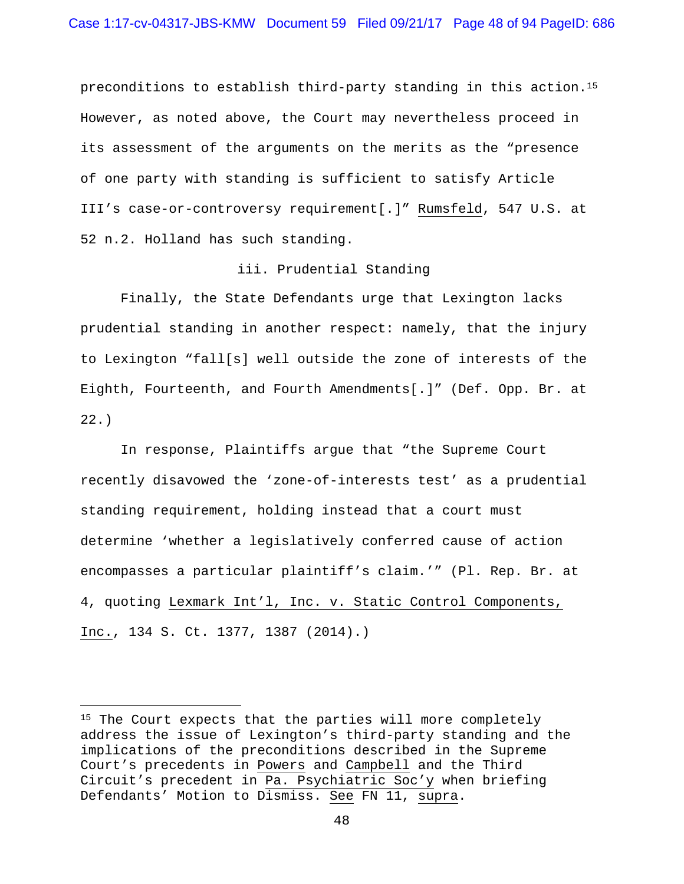preconditions to establish third-party standing in this action.[15] However, as noted above, the Court may nevertheless proceed in its assessment of the arguments on the merits as the "presence of one party with standing is sufficient to satisfy Article III's case-or-controversy requirement[.]" Rumsfeld, 547 U.S. at 52 n.2. Holland has such standing.

### iii. Prudential Standing

Finally, the State Defendants urge that Lexington lacks prudential standing in another respect: namely, that the injury to Lexington "fall[s] well outside the zone of interests of the Eighth, Fourteenth, and Fourth Amendments[.]" (Def. Opp. Br. at 22.)

In response, Plaintiffs argue that "the Supreme Court recently disavowed the 'zone-of-interests test' as a prudential standing requirement, holding instead that a court must determine 'whether a legislatively conferred cause of action encompasses a particular plaintiff's claim.'" (Pl. Rep. Br. at 4, quoting Lexmark Int'l, Inc. v. Static Control Components, Inc., 134 S. Ct. 1377, 1387 (2014).)

---

[15] The Court expects that the parties will more completely address the issue of Lexington's third-party standing and the implications of the preconditions described in the Supreme Court's precedents in Powers and Campbell and the Third Circuit's precedent in Pa. Psychiatric Soc'y when briefing Defendants' Motion to Dismiss. See FN 11, supra.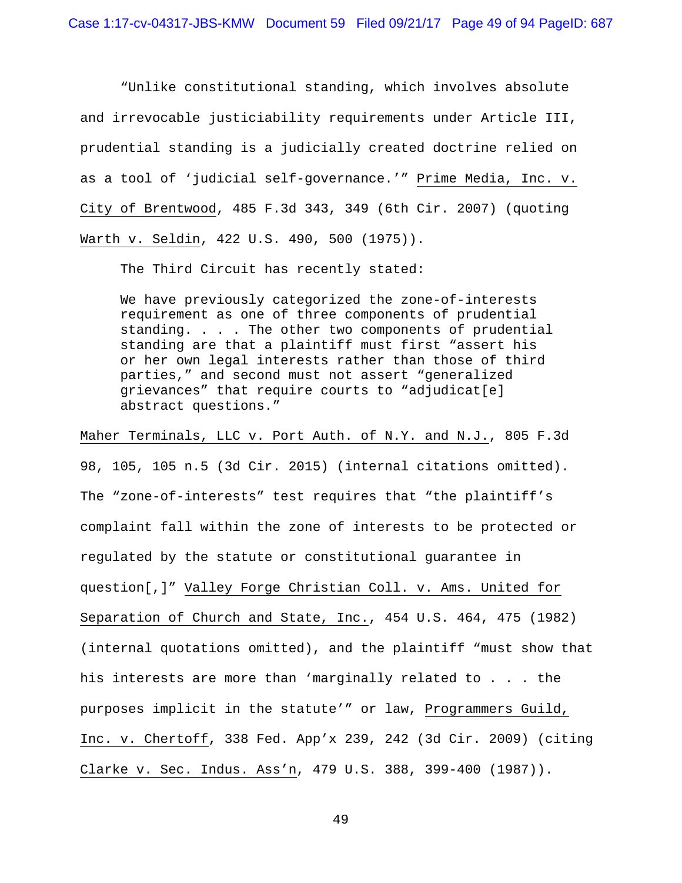"Unlike constitutional standing, which involves absolute and irrevocable justiciability requirements under Article III, prudential standing is a judicially created doctrine relied on as a tool of 'judicial self-governance.'" Prime Media, Inc. v. City of Brentwood, 485 F.3d 343, 349 (6th Cir. 2007) (quoting Warth v. Seldin, 422 U.S. 490, 500 (1975)).

The Third Circuit has recently stated:

> We have previously categorized the zone-of-interests requirement as one of three components of prudential standing. . . . The other two components of prudential standing are that a plaintiff must first "assert his or her own legal interests rather than those of third parties," and second must not assert "generalized grievances" that require courts to "adjudicat[e] abstract questions."

Maher Terminals, LLC v. Port Auth. of N.Y. and N.J., 805 F.3d 98, 105, 105 n.5 (3d Cir. 2015) (internal citations omitted). The "zone-of-interests" test requires that "the plaintiff's complaint fall within the zone of interests to be protected or regulated by the statute or constitutional guarantee in question[,]" Valley Forge Christian Coll. v. Ams. United for Separation of Church and State, Inc., 454 U.S. 464, 475 (1982) (internal quotations omitted), and the plaintiff "must show that his interests are more than 'marginally related to . . . the purposes implicit in the statute'" or law, Programmers Guild, Inc. v. Chertoff, 338 Fed. App'x 239, 242 (3d Cir. 2009) (citing Clarke v. Sec. Indus. Ass'n, 479 U.S. 388, 399-400 (1987)).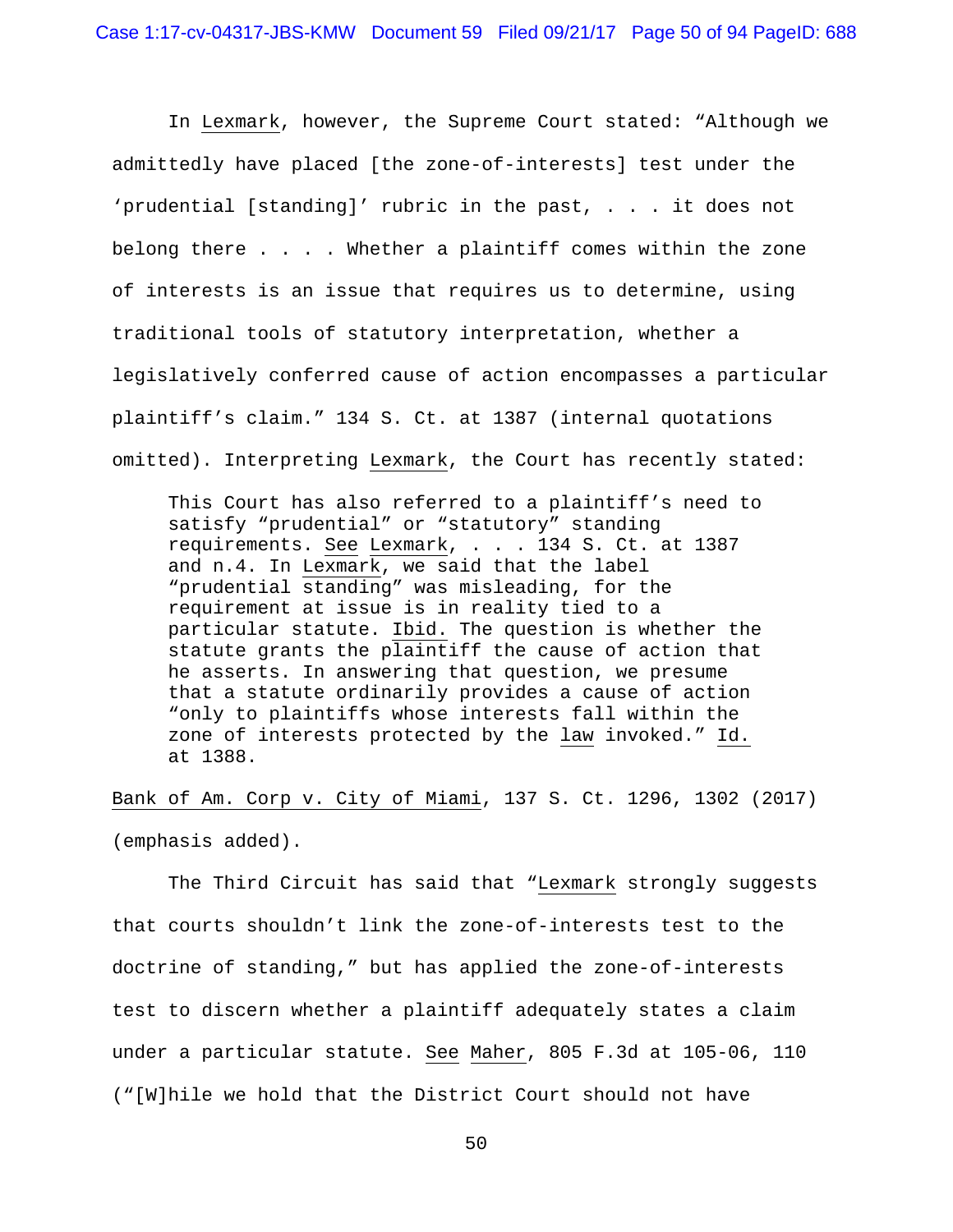In Lexmark, however, the Supreme Court stated: "Although we admittedly have placed [the zone-of-interests] test under the 'prudential [standing]' rubric in the past, . . . it does not belong there . . . . Whether a plaintiff comes within the zone of interests is an issue that requires us to determine, using traditional tools of statutory interpretation, whether a legislatively conferred cause of action encompasses a particular plaintiff's claim." 134 S. Ct. at 1387 (internal quotations omitted). Interpreting Lexmark, the Court has recently stated:

> This Court has also referred to a plaintiff's need to satisfy "prudential" or "statutory" standing requirements. See Lexmark, . . . 134 S. Ct. at 1387 and n.4. In Lexmark, we said that the label "prudential standing" was misleading, for the requirement at issue is in reality tied to a particular statute. Ibid. The question is whether the statute grants the plaintiff the cause of action that he asserts. In answering that question, we presume that a statute ordinarily provides a cause of action "only to plaintiffs whose interests fall within the zone of interests protected by the law invoked." Id. at 1388.

Bank of Am. Corp v. City of Miami, 137 S. Ct. 1296, 1302 (2017) (emphasis added).

The Third Circuit has said that "Lexmark strongly suggests that courts shouldn't link the zone-of-interests test to the doctrine of standing," but has applied the zone-of-interests test to discern whether a plaintiff adequately states a claim under a particular statute. See Maher, 805 F.3d at 105-06, 110 ("[W]hile we hold that the District Court should not have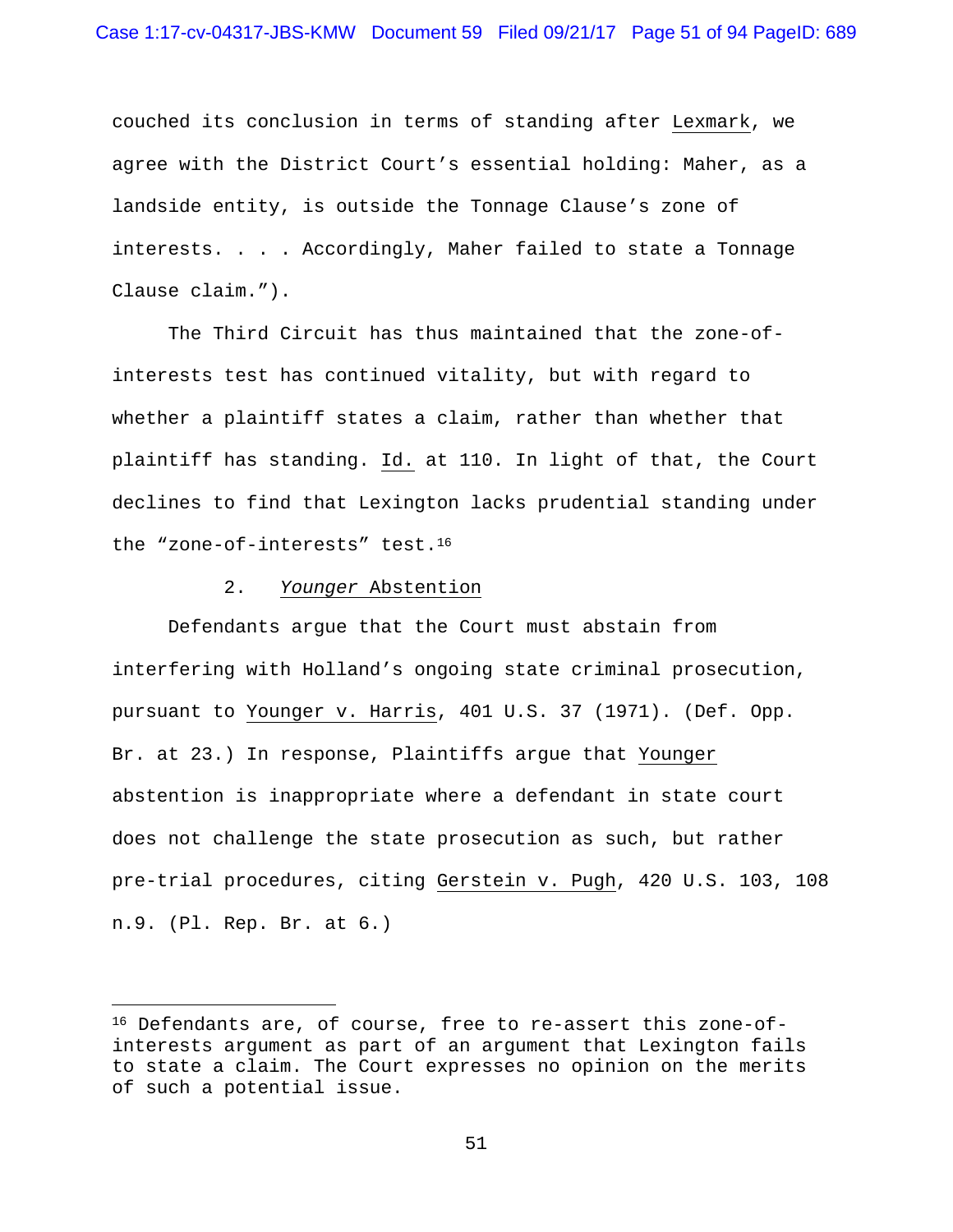couched its conclusion in terms of standing after Lexmark, we agree with the District Court's essential holding: Maher, as a landside entity, is outside the Tonnage Clause's zone of interests. . . . Accordingly, Maher failed to state a Tonnage Clause claim.").

The Third Circuit has thus maintained that the zone-of-interests test has continued vitality, but with regard to whether a plaintiff states a claim, rather than whether that plaintiff has standing. Id. at 110. In light of that, the Court declines to find that Lexington lacks prudential standing under the "zone-of-interests" test.[16]

2. *Younger* Abstention

Defendants argue that the Court must abstain from interfering with Holland's ongoing state criminal prosecution, pursuant to Younger v. Harris, 401 U.S. 37 (1971). (Def. Opp. Br. at 23.) In response, Plaintiffs argue that Younger abstention is inappropriate where a defendant in state court does not challenge the state prosecution as such, but rather pre-trial procedures, citing Gerstein v. Pugh, 420 U.S. 103, 108 n.9. (Pl. Rep. Br. at 6.)

---

[16] Defendants are, of course, free to re-assert this zone-of-interests argument as part of an argument that Lexington fails to state a claim. The Court expresses no opinion on the merits of such a potential issue.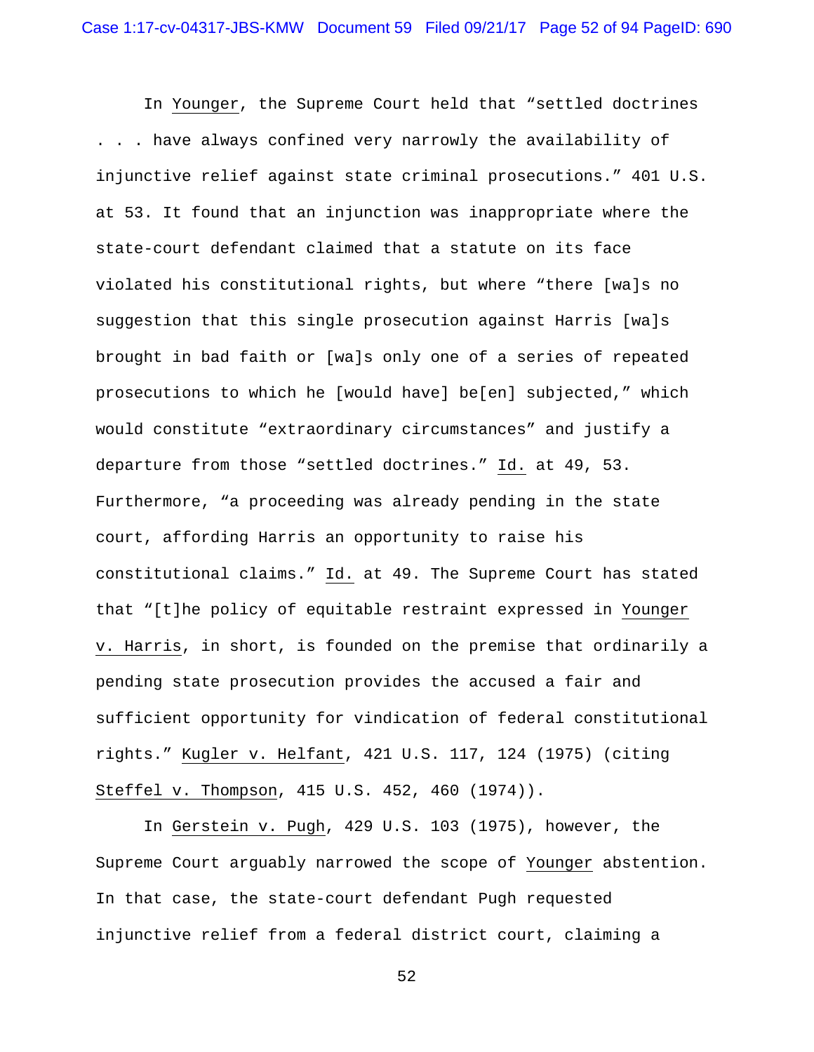In Younger, the Supreme Court held that "settled doctrines . . . have always confined very narrowly the availability of injunctive relief against state criminal prosecutions." 401 U.S. at 53. It found that an injunction was inappropriate where the state-court defendant claimed that a statute on its face violated his constitutional rights, but where "there [wa]s no suggestion that this single prosecution against Harris [wa]s brought in bad faith or [wa]s only one of a series of repeated prosecutions to which he [would have] be[en] subjected," which would constitute "extraordinary circumstances" and justify a departure from those "settled doctrines." Id. at 49, 53. Furthermore, "a proceeding was already pending in the state court, affording Harris an opportunity to raise his constitutional claims." Id. at 49. The Supreme Court has stated that "[t]he policy of equitable restraint expressed in Younger v. Harris, in short, is founded on the premise that ordinarily a pending state prosecution provides the accused a fair and sufficient opportunity for vindication of federal constitutional rights." Kugler v. Helfant, 421 U.S. 117, 124 (1975) (citing Steffel v. Thompson, 415 U.S. 452, 460 (1974)).

In Gerstein v. Pugh, 429 U.S. 103 (1975), however, the Supreme Court arguably narrowed the scope of Younger abstention. In that case, the state-court defendant Pugh requested injunctive relief from a federal district court, claiming a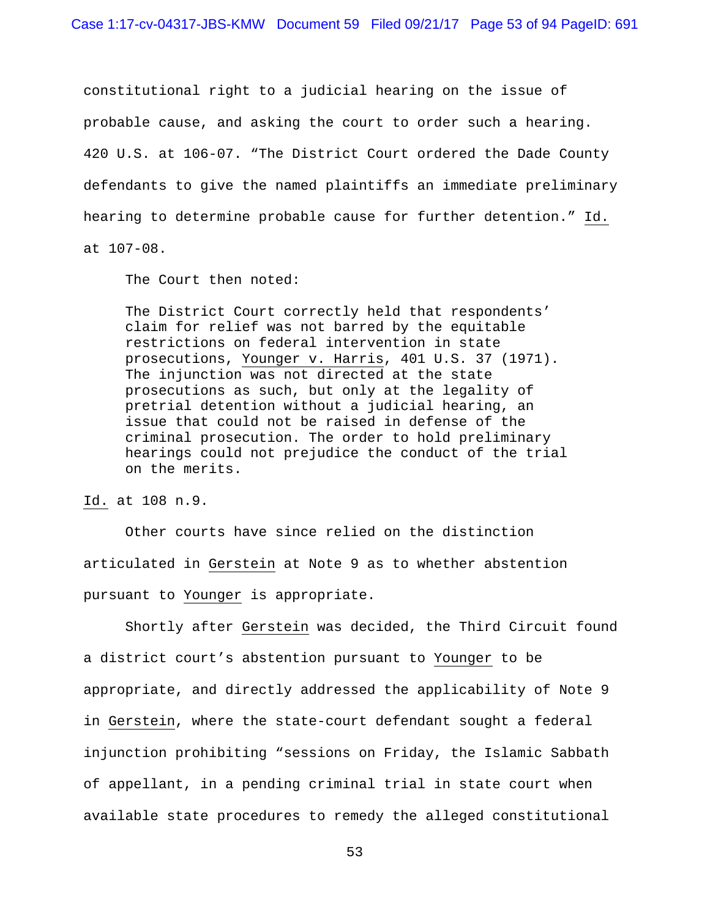constitutional right to a judicial hearing on the issue of probable cause, and asking the court to order such a hearing. 420 U.S. at 106-07. "The District Court ordered the Dade County defendants to give the named plaintiffs an immediate preliminary hearing to determine probable cause for further detention." Id. at 107-08.

The Court then noted:

> The District Court correctly held that respondents' claim for relief was not barred by the equitable restrictions on federal intervention in state prosecutions, Younger v. Harris, 401 U.S. 37 (1971). The injunction was not directed at the state prosecutions as such, but only at the legality of pretrial detention without a judicial hearing, an issue that could not be raised in defense of the criminal prosecution. The order to hold preliminary hearings could not prejudice the conduct of the trial on the merits.

Id. at 108 n.9.

Other courts have since relied on the distinction articulated in Gerstein at Note 9 as to whether abstention pursuant to Younger is appropriate.

Shortly after Gerstein was decided, the Third Circuit found a district court's abstention pursuant to Younger to be appropriate, and directly addressed the applicability of Note 9 in Gerstein, where the state-court defendant sought a federal injunction prohibiting "sessions on Friday, the Islamic Sabbath of appellant, in a pending criminal trial in state court when available state procedures to remedy the alleged constitutional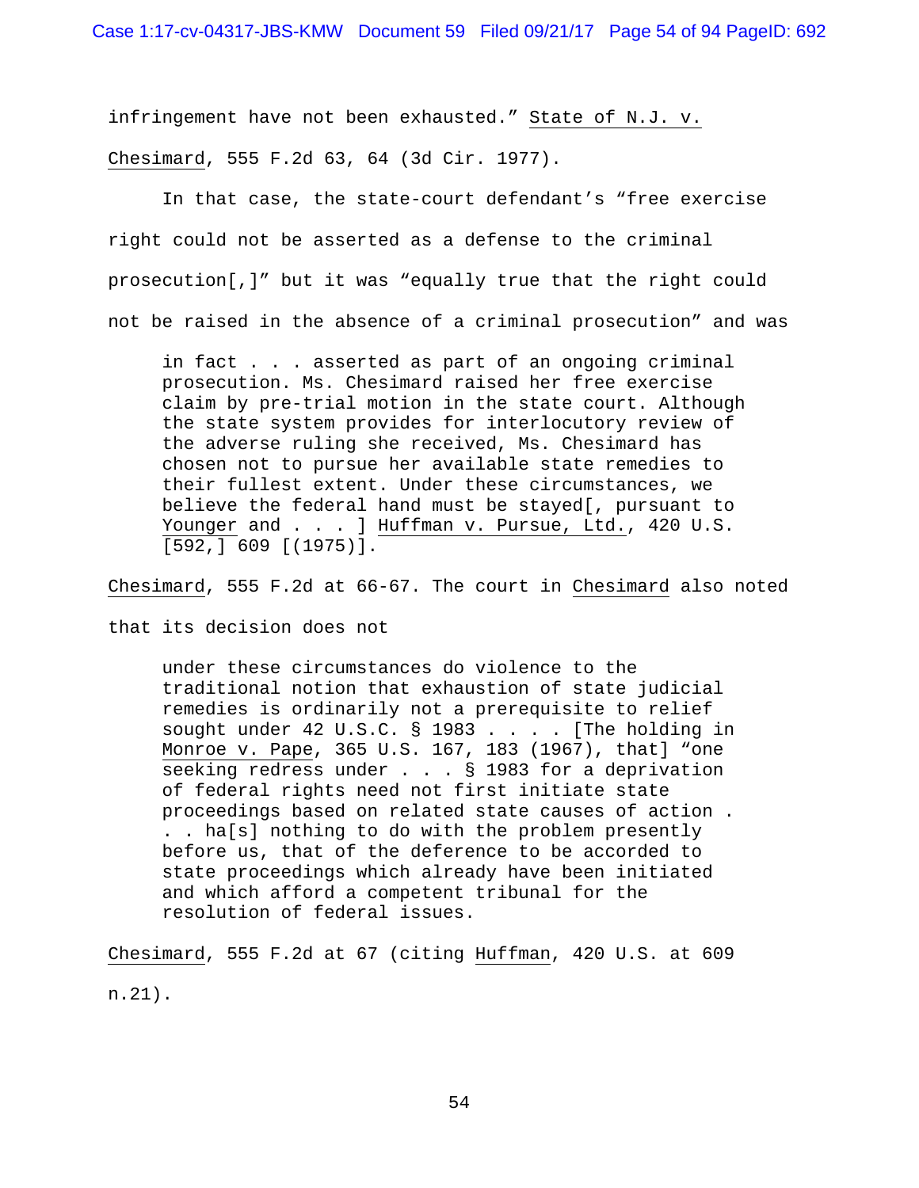infringement have not been exhausted." State of N.J. v. Chesimard, 555 F.2d 63, 64 (3d Cir. 1977).

In that case, the state-court defendant's "free exercise right could not be asserted as a defense to the criminal prosecution[,]" but it was "equally true that the right could not be raised in the absence of a criminal prosecution" and was

> in fact . . . asserted as part of an ongoing criminal prosecution. Ms. Chesimard raised her free exercise claim by pre-trial motion in the state court. Although the state system provides for interlocutory review of the adverse ruling she received, Ms. Chesimard has chosen not to pursue her available state remedies to their fullest extent. Under these circumstances, we believe the federal hand must be stayed[, pursuant to Younger and . . . ] Huffman v. Pursue, Ltd., 420 U.S. [592,] 609 [(1975)].

Chesimard, 555 F.2d at 66-67. The court in Chesimard also noted that its decision does not

> under these circumstances do violence to the traditional notion that exhaustion of state judicial remedies is ordinarily not a prerequisite to relief sought under 42 U.S.C. § 1983 . . . . [The holding in Monroe v. Pape, 365 U.S. 167, 183 (1967), that] "one seeking redress under . . . § 1983 for a deprivation of federal rights need not first initiate state proceedings based on related state causes of action . . . ha[s] nothing to do with the problem presently before us, that of the deference to be accorded to state proceedings which already have been initiated and which afford a competent tribunal for the resolution of federal issues.

Chesimard, 555 F.2d at 67 (citing Huffman, 420 U.S. at 609 n.21).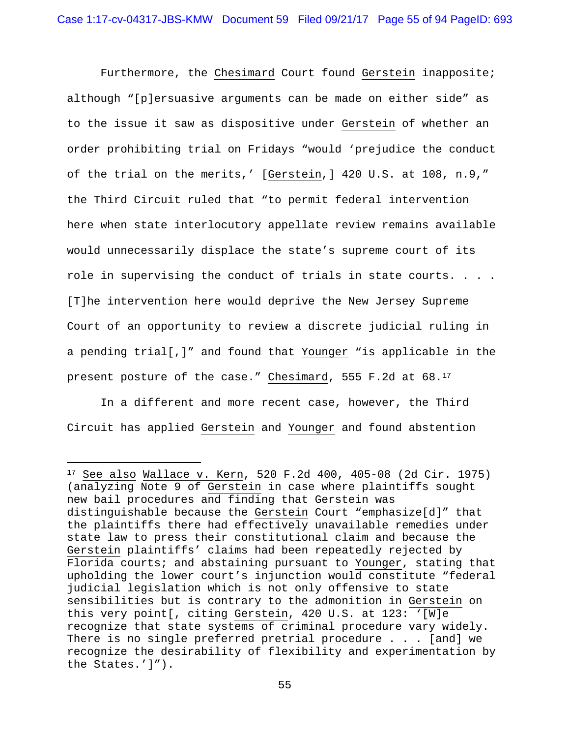Furthermore, the Chesimard Court found Gerstein inapposite; although "[p]ersuasive arguments can be made on either side" as to the issue it saw as dispositive under Gerstein of whether an order prohibiting trial on Fridays "would 'prejudice the conduct of the trial on the merits,' [Gerstein,] 420 U.S. at 108, n.9," the Third Circuit ruled that "to permit federal intervention here when state interlocutory appellate review remains available would unnecessarily displace the state's supreme court of its role in supervising the conduct of trials in state courts. . . . [T]he intervention here would deprive the New Jersey Supreme Court of an opportunity to review a discrete judicial ruling in a pending trial[,]" and found that Younger "is applicable in the present posture of the case." Chesimard, 555 F.2d at 68.[17]

In a different and more recent case, however, the Third Circuit has applied Gerstein and Younger and found abstention

---

[17] See also Wallace v. Kern, 520 F.2d 400, 405-08 (2d Cir. 1975) (analyzing Note 9 of Gerstein in case where plaintiffs sought new bail procedures and finding that Gerstein was distinguishable because the Gerstein Court "emphasize[d]" that the plaintiffs there had effectively unavailable remedies under state law to press their constitutional claim and because the Gerstein plaintiffs' claims had been repeatedly rejected by Florida courts; and abstaining pursuant to Younger, stating that upholding the lower court's injunction would constitute "federal judicial legislation which is not only offensive to state sensibilities but is contrary to the admonition in Gerstein on this very point[, citing Gerstein, 420 U.S. at 123: '[W]e recognize that state systems of criminal procedure vary widely. There is no single preferred pretrial procedure . . . [and] we recognize the desirability of flexibility and experimentation by the States.']").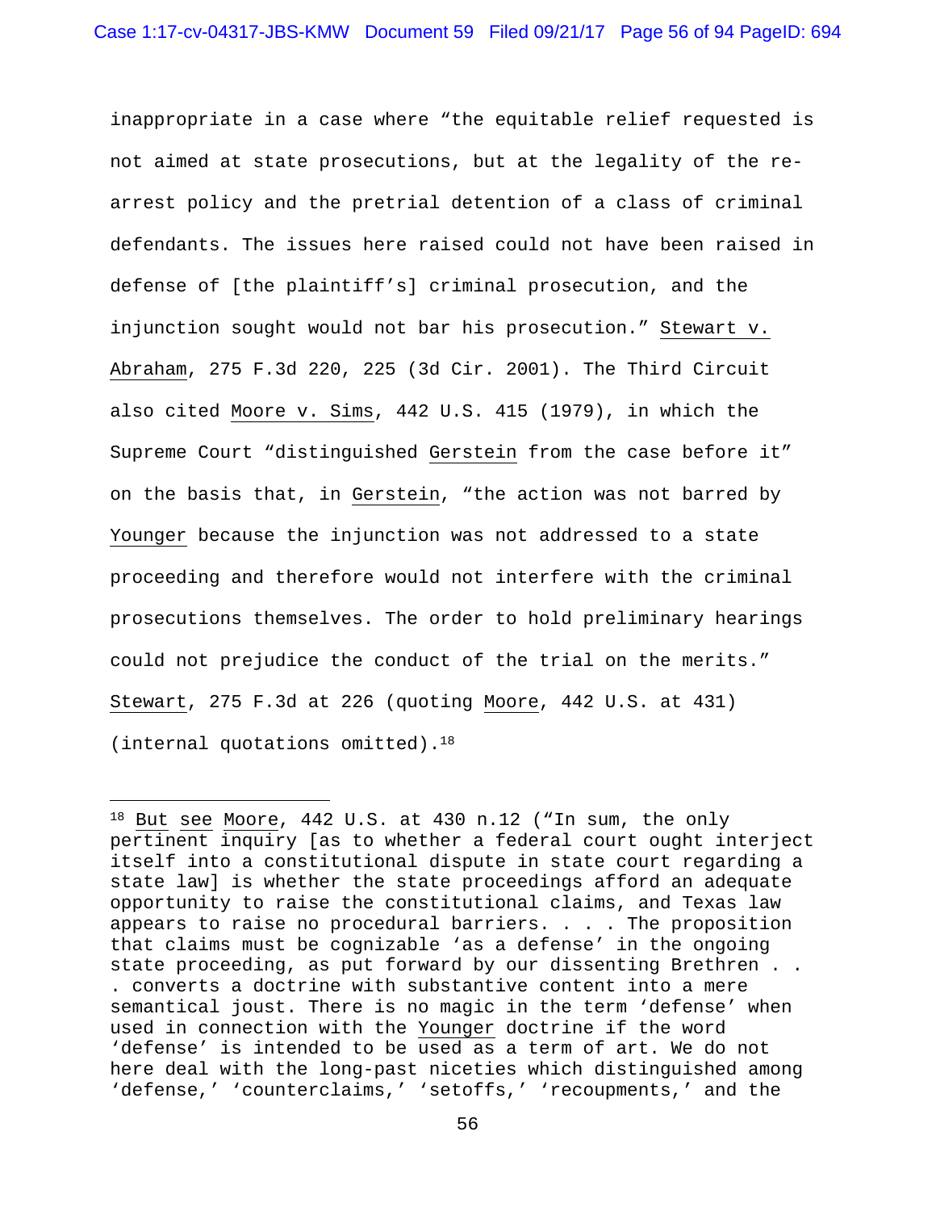inappropriate in a case where "the equitable relief requested is not aimed at state prosecutions, but at the legality of the re-arrest policy and the pretrial detention of a class of criminal defendants. The issues here raised could not have been raised in defense of [the plaintiff's] criminal prosecution, and the injunction sought would not bar his prosecution." Stewart v. Abraham, 275 F.3d 220, 225 (3d Cir. 2001). The Third Circuit also cited Moore v. Sims, 442 U.S. 415 (1979), in which the Supreme Court "distinguished Gerstein from the case before it" on the basis that, in Gerstein, "the action was not barred by Younger because the injunction was not addressed to a state proceeding and therefore would not interfere with the criminal prosecutions themselves. The order to hold preliminary hearings could not prejudice the conduct of the trial on the merits." Stewart, 275 F.3d at 226 (quoting Moore, 442 U.S. at 431) (internal quotations omitted).[18]

---

[18] But see Moore, 442 U.S. at 430 n.12 ("In sum, the only pertinent inquiry [as to whether a federal court ought interject itself into a constitutional dispute in state court regarding a state law] is whether the state proceedings afford an adequate opportunity to raise the constitutional claims, and Texas law appears to raise no procedural barriers. . . . The proposition that claims must be cognizable 'as a defense' in the ongoing state proceeding, as put forward by our dissenting Brethren . . . converts a doctrine with substantive content into a mere semantical joust. There is no magic in the term 'defense' when used in connection with the Younger doctrine if the word 'defense' is intended to be used as a term of art. We do not here deal with the long-past niceties which distinguished among 'defense,' 'counterclaims,' 'setoffs,' 'recoupments,' and the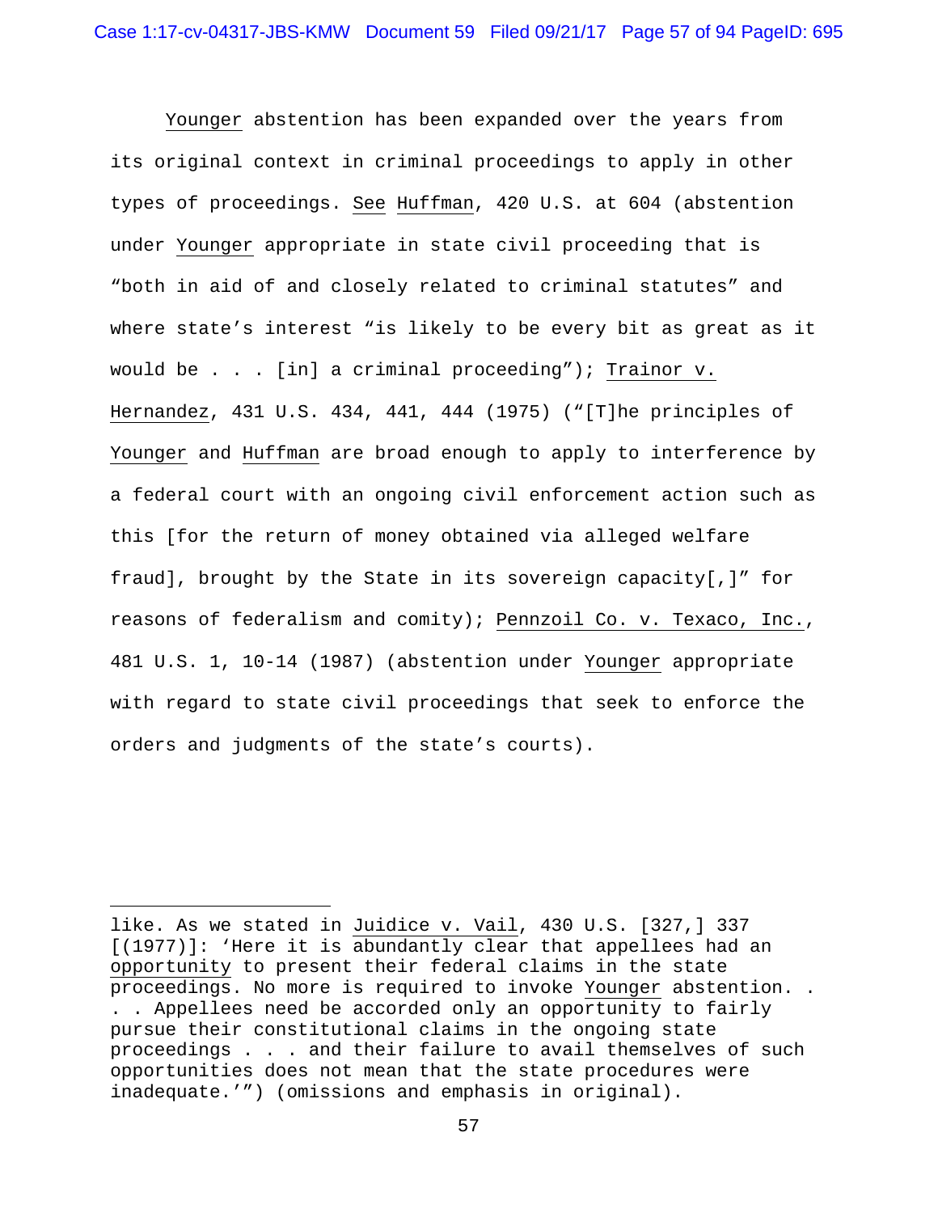Younger abstention has been expanded over the years from its original context in criminal proceedings to apply in other types of proceedings. See Huffman, 420 U.S. at 604 (abstention under Younger appropriate in state civil proceeding that is "both in aid of and closely related to criminal statutes" and where state's interest "is likely to be every bit as great as it would be . . . [in] a criminal proceeding"); Trainor v. Hernandez, 431 U.S. 434, 441, 444 (1975) ("[T]he principles of Younger and Huffman are broad enough to apply to interference by a federal court with an ongoing civil enforcement action such as this [for the return of money obtained via alleged welfare fraud], brought by the State in its sovereign capacity[,]" for reasons of federalism and comity); Pennzoil Co. v. Texaco, Inc., 481 U.S. 1, 10-14 (1987) (abstention under Younger appropriate with regard to state civil proceedings that seek to enforce the orders and judgments of the state's courts).

---

like. As we stated in Juidice v. Vail, 430 U.S. [327,] 337 [(1977)]: 'Here it is abundantly clear that appellees had an *opportunity* to present their federal claims in the state proceedings. No more is required to invoke Younger abstention. . . . Appellees need be accorded only an opportunity to fairly pursue their constitutional claims in the ongoing state proceedings . . . and their failure to avail themselves of such opportunities does not mean that the state procedures were inadequate.'") (omissions and emphasis in original).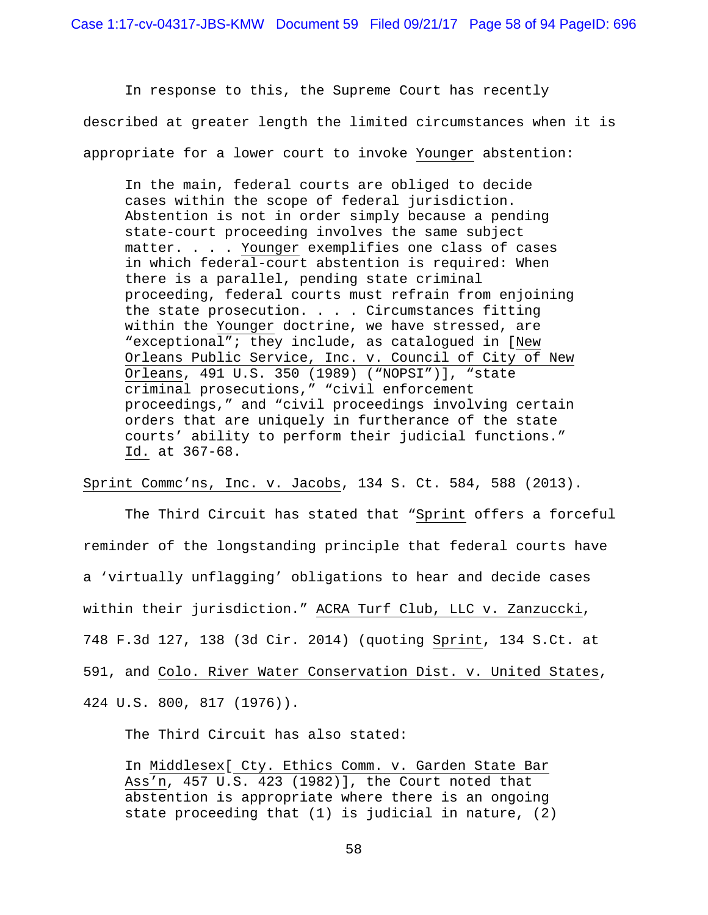In response to this, the Supreme Court has recently described at greater length the limited circumstances when it is appropriate for a lower court to invoke Younger abstention:

> In the main, federal courts are obliged to decide cases within the scope of federal jurisdiction. Abstention is not in order simply because a pending state-court proceeding involves the same subject matter. . . . Younger exemplifies one class of cases in which federal-court abstention is required: When there is a parallel, pending state criminal proceeding, federal courts must refrain from enjoining the state prosecution. . . . Circumstances fitting within the Younger doctrine, we have stressed, are "exceptional"; they include, as catalogued in [New Orleans Public Service, Inc. v. Council of City of New Orleans, 491 U.S. 350 (1989) ("NOPSI")], "state criminal prosecutions," "civil enforcement proceedings," and "civil proceedings involving certain orders that are uniquely in furtherance of the state courts' ability to perform their judicial functions." Id. at 367-68.

Sprint Commc'ns, Inc. v. Jacobs, 134 S. Ct. 584, 588 (2013).

The Third Circuit has stated that "Sprint offers a forceful reminder of the longstanding principle that federal courts have a 'virtually unflagging' obligations to hear and decide cases within their jurisdiction." ACRA Turf Club, LLC v. Zanzuccki, 748 F.3d 127, 138 (3d Cir. 2014) (quoting Sprint, 134 S.Ct. at 591, and Colo. River Water Conservation Dist. v. United States, 424 U.S. 800, 817 (1976)).

The Third Circuit has also stated:

> In Middlesex[ Cty. Ethics Comm. v. Garden State Bar Ass'n, 457 U.S. 423 (1982)], the Court noted that abstention is appropriate where there is an ongoing state proceeding that (1) is judicial in nature, (2)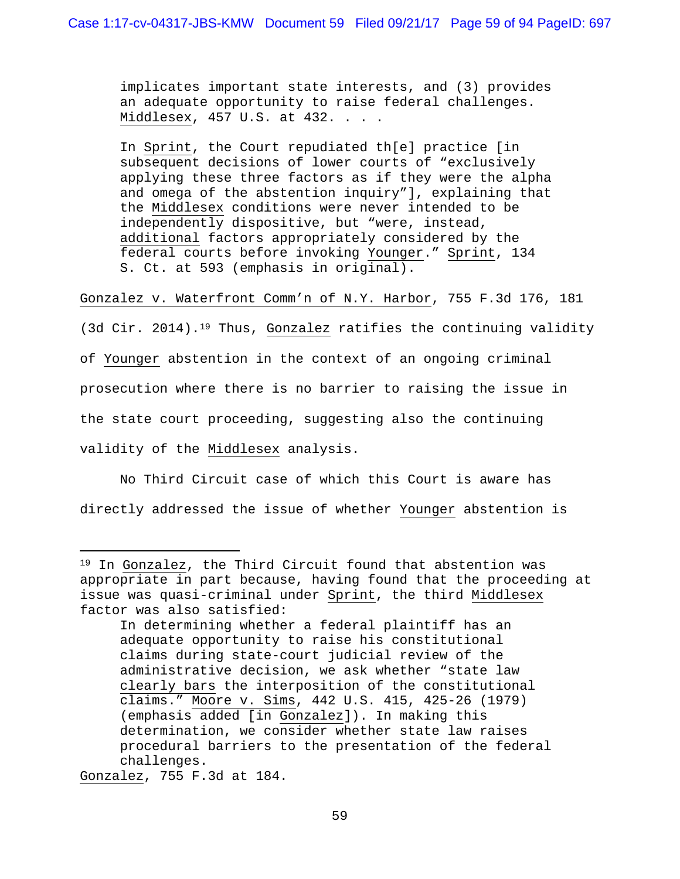> implicates important state interests, and (3) provides an adequate opportunity to raise federal challenges. Middlesex, 457 U.S. at 432. . . .
>
> In Sprint, the Court repudiated th[e] practice [in subsequent decisions of lower courts of "exclusively applying these three factors as if they were the alpha and omega of the abstention inquiry"], explaining that the Middlesex conditions were never intended to be independently dispositive, but "were, instead, additional factors appropriately considered by the federal courts before invoking Younger." Sprint, 134 S. Ct. at 593 (emphasis in original).

Gonzalez v. Waterfront Comm'n of N.Y. Harbor, 755 F.3d 176, 181 (3d Cir. 2014).[19] Thus, Gonzalez ratifies the continuing validity of Younger abstention in the context of an ongoing criminal prosecution where there is no barrier to raising the issue in the state court proceeding, suggesting also the continuing validity of the Middlesex analysis.

No Third Circuit case of which this Court is aware has directly addressed the issue of whether Younger abstention is

---

[19] In Gonzalez, the Third Circuit found that abstention was appropriate in part because, having found that the proceeding at issue was quasi-criminal under Sprint, the third Middlesex factor was also satisfied:

> In determining whether a federal plaintiff has an adequate opportunity to raise his constitutional claims during state-court judicial review of the administrative decision, we ask whether "state law clearly bars the interposition of the constitutional claims." Moore v. Sims, 442 U.S. 415, 425-26 (1979) (emphasis added [in Gonzalez]). In making this determination, we consider whether state law raises procedural barriers to the presentation of the federal challenges.

Gonzalez, 755 F.3d at 184.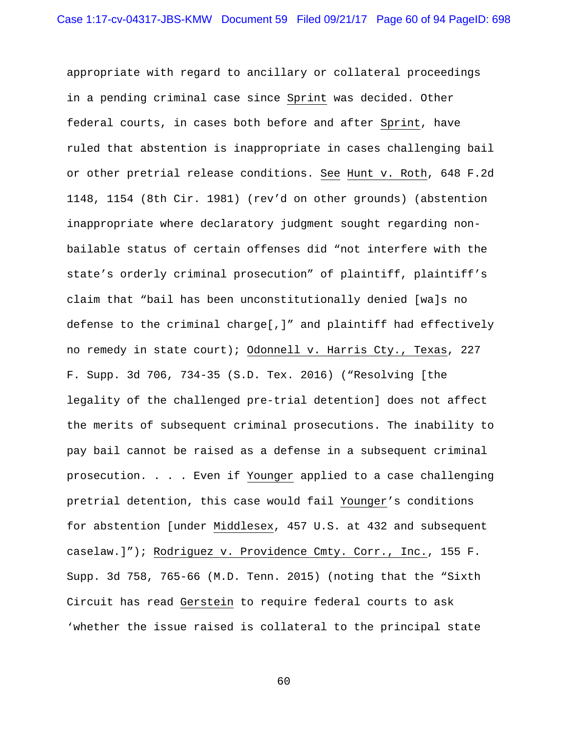appropriate with regard to ancillary or collateral proceedings in a pending criminal case since Sprint was decided. Other federal courts, in cases both before and after Sprint, have ruled that abstention is inappropriate in cases challenging bail or other pretrial release conditions. See Hunt v. Roth, 648 F.2d 1148, 1154 (8th Cir. 1981) (rev'd on other grounds) (abstention inappropriate where declaratory judgment sought regarding non-bailable status of certain offenses did "not interfere with the state's orderly criminal prosecution" of plaintiff, plaintiff's claim that "bail has been unconstitutionally denied [wa]s no defense to the criminal charge[,]" and plaintiff had effectively no remedy in state court); Odonnell v. Harris Cty., Texas, 227 F. Supp. 3d 706, 734-35 (S.D. Tex. 2016) ("Resolving [the legality of the challenged pre-trial detention] does not affect the merits of subsequent criminal prosecutions. The inability to pay bail cannot be raised as a defense in a subsequent criminal prosecution. . . . Even if Younger applied to a case challenging pretrial detention, this case would fail Younger's conditions for abstention [under Middlesex, 457 U.S. at 432 and subsequent caselaw.]"); Rodriguez v. Providence Cmty. Corr., Inc., 155 F. Supp. 3d 758, 765-66 (M.D. Tenn. 2015) (noting that the "Sixth Circuit has read Gerstein to require federal courts to ask 'whether the issue raised is collateral to the principal state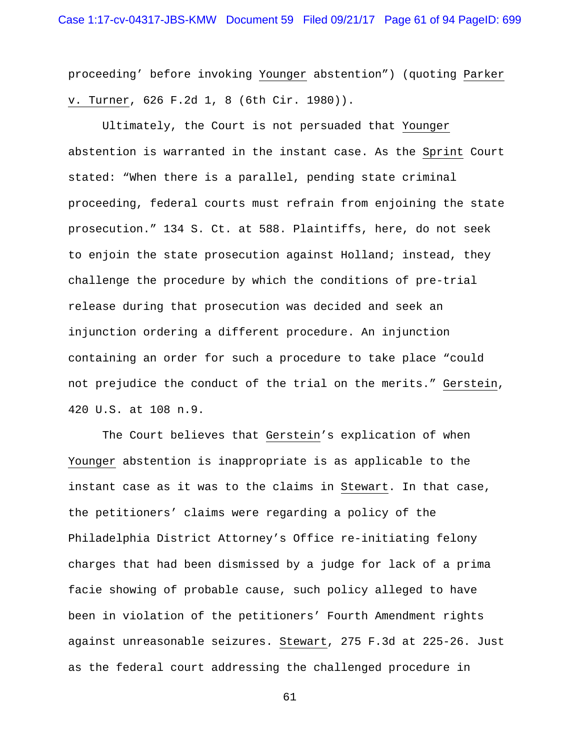proceeding' before invoking Younger abstention") (quoting Parker v. Turner, 626 F.2d 1, 8 (6th Cir. 1980)).

Ultimately, the Court is not persuaded that Younger abstention is warranted in the instant case. As the Sprint Court stated: "When there is a parallel, pending state criminal proceeding, federal courts must refrain from enjoining the state prosecution." 134 S. Ct. at 588. Plaintiffs, here, do not seek to enjoin the state prosecution against Holland; instead, they challenge the procedure by which the conditions of pre-trial release during that prosecution was decided and seek an injunction ordering a different procedure. An injunction containing an order for such a procedure to take place "could not prejudice the conduct of the trial on the merits." Gerstein, 420 U.S. at 108 n.9.

The Court believes that Gerstein's explication of when Younger abstention is inappropriate is as applicable to the instant case as it was to the claims in Stewart. In that case, the petitioners' claims were regarding a policy of the Philadelphia District Attorney's Office re-initiating felony charges that had been dismissed by a judge for lack of a prima facie showing of probable cause, such policy alleged to have been in violation of the petitioners' Fourth Amendment rights against unreasonable seizures. Stewart, 275 F.3d at 225-26. Just as the federal court addressing the challenged procedure in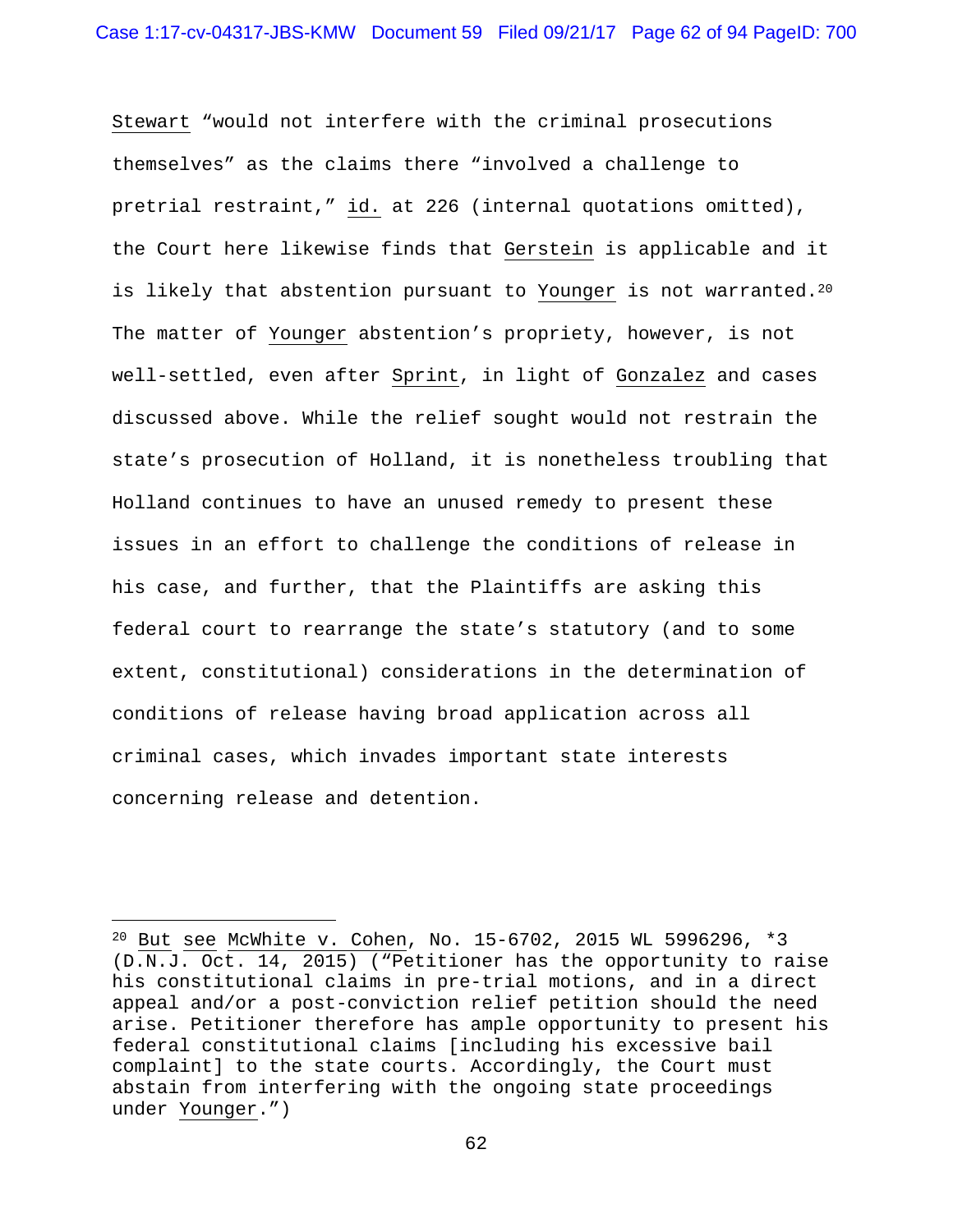Stewart "would not interfere with the criminal prosecutions themselves" as the claims there "involved a challenge to pretrial restraint," id. at 226 (internal quotations omitted), the Court here likewise finds that Gerstein is applicable and it is likely that abstention pursuant to Younger is not warranted.[20] The matter of Younger abstention's propriety, however, is not well-settled, even after Sprint, in light of Gonzalez and cases discussed above. While the relief sought would not restrain the state's prosecution of Holland, it is nonetheless troubling that Holland continues to have an unused remedy to present these issues in an effort to challenge the conditions of release in his case, and further, that the Plaintiffs are asking this federal court to rearrange the state's statutory (and to some extent, constitutional) considerations in the determination of conditions of release having broad application across all criminal cases, which invades important state interests concerning release and detention.

---

[20] But see McWhite v. Cohen, No. 15-6702, 2015 WL 5996296, *3 (D.N.J. Oct. 14, 2015) ("Petitioner has the opportunity to raise his constitutional claims in pre-trial motions, and in a direct appeal and/or a post-conviction relief petition should the need arise. Petitioner therefore has ample opportunity to present his federal constitutional claims [including his excessive bail complaint] to the state courts. Accordingly, the Court must abstain from interfering with the ongoing state proceedings under Younger.")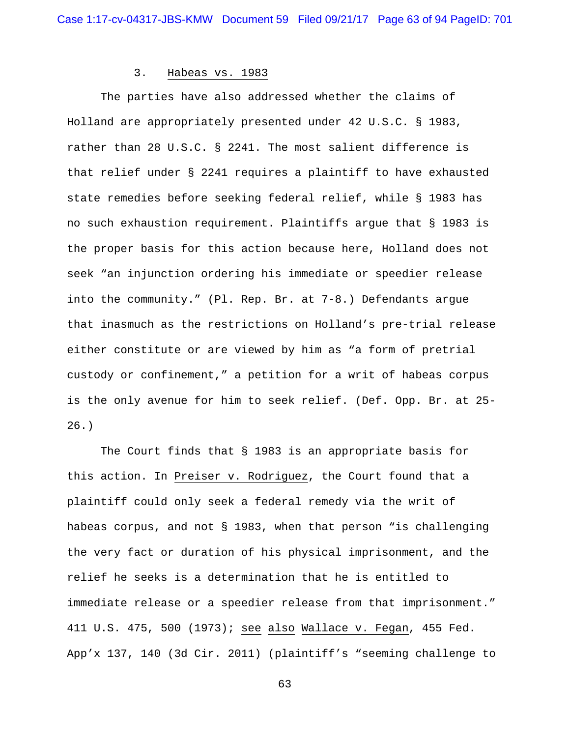### 3. Habeas vs. 1983

The parties have also addressed whether the claims of Holland are appropriately presented under 42 U.S.C. § 1983, rather than 28 U.S.C. § 2241. The most salient difference is that relief under § 2241 requires a plaintiff to have exhausted state remedies before seeking federal relief, while § 1983 has no such exhaustion requirement. Plaintiffs argue that § 1983 is the proper basis for this action because here, Holland does not seek "an injunction ordering his immediate or speedier release into the community." (Pl. Rep. Br. at 7-8.) Defendants argue that inasmuch as the restrictions on Holland's pre-trial release either constitute or are viewed by him as "a form of pretrial custody or confinement," a petition for a writ of habeas corpus is the only avenue for him to seek relief. (Def. Opp. Br. at 25-26.)

The Court finds that § 1983 is an appropriate basis for this action. In Preiser v. Rodriguez, the Court found that a plaintiff could only seek a federal remedy via the writ of habeas corpus, and not § 1983, when that person "is challenging the very fact or duration of his physical imprisonment, and the relief he seeks is a determination that he is entitled to immediate release or a speedier release from that imprisonment." 411 U.S. 475, 500 (1973); see also Wallace v. Fegan, 455 Fed. App'x 137, 140 (3d Cir. 2011) (plaintiff's "seeming challenge to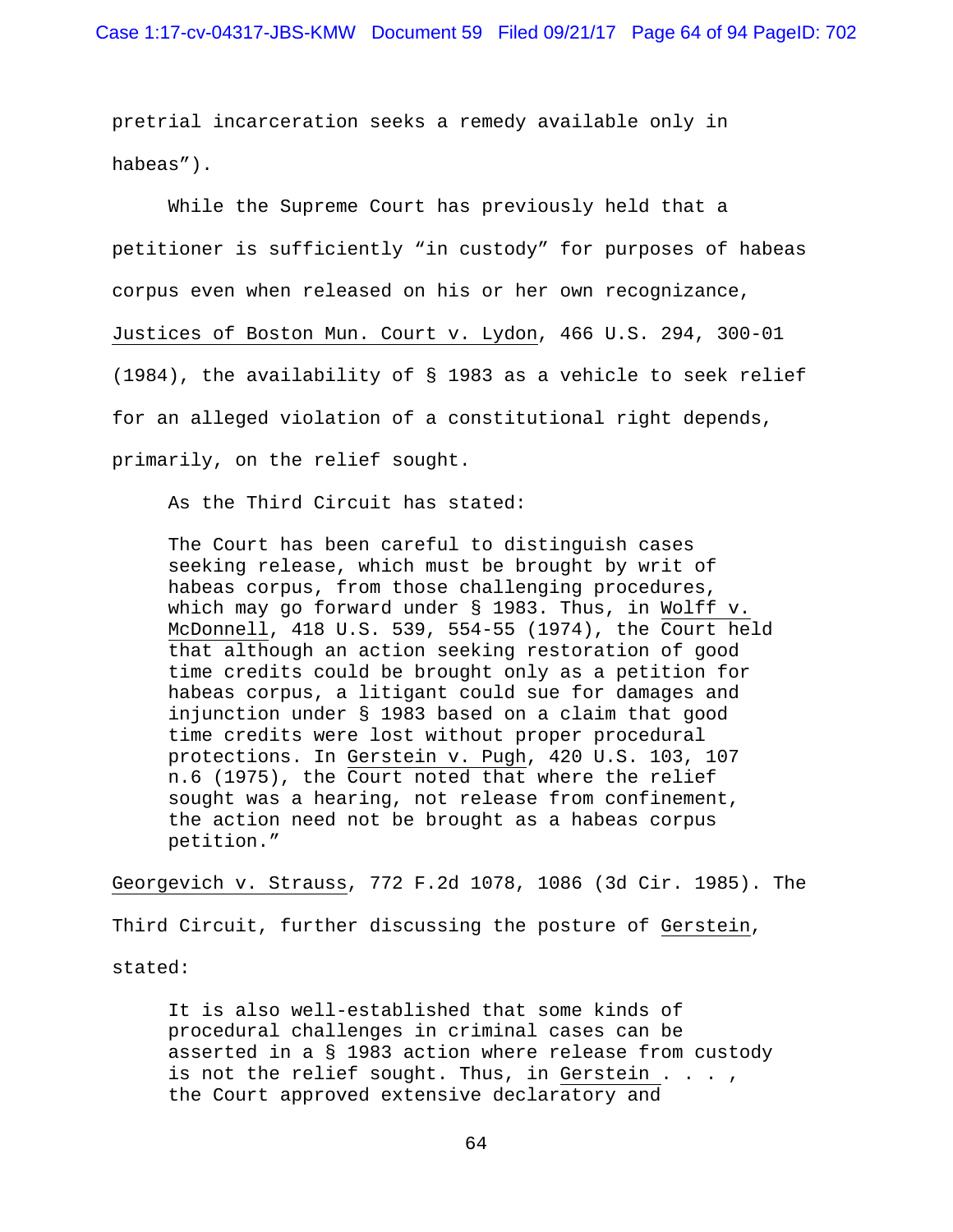pretrial incarceration seeks a remedy available only in habeas").

While the Supreme Court has previously held that a petitioner is sufficiently "in custody" for purposes of habeas corpus even when released on his or her own recognizance, Justices of Boston Mun. Court v. Lydon, 466 U.S. 294, 300-01 (1984), the availability of § 1983 as a vehicle to seek relief for an alleged violation of a constitutional right depends, primarily, on the relief sought.

As the Third Circuit has stated:

> The Court has been careful to distinguish cases seeking release, which must be brought by writ of habeas corpus, from those challenging procedures, which may go forward under § 1983. Thus, in Wolff v. McDonnell, 418 U.S. 539, 554-55 (1974), the Court held that although an action seeking restoration of good time credits could be brought only as a petition for habeas corpus, a litigant could sue for damages and injunction under § 1983 based on a claim that good time credits were lost without proper procedural protections. In Gerstein v. Pugh, 420 U.S. 103, 107 n.6 (1975), the Court noted that where the relief sought was a hearing, not release from confinement, the action need not be brought as a habeas corpus petition."

Georgevich v. Strauss, 772 F.2d 1078, 1086 (3d Cir. 1985). The Third Circuit, further discussing the posture of Gerstein, stated:

> It is also well-established that some kinds of procedural challenges in criminal cases can be asserted in a § 1983 action where release from custody is not the relief sought. Thus, in Gerstein . . . , the Court approved extensive declaratory and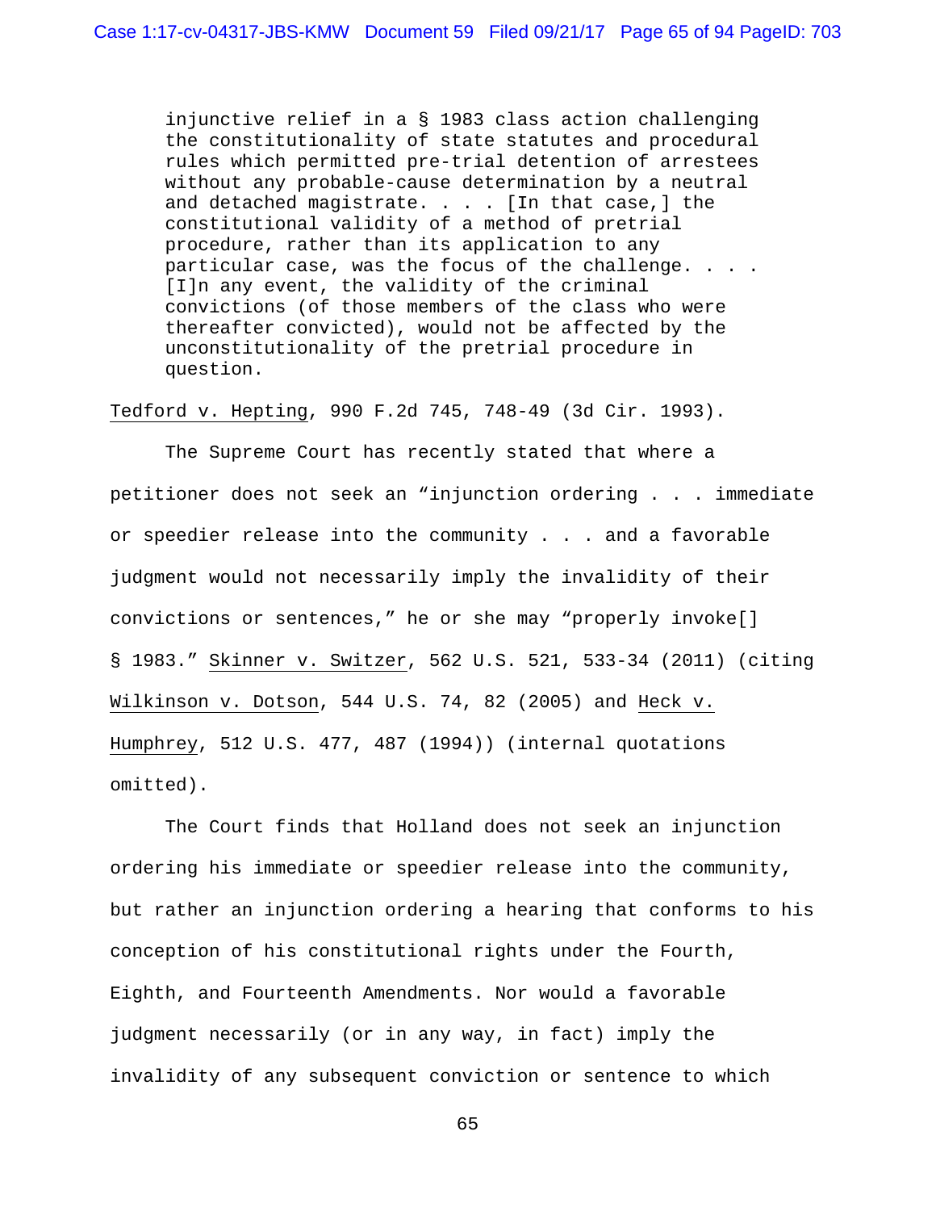> injunctive relief in a § 1983 class action challenging the constitutionality of state statutes and procedural rules which permitted pre-trial detention of arrestees without any probable-cause determination by a neutral and detached magistrate. . . . [In that case,] the constitutional validity of a method of pretrial procedure, rather than its application to any particular case, was the focus of the challenge. . . . [I]n any event, the validity of the criminal convictions (of those members of the class who were thereafter convicted), would not be affected by the unconstitutionality of the pretrial procedure in question.

Tedford v. Hepting, 990 F.2d 745, 748-49 (3d Cir. 1993).

The Supreme Court has recently stated that where a petitioner does not seek an "injunction ordering . . . immediate or speedier release into the community . . . and a favorable judgment would not necessarily imply the invalidity of their convictions or sentences," he or she may "properly invoke[] § 1983." Skinner v. Switzer, 562 U.S. 521, 533-34 (2011) (citing Wilkinson v. Dotson, 544 U.S. 74, 82 (2005) and Heck v. Humphrey, 512 U.S. 477, 487 (1994)) (internal quotations omitted).

The Court finds that Holland does not seek an injunction ordering his immediate or speedier release into the community, but rather an injunction ordering a hearing that conforms to his conception of his constitutional rights under the Fourth, Eighth, and Fourteenth Amendments. Nor would a favorable judgment necessarily (or in any way, in fact) imply the invalidity of any subsequent conviction or sentence to which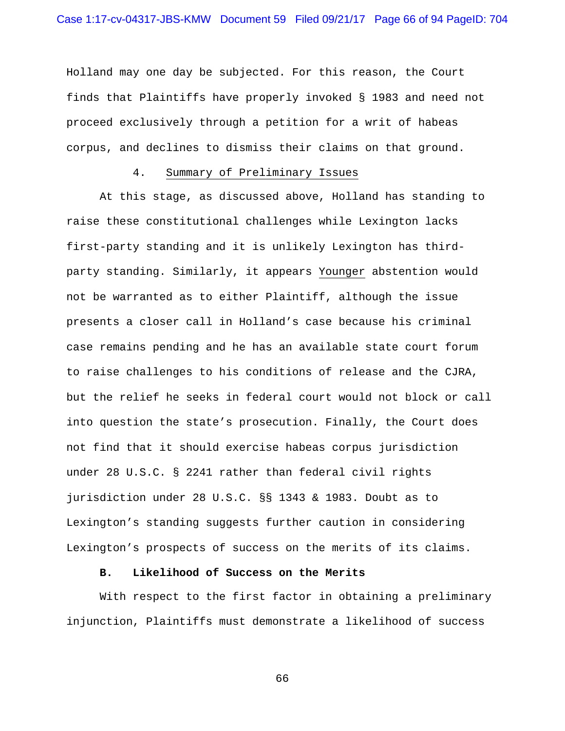Holland may one day be subjected. For this reason, the Court finds that Plaintiffs have properly invoked § 1983 and need not proceed exclusively through a petition for a writ of habeas corpus, and declines to dismiss their claims on that ground.

#### 4. Summary of Preliminary Issues

At this stage, as discussed above, Holland has standing to raise these constitutional challenges while Lexington lacks first-party standing and it is unlikely Lexington has third-party standing. Similarly, it appears Younger abstention would not be warranted as to either Plaintiff, although the issue presents a closer call in Holland's case because his criminal case remains pending and he has an available state court forum to raise challenges to his conditions of release and the CJRA, but the relief he seeks in federal court would not block or call into question the state's prosecution. Finally, the Court does not find that it should exercise habeas corpus jurisdiction under 28 U.S.C. § 2241 rather than federal civil rights jurisdiction under 28 U.S.C. §§ 1343 & 1983. Doubt as to Lexington's standing suggests further caution in considering Lexington's prospects of success on the merits of its claims.

### B. Likelihood of Success on the Merits

With respect to the first factor in obtaining a preliminary injunction, Plaintiffs must demonstrate a likelihood of success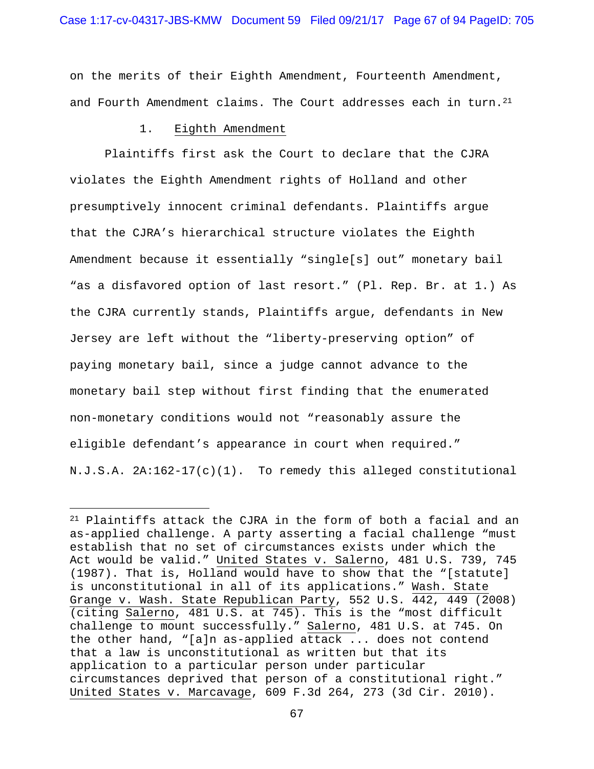on the merits of their Eighth Amendment, Fourteenth Amendment, and Fourth Amendment claims. The Court addresses each in turn.[21]

1. Eighth Amendment

Plaintiffs first ask the Court to declare that the CJRA violates the Eighth Amendment rights of Holland and other presumptively innocent criminal defendants. Plaintiffs argue that the CJRA's hierarchical structure violates the Eighth Amendment because it essentially "single[s] out" monetary bail "as a disfavored option of last resort." (Pl. Rep. Br. at 1.) As the CJRA currently stands, Plaintiffs argue, defendants in New Jersey are left without the "liberty-preserving option" of paying monetary bail, since a judge cannot advance to the monetary bail step without first finding that the enumerated non-monetary conditions would not "reasonably assure the eligible defendant's appearance in court when required." N.J.S.A. 2A:162-17(c)(1). To remedy this alleged constitutional

---

[21] Plaintiffs attack the CJRA in the form of both a facial and an as-applied challenge. A party asserting a facial challenge "must establish that no set of circumstances exists under which the Act would be valid." United States v. Salerno, 481 U.S. 739, 745 (1987). That is, Holland would have to show that the "[statute] is unconstitutional in all of its applications." Wash. State Grange v. Wash. State Republican Party, 552 U.S. 442, 449 (2008) (citing Salerno, 481 U.S. at 745). This is the "most difficult challenge to mount successfully." Salerno, 481 U.S. at 745. On the other hand, "[a]n as-applied attack ... does not contend that a law is unconstitutional as written but that its application to a particular person under particular circumstances deprived that person of a constitutional right." United States v. Marcavage, 609 F.3d 264, 273 (3d Cir. 2010).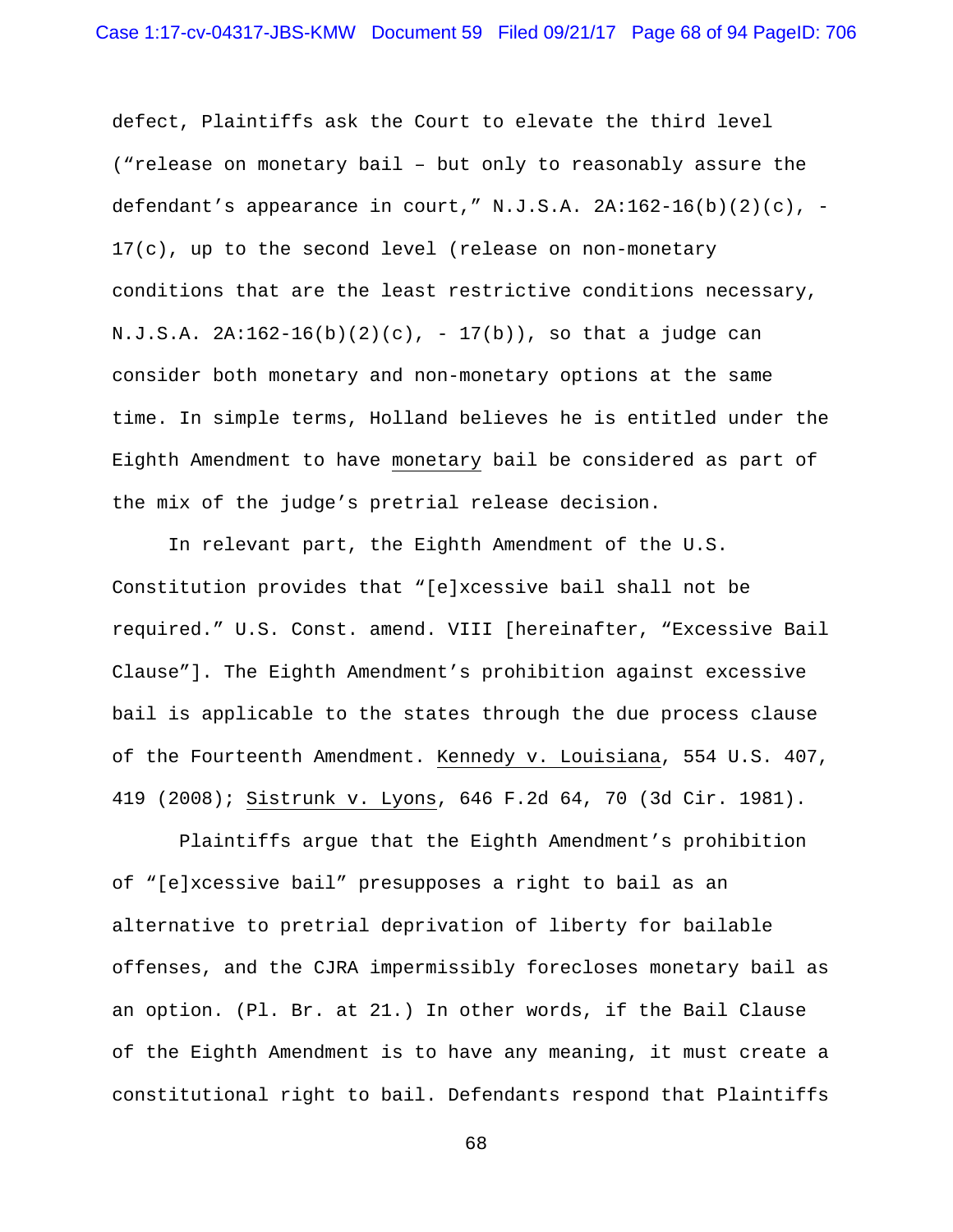defect, Plaintiffs ask the Court to elevate the third level ("release on monetary bail – but only to reasonably assure the defendant's appearance in court," N.J.S.A. 2A:162-16(b)(2)(c), -17(c), up to the second level (release on non-monetary conditions that are the least restrictive conditions necessary, N.J.S.A. 2A:162-16(b)(2)(c), - 17(b)), so that a judge can consider both monetary and non-monetary options at the same time. In simple terms, Holland believes he is entitled under the Eighth Amendment to have monetary bail be considered as part of the mix of the judge's pretrial release decision.

In relevant part, the Eighth Amendment of the U.S. Constitution provides that "[e]xcessive bail shall not be required." U.S. Const. amend. VIII [hereinafter, "Excessive Bail Clause"]. The Eighth Amendment's prohibition against excessive bail is applicable to the states through the due process clause of the Fourteenth Amendment. Kennedy v. Louisiana, 554 U.S. 407, 419 (2008); Sistrunk v. Lyons, 646 F.2d 64, 70 (3d Cir. 1981).

Plaintiffs argue that the Eighth Amendment's prohibition of "[e]xcessive bail" presupposes a right to bail as an alternative to pretrial deprivation of liberty for bailable offenses, and the CJRA impermissibly forecloses monetary bail as an option. (Pl. Br. at 21.) In other words, if the Bail Clause of the Eighth Amendment is to have any meaning, it must create a constitutional right to bail. Defendants respond that Plaintiffs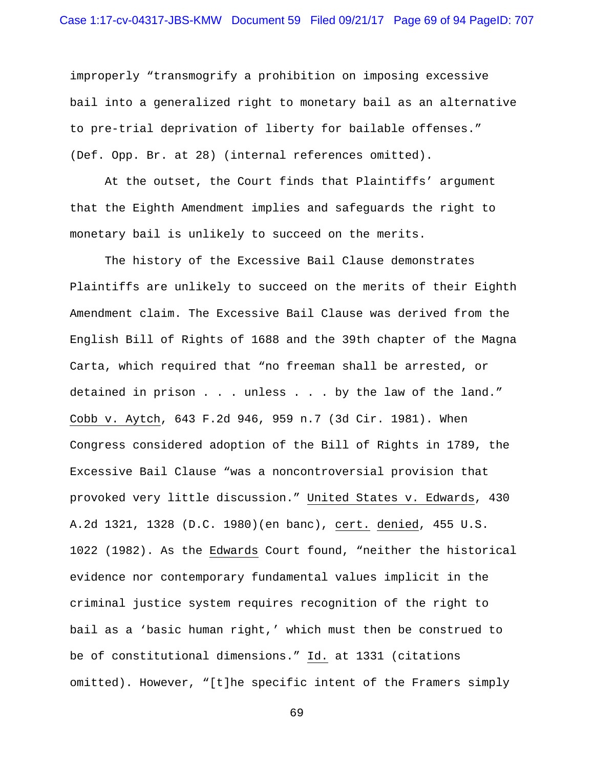improperly "transmogrify a prohibition on imposing excessive bail into a generalized right to monetary bail as an alternative to pre-trial deprivation of liberty for bailable offenses." (Def. Opp. Br. at 28) (internal references omitted).

At the outset, the Court finds that Plaintiffs' argument that the Eighth Amendment implies and safeguards the right to monetary bail is unlikely to succeed on the merits.

The history of the Excessive Bail Clause demonstrates Plaintiffs are unlikely to succeed on the merits of their Eighth Amendment claim. The Excessive Bail Clause was derived from the English Bill of Rights of 1688 and the 39th chapter of the Magna Carta, which required that "no freeman shall be arrested, or detained in prison . . . unless . . . by the law of the land." Cobb v. Aytch, 643 F.2d 946, 959 n.7 (3d Cir. 1981). When Congress considered adoption of the Bill of Rights in 1789, the Excessive Bail Clause "was a noncontroversial provision that provoked very little discussion." United States v. Edwards, 430 A.2d 1321, 1328 (D.C. 1980)(en banc), cert. denied, 455 U.S. 1022 (1982). As the Edwards Court found, "neither the historical evidence nor contemporary fundamental values implicit in the criminal justice system requires recognition of the right to bail as a 'basic human right,' which must then be construed to be of constitutional dimensions." Id. at 1331 (citations omitted). However, "[t]he specific intent of the Framers simply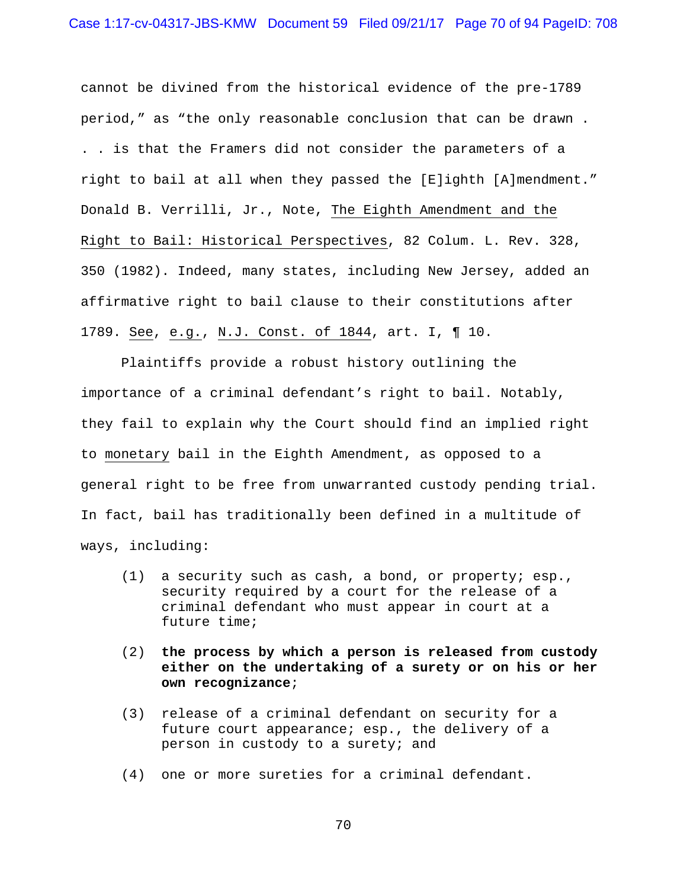cannot be divined from the historical evidence of the pre-1789 period," as "the only reasonable conclusion that can be drawn . . . is that the Framers did not consider the parameters of a right to bail at all when they passed the [E]ighth [A]mendment." Donald B. Verrilli, Jr., Note, The Eighth Amendment and the Right to Bail: Historical Perspectives, 82 Colum. L. Rev. 328, 350 (1982). Indeed, many states, including New Jersey, added an affirmative right to bail clause to their constitutions after 1789. See, e.g., N.J. Const. of 1844, art. I, ¶ 10.

Plaintiffs provide a robust history outlining the importance of a criminal defendant's right to bail. Notably, they fail to explain why the Court should find an implied right to monetary bail in the Eighth Amendment, as opposed to a general right to be free from unwarranted custody pending trial. In fact, bail has traditionally been defined in a multitude of ways, including:

> (1) a security such as cash, a bond, or property; esp., security required by a court for the release of a criminal defendant who must appear in court at a future time;
>
> (2) **the process by which a person is released from custody either on the undertaking of a surety or on his or her own recognizance**;
>
> (3) release of a criminal defendant on security for a future court appearance; esp., the delivery of a person in custody to a surety; and
>
> (4) one or more sureties for a criminal defendant.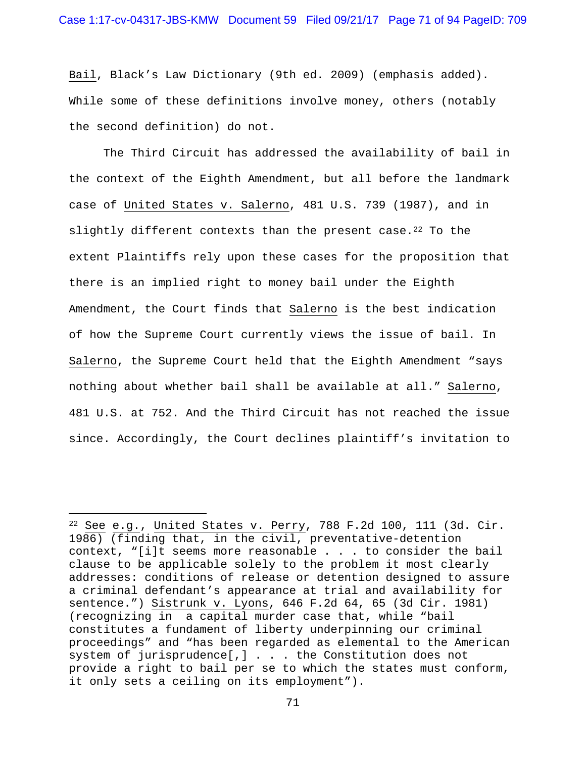Bail, Black's Law Dictionary (9th ed. 2009) (emphasis added). While some of these definitions involve money, others (notably the second definition) do not.

The Third Circuit has addressed the availability of bail in the context of the Eighth Amendment, but all before the landmark case of United States v. Salerno, 481 U.S. 739 (1987), and in slightly different contexts than the present case.[22] To the extent Plaintiffs rely upon these cases for the proposition that there is an implied right to money bail under the Eighth Amendment, the Court finds that Salerno is the best indication of how the Supreme Court currently views the issue of bail. In Salerno, the Supreme Court held that the Eighth Amendment "says nothing about whether bail shall be available at all." Salerno, 481 U.S. at 752. And the Third Circuit has not reached the issue since. Accordingly, the Court declines plaintiff's invitation to

---

[22] See e.g., United States v. Perry, 788 F.2d 100, 111 (3d. Cir. 1986) (finding that, in the civil, preventative-detention context, "[i]t seems more reasonable . . . to consider the bail clause to be applicable solely to the problem it most clearly addresses: conditions of release or detention designed to assure a criminal defendant's appearance at trial and availability for sentence.") Sistrunk v. Lyons, 646 F.2d 64, 65 (3d Cir. 1981) (recognizing in a capital murder case that, while "bail constitutes a fundament of liberty underpinning our criminal proceedings" and "has been regarded as elemental to the American system of jurisprudence[,] . . . the Constitution does not provide a right to bail per se to which the states must conform, it only sets a ceiling on its employment").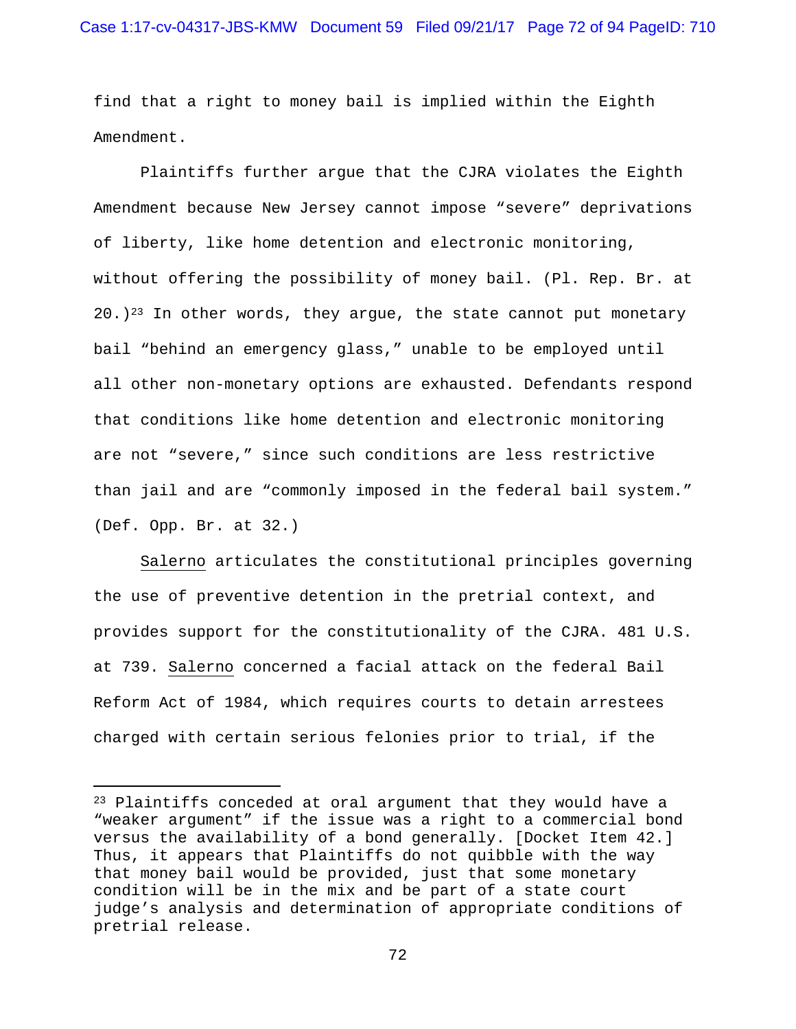find that a right to money bail is implied within the Eighth Amendment.

Plaintiffs further argue that the CJRA violates the Eighth Amendment because New Jersey cannot impose "severe" deprivations of liberty, like home detention and electronic monitoring, without offering the possibility of money bail. (Pl. Rep. Br. at 20.)[23] In other words, they argue, the state cannot put monetary bail "behind an emergency glass," unable to be employed until all other non-monetary options are exhausted. Defendants respond that conditions like home detention and electronic monitoring are not "severe," since such conditions are less restrictive than jail and are "commonly imposed in the federal bail system." (Def. Opp. Br. at 32.)

Salerno articulates the constitutional principles governing the use of preventive detention in the pretrial context, and provides support for the constitutionality of the CJRA. 481 U.S. at 739. Salerno concerned a facial attack on the federal Bail Reform Act of 1984, which requires courts to detain arrestees charged with certain serious felonies prior to trial, if the

---

[23] Plaintiffs conceded at oral argument that they would have a "weaker argument" if the issue was a right to a commercial bond versus the availability of a bond generally. [Docket Item 42.] Thus, it appears that Plaintiffs do not quibble with the way that money bail would be provided, just that some monetary condition will be in the mix and be part of a state court judge's analysis and determination of appropriate conditions of pretrial release.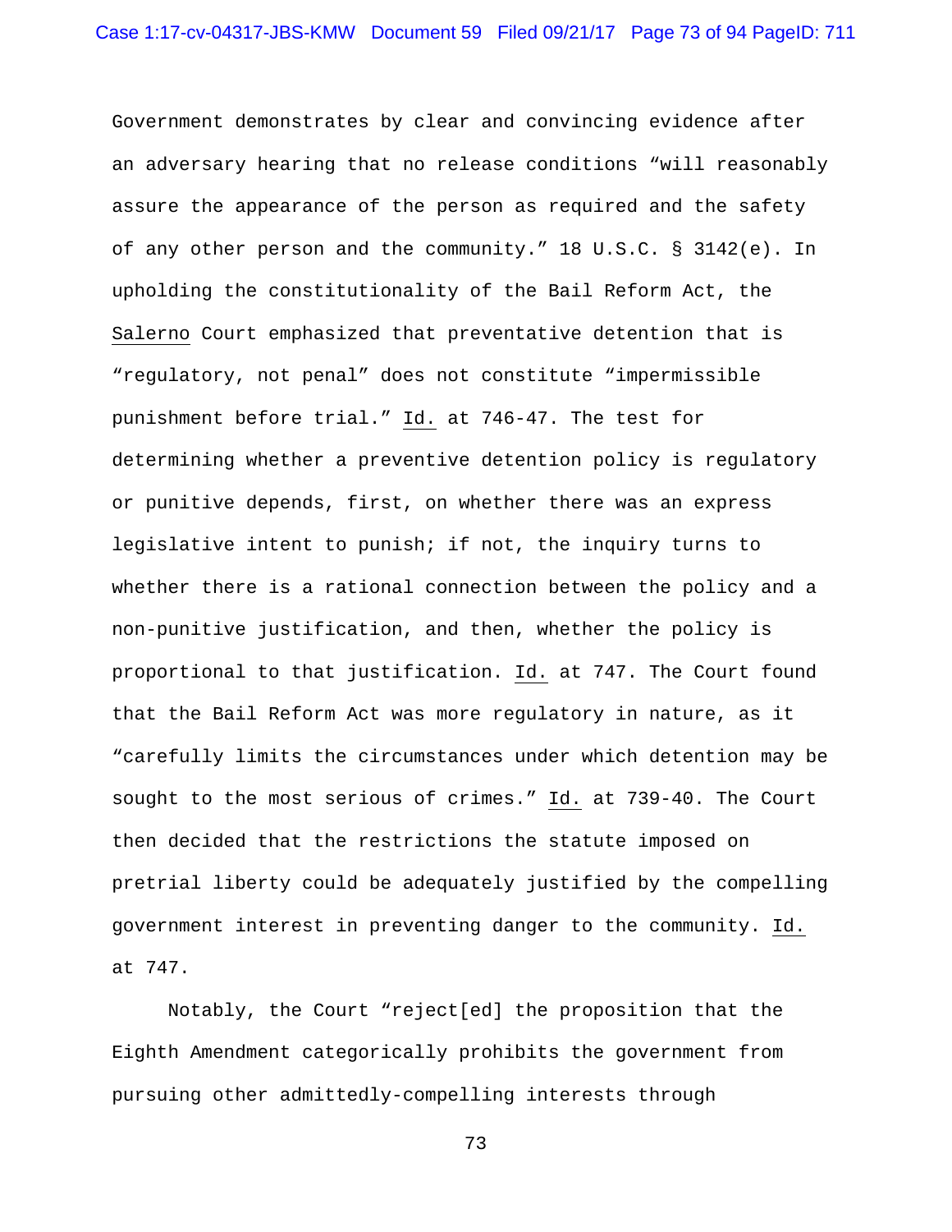Government demonstrates by clear and convincing evidence after an adversary hearing that no release conditions "will reasonably assure the appearance of the person as required and the safety of any other person and the community." 18 U.S.C. § 3142(e). In upholding the constitutionality of the Bail Reform Act, the Salerno Court emphasized that preventative detention that is "regulatory, not penal" does not constitute "impermissible punishment before trial." Id. at 746-47. The test for determining whether a preventive detention policy is regulatory or punitive depends, first, on whether there was an express legislative intent to punish; if not, the inquiry turns to whether there is a rational connection between the policy and a non-punitive justification, and then, whether the policy is proportional to that justification. Id. at 747. The Court found that the Bail Reform Act was more regulatory in nature, as it "carefully limits the circumstances under which detention may be sought to the most serious of crimes." Id. at 739-40. The Court then decided that the restrictions the statute imposed on pretrial liberty could be adequately justified by the compelling government interest in preventing danger to the community. Id. at 747.

Notably, the Court "reject[ed] the proposition that the Eighth Amendment categorically prohibits the government from pursuing other admittedly-compelling interests through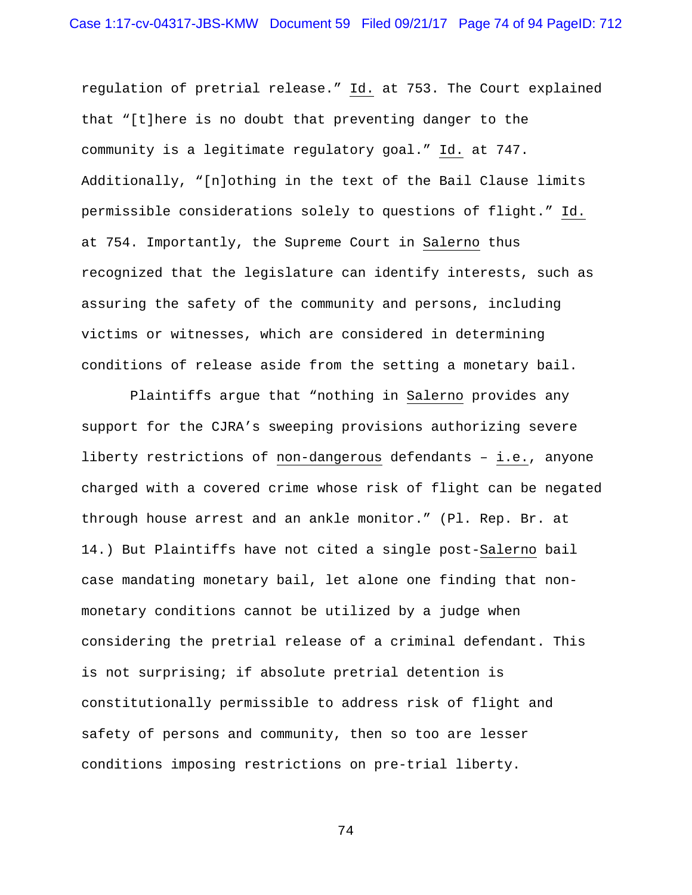regulation of pretrial release." Id. at 753. The Court explained that "[t]here is no doubt that preventing danger to the community is a legitimate regulatory goal." Id. at 747. Additionally, "[n]othing in the text of the Bail Clause limits permissible considerations solely to questions of flight." Id. at 754. Importantly, the Supreme Court in Salerno thus recognized that the legislature can identify interests, such as assuring the safety of the community and persons, including victims or witnesses, which are considered in determining conditions of release aside from the setting a monetary bail.

Plaintiffs argue that "nothing in Salerno provides any support for the CJRA's sweeping provisions authorizing severe liberty restrictions of non-dangerous defendants – i.e., anyone charged with a covered crime whose risk of flight can be negated through house arrest and an ankle monitor." (Pl. Rep. Br. at 14.) But Plaintiffs have not cited a single post-Salerno bail case mandating monetary bail, let alone one finding that non-monetary conditions cannot be utilized by a judge when considering the pretrial release of a criminal defendant. This is not surprising; if absolute pretrial detention is constitutionally permissible to address risk of flight and safety of persons and community, then so too are lesser conditions imposing restrictions on pre-trial liberty.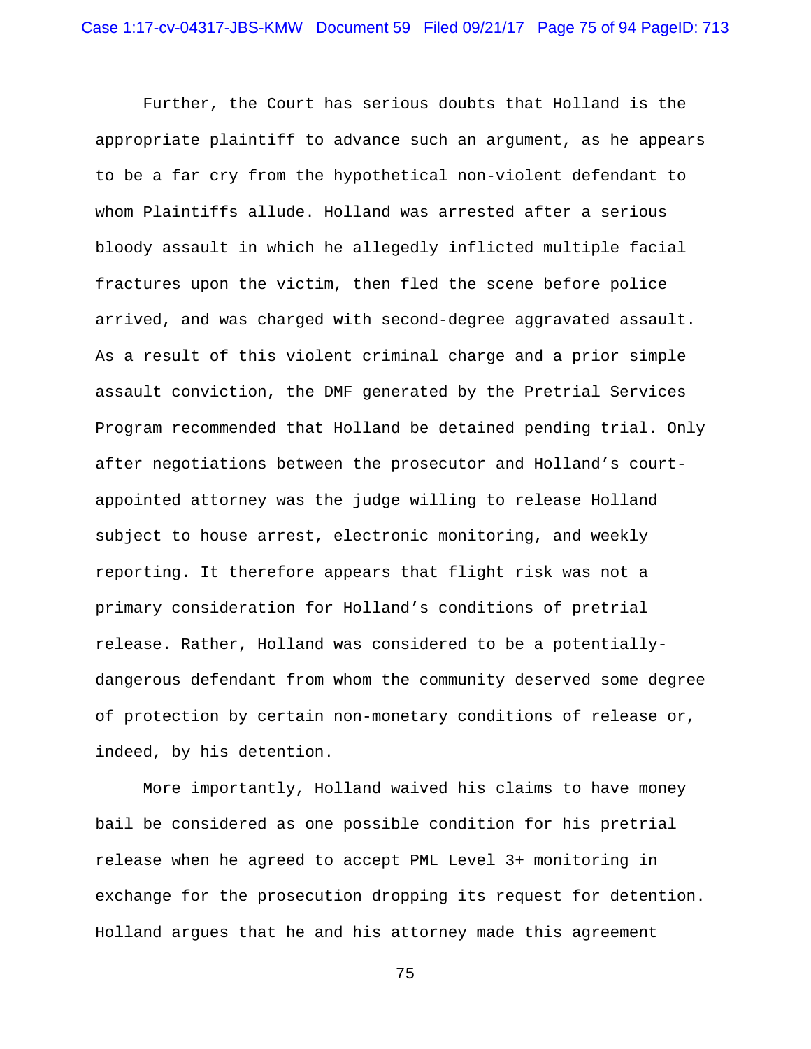Further, the Court has serious doubts that Holland is the appropriate plaintiff to advance such an argument, as he appears to be a far cry from the hypothetical non-violent defendant to whom Plaintiffs allude. Holland was arrested after a serious bloody assault in which he allegedly inflicted multiple facial fractures upon the victim, then fled the scene before police arrived, and was charged with second-degree aggravated assault. As a result of this violent criminal charge and a prior simple assault conviction, the DMF generated by the Pretrial Services Program recommended that Holland be detained pending trial. Only after negotiations between the prosecutor and Holland's court-appointed attorney was the judge willing to release Holland subject to house arrest, electronic monitoring, and weekly reporting. It therefore appears that flight risk was not a primary consideration for Holland's conditions of pretrial release. Rather, Holland was considered to be a potentially-dangerous defendant from whom the community deserved some degree of protection by certain non-monetary conditions of release or, indeed, by his detention.

More importantly, Holland waived his claims to have money bail be considered as one possible condition for his pretrial release when he agreed to accept PML Level 3+ monitoring in exchange for the prosecution dropping its request for detention. Holland argues that he and his attorney made this agreement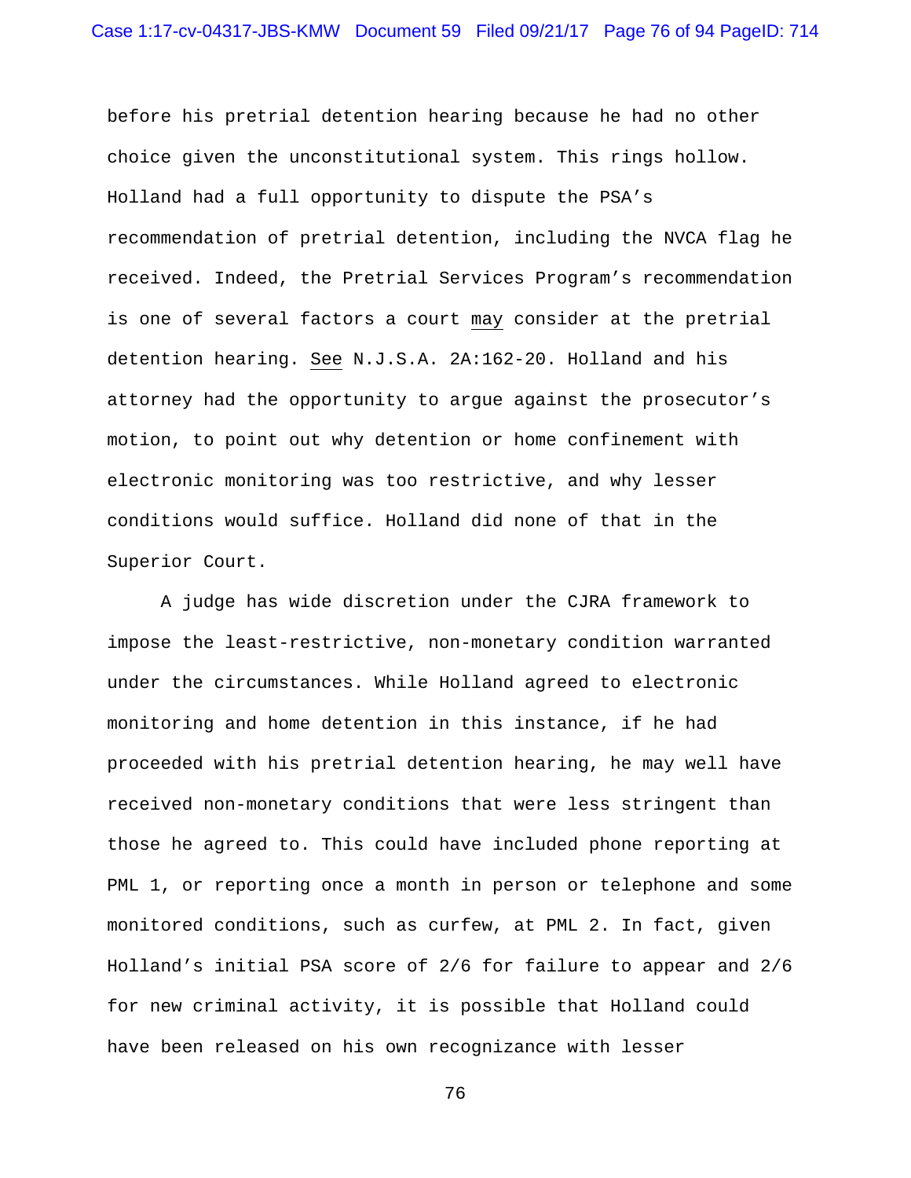before his pretrial detention hearing because he had no other choice given the unconstitutional system. This rings hollow. Holland had a full opportunity to dispute the PSA's recommendation of pretrial detention, including the NVCA flag he received. Indeed, the Pretrial Services Program's recommendation is one of several factors a court <u>may</u> consider at the pretrial detention hearing. <u>See</u> N.J.S.A. 2A:162-20. Holland and his attorney had the opportunity to argue against the prosecutor's motion, to point out why detention or home confinement with electronic monitoring was too restrictive, and why lesser conditions would suffice. Holland did none of that in the Superior Court.

A judge has wide discretion under the CJRA framework to impose the least-restrictive, non-monetary condition warranted under the circumstances. While Holland agreed to electronic monitoring and home detention in this instance, if he had proceeded with his pretrial detention hearing, he may well have received non-monetary conditions that were less stringent than those he agreed to. This could have included phone reporting at PML 1, or reporting once a month in person or telephone and some monitored conditions, such as curfew, at PML 2. In fact, given Holland's initial PSA score of 2/6 for failure to appear and 2/6 for new criminal activity, it is possible that Holland could have been released on his own recognizance with lesser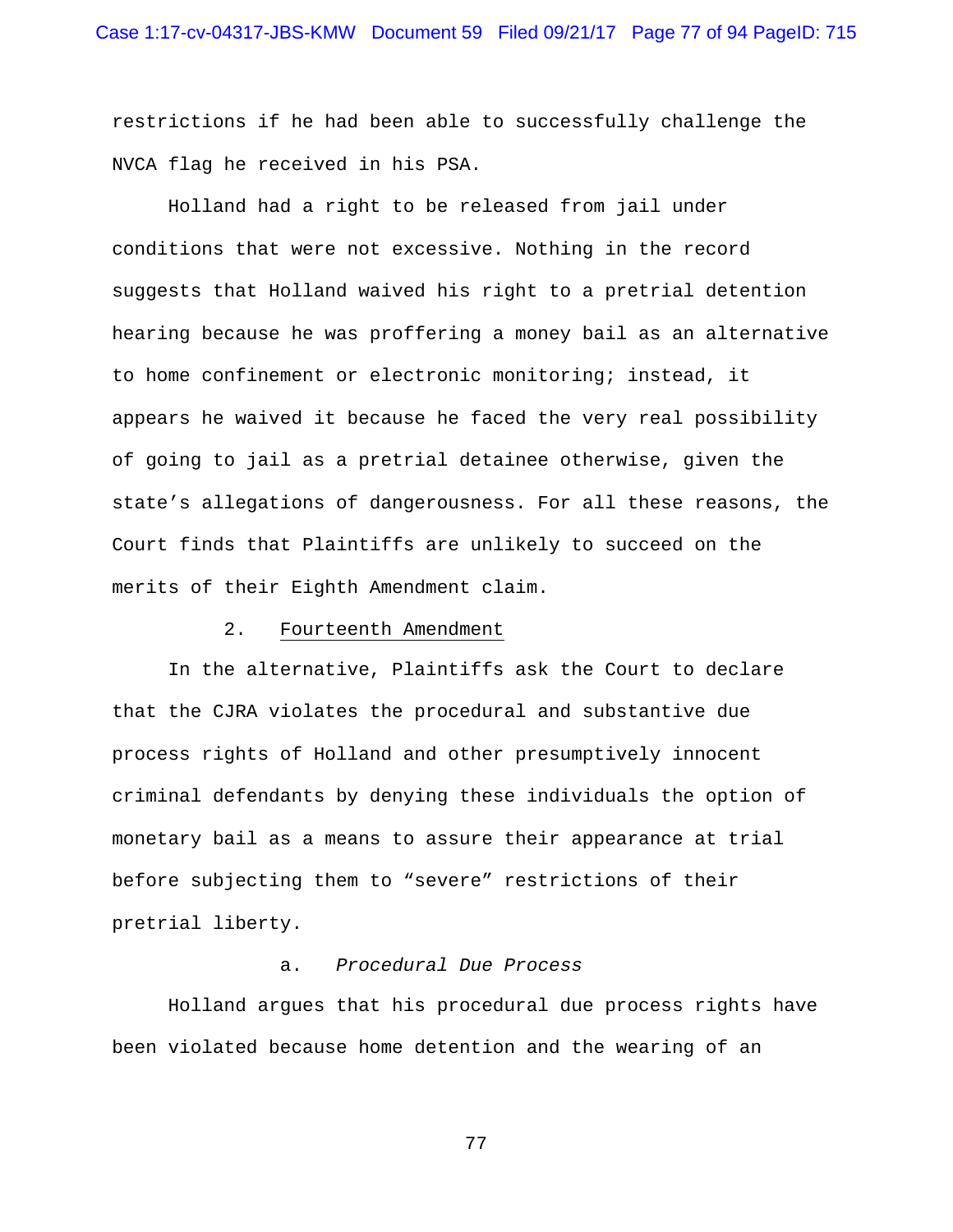restrictions if he had been able to successfully challenge the NVCA flag he received in his PSA.

Holland had a right to be released from jail under conditions that were not excessive. Nothing in the record suggests that Holland waived his right to a pretrial detention hearing because he was proffering a money bail as an alternative to home confinement or electronic monitoring; instead, it appears he waived it because he faced the very real possibility of going to jail as a pretrial detainee otherwise, given the state's allegations of dangerousness. For all these reasons, the Court finds that Plaintiffs are unlikely to succeed on the merits of their Eighth Amendment claim.

### 2. Fourteenth Amendment

In the alternative, Plaintiffs ask the Court to declare that the CJRA violates the procedural and substantive due process rights of Holland and other presumptively innocent criminal defendants by denying these individuals the option of monetary bail as a means to assure their appearance at trial before subjecting them to "severe" restrictions of their pretrial liberty.

#### a. *Procedural Due Process*

Holland argues that his procedural due process rights have been violated because home detention and the wearing of an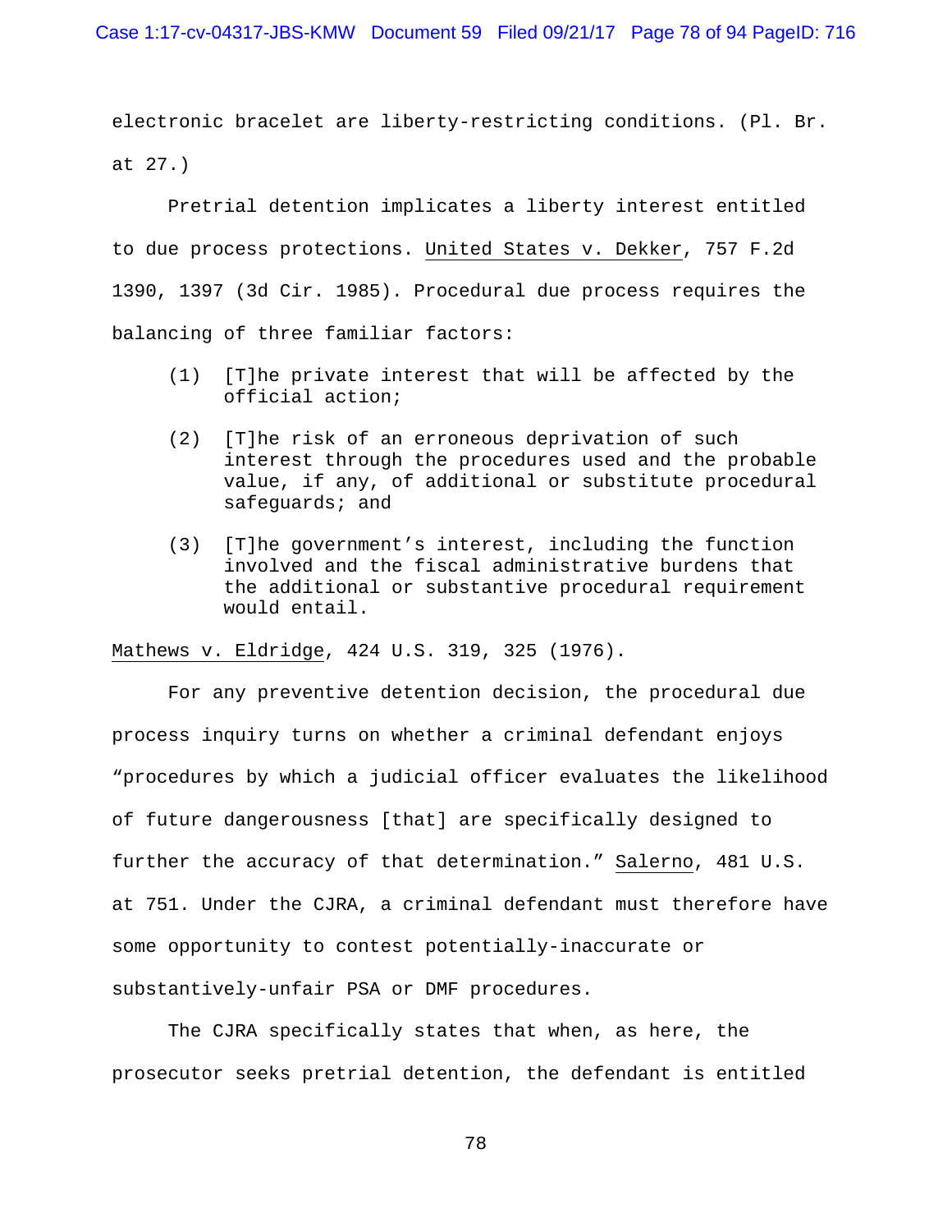electronic bracelet are liberty-restricting conditions. (Pl. Br. at 27.)

Pretrial detention implicates a liberty interest entitled to due process protections. United States v. Dekker, 757 F.2d 1390, 1397 (3d Cir. 1985). Procedural due process requires the balancing of three familiar factors:

> (1) [T]he private interest that will be affected by the official action;
>
> (2) [T]he risk of an erroneous deprivation of such interest through the procedures used and the probable value, if any, of additional or substitute procedural safeguards; and
>
> (3) [T]he government's interest, including the function involved and the fiscal administrative burdens that the additional or substantive procedural requirement would entail.

Mathews v. Eldridge, 424 U.S. 319, 325 (1976).

For any preventive detention decision, the procedural due process inquiry turns on whether a criminal defendant enjoys "procedures by which a judicial officer evaluates the likelihood of future dangerousness [that] are specifically designed to further the accuracy of that determination." Salerno, 481 U.S. at 751. Under the CJRA, a criminal defendant must therefore have some opportunity to contest potentially-inaccurate or substantively-unfair PSA or DMF procedures.

The CJRA specifically states that when, as here, the prosecutor seeks pretrial detention, the defendant is entitled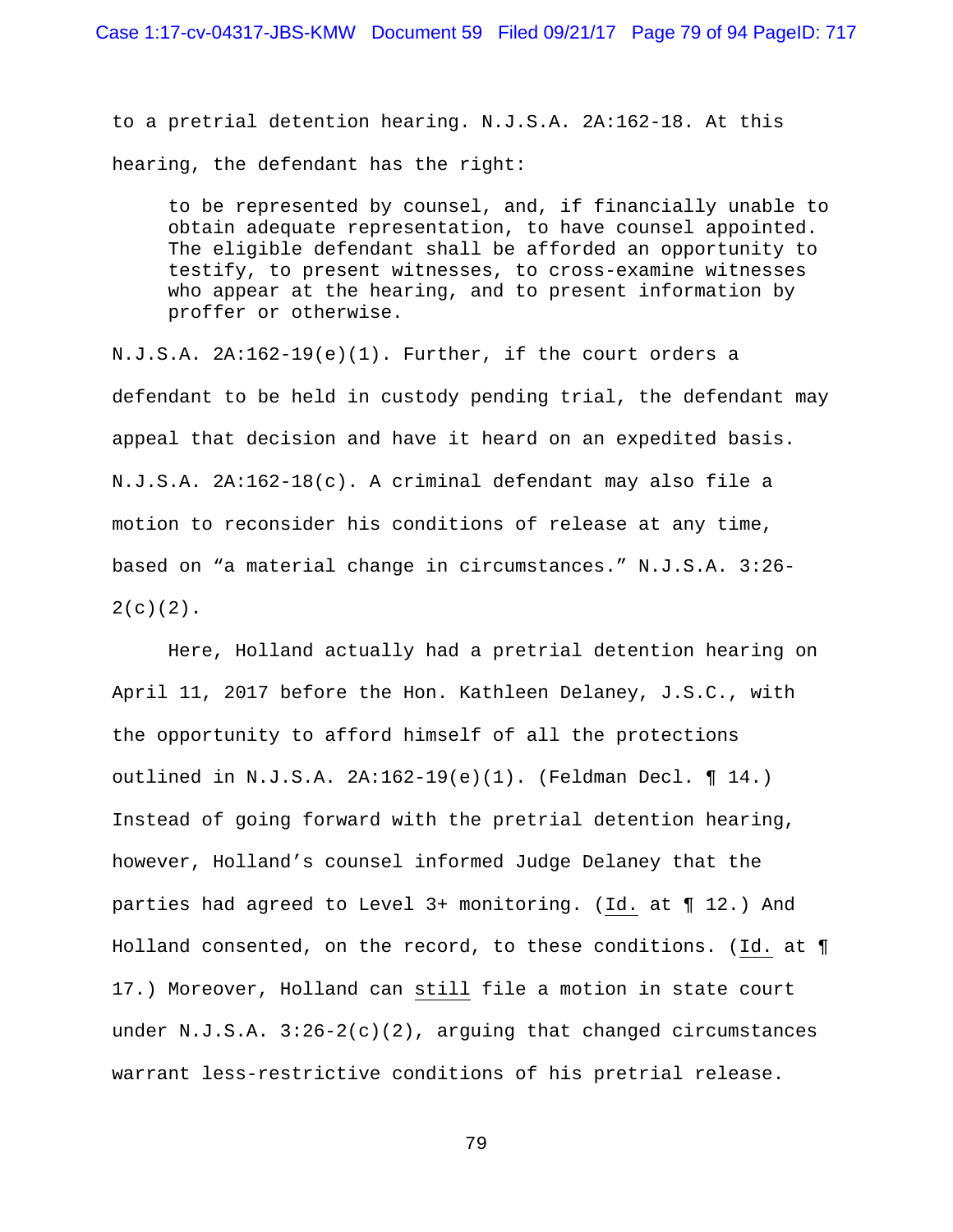to a pretrial detention hearing. N.J.S.A. 2A:162-18. At this hearing, the defendant has the right:

> to be represented by counsel, and, if financially unable to obtain adequate representation, to have counsel appointed. The eligible defendant shall be afforded an opportunity to testify, to present witnesses, to cross-examine witnesses who appear at the hearing, and to present information by proffer or otherwise.

N.J.S.A. 2A:162-19(e)(1). Further, if the court orders a defendant to be held in custody pending trial, the defendant may appeal that decision and have it heard on an expedited basis. N.J.S.A. 2A:162-18(c). A criminal defendant may also file a motion to reconsider his conditions of release at any time, based on "a material change in circumstances." N.J.S.A. 3:26-2(c)(2).

Here, Holland actually had a pretrial detention hearing on April 11, 2017 before the Hon. Kathleen Delaney, J.S.C., with the opportunity to afford himself of all the protections outlined in N.J.S.A. 2A:162-19(e)(1). (Feldman Decl. ¶ 14.) Instead of going forward with the pretrial detention hearing, however, Holland's counsel informed Judge Delaney that the parties had agreed to Level 3+ monitoring. (Id. at ¶ 12.) And Holland consented, on the record, to these conditions. (Id. at ¶ 17.) Moreover, Holland can still file a motion in state court under N.J.S.A. 3:26-2(c)(2), arguing that changed circumstances warrant less-restrictive conditions of his pretrial release.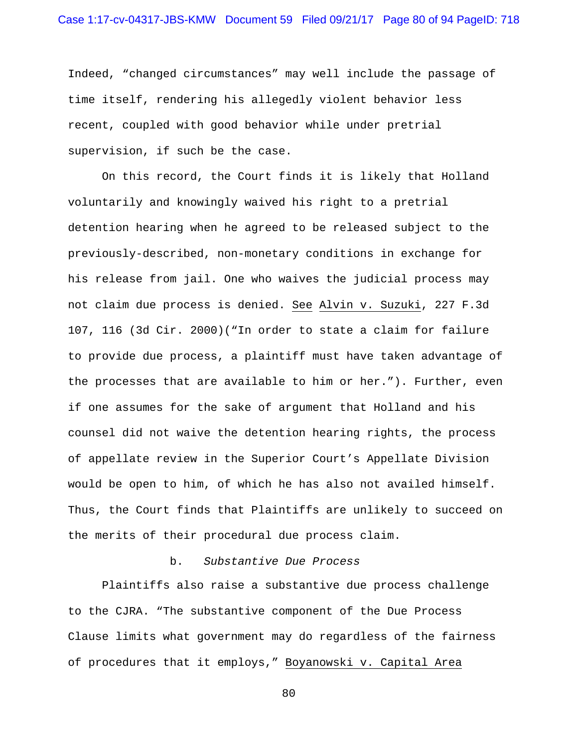Indeed, “changed circumstances” may well include the passage of time itself, rendering his allegedly violent behavior less recent, coupled with good behavior while under pretrial supervision, if such be the case.

On this record, the Court finds it is likely that Holland voluntarily and knowingly waived his right to a pretrial detention hearing when he agreed to be released subject to the previously-described, non-monetary conditions in exchange for his release from jail. One who waives the judicial process may not claim due process is denied. See Alvin v. Suzuki, 227 F.3d 107, 116 (3d Cir. 2000)(“In order to state a claim for failure to provide due process, a plaintiff must have taken advantage of the processes that are available to him or her.”). Further, even if one assumes for the sake of argument that Holland and his counsel did not waive the detention hearing rights, the process of appellate review in the Superior Court’s Appellate Division would be open to him, of which he has also not availed himself. Thus, the Court finds that Plaintiffs are unlikely to succeed on the merits of their procedural due process claim.

b. *Substantive Due Process*

Plaintiffs also raise a substantive due process challenge to the CJRA. “The substantive component of the Due Process Clause limits what government may do regardless of the fairness of procedures that it employs,” Boyanowski v. Capital Area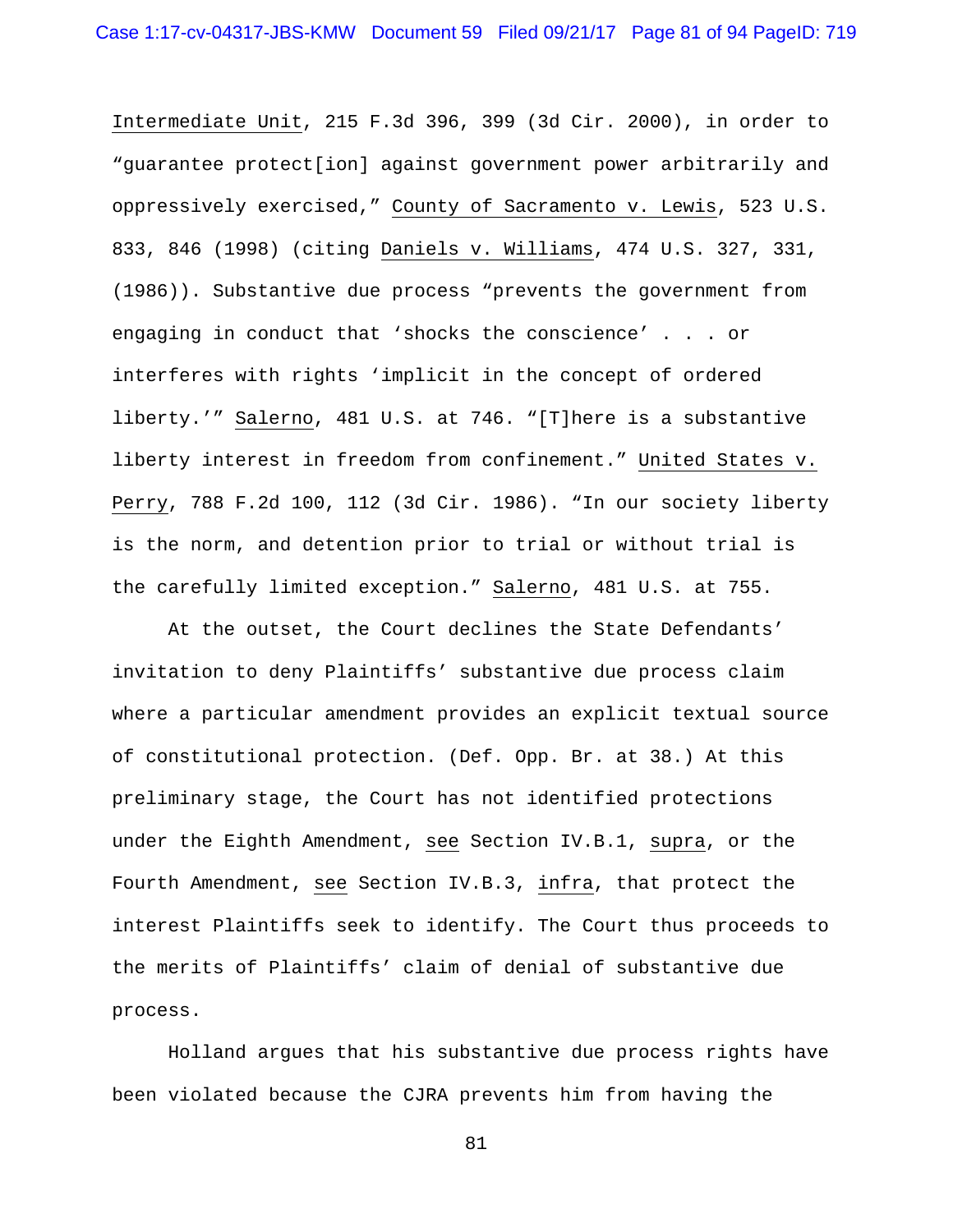Intermediate Unit, 215 F.3d 396, 399 (3d Cir. 2000), in order to "guarantee protect[ion] against government power arbitrarily and oppressively exercised," County of Sacramento v. Lewis, 523 U.S. 833, 846 (1998) (citing Daniels v. Williams, 474 U.S. 327, 331, (1986)). Substantive due process "prevents the government from engaging in conduct that 'shocks the conscience' . . . or interferes with rights 'implicit in the concept of ordered liberty.'" Salerno, 481 U.S. at 746. "[T]here is a substantive liberty interest in freedom from confinement." United States v. Perry, 788 F.2d 100, 112 (3d Cir. 1986). "In our society liberty is the norm, and detention prior to trial or without trial is the carefully limited exception." Salerno, 481 U.S. at 755.

At the outset, the Court declines the State Defendants' invitation to deny Plaintiffs' substantive due process claim where a particular amendment provides an explicit textual source of constitutional protection. (Def. Opp. Br. at 38.) At this preliminary stage, the Court has not identified protections under the Eighth Amendment, see Section IV.B.1, supra, or the Fourth Amendment, see Section IV.B.3, infra, that protect the interest Plaintiffs seek to identify. The Court thus proceeds to the merits of Plaintiffs' claim of denial of substantive due process.

Holland argues that his substantive due process rights have been violated because the CJRA prevents him from having the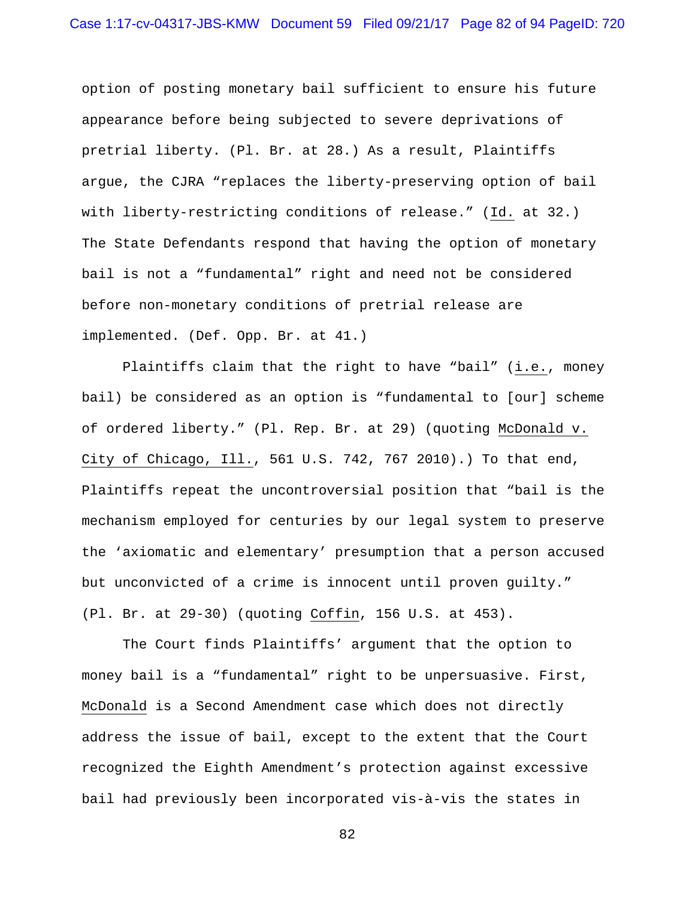option of posting monetary bail sufficient to ensure his future appearance before being subjected to severe deprivations of pretrial liberty. (Pl. Br. at 28.) As a result, Plaintiffs argue, the CJRA "replaces the liberty-preserving option of bail with liberty-restricting conditions of release." (Id. at 32.) The State Defendants respond that having the option of monetary bail is not a "fundamental" right and need not be considered before non-monetary conditions of pretrial release are implemented. (Def. Opp. Br. at 41.)

Plaintiffs claim that the right to have "bail" (i.e., money bail) be considered as an option is "fundamental to [our] scheme of ordered liberty." (Pl. Rep. Br. at 29) (quoting McDonald v. City of Chicago, Ill., 561 U.S. 742, 767 2010).) To that end, Plaintiffs repeat the uncontroversial position that "bail is the mechanism employed for centuries by our legal system to preserve the 'axiomatic and elementary' presumption that a person accused but unconvicted of a crime is innocent until proven guilty." (Pl. Br. at 29-30) (quoting Coffin, 156 U.S. at 453).

The Court finds Plaintiffs' argument that the option to money bail is a "fundamental" right to be unpersuasive. First, McDonald is a Second Amendment case which does not directly address the issue of bail, except to the extent that the Court recognized the Eighth Amendment's protection against excessive bail had previously been incorporated vis-à-vis the states in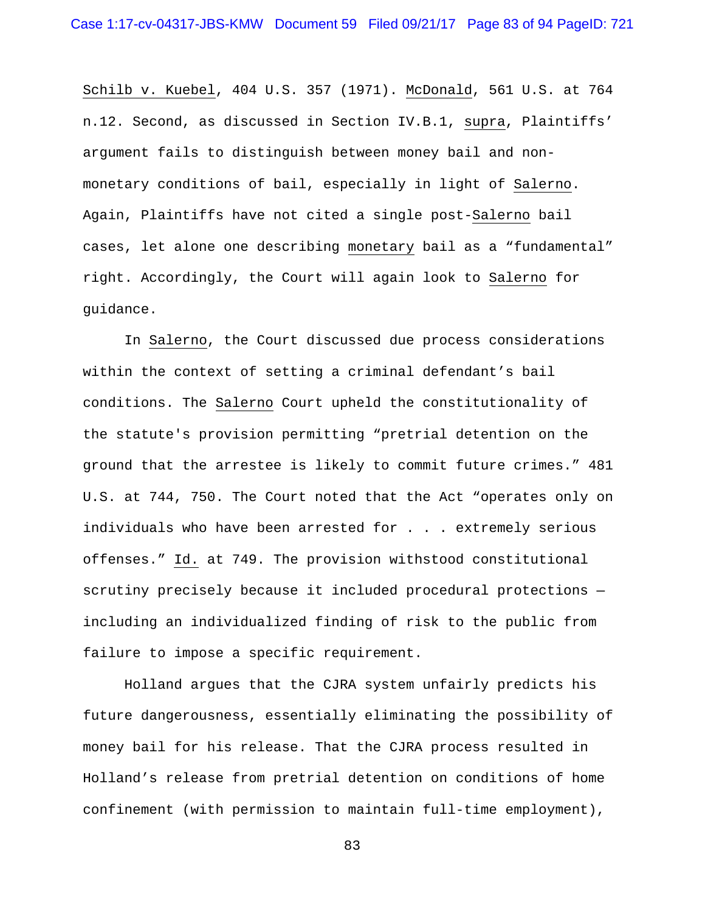Schilb v. Kuebel, 404 U.S. 357 (1971). McDonald, 561 U.S. at 764 n.12. Second, as discussed in Section IV.B.1, supra, Plaintiffs' argument fails to distinguish between money bail and non-monetary conditions of bail, especially in light of Salerno. Again, Plaintiffs have not cited a single post-Salerno bail cases, let alone one describing monetary bail as a "fundamental" right. Accordingly, the Court will again look to Salerno for guidance.

In Salerno, the Court discussed due process considerations within the context of setting a criminal defendant's bail conditions. The Salerno Court upheld the constitutionality of the statute's provision permitting "pretrial detention on the ground that the arrestee is likely to commit future crimes." 481 U.S. at 744, 750. The Court noted that the Act "operates only on individuals who have been arrested for . . . extremely serious offenses." Id. at 749. The provision withstood constitutional scrutiny precisely because it included procedural protections — including an individualized finding of risk to the public from failure to impose a specific requirement.

Holland argues that the CJRA system unfairly predicts his future dangerousness, essentially eliminating the possibility of money bail for his release. That the CJRA process resulted in Holland's release from pretrial detention on conditions of home confinement (with permission to maintain full-time employment),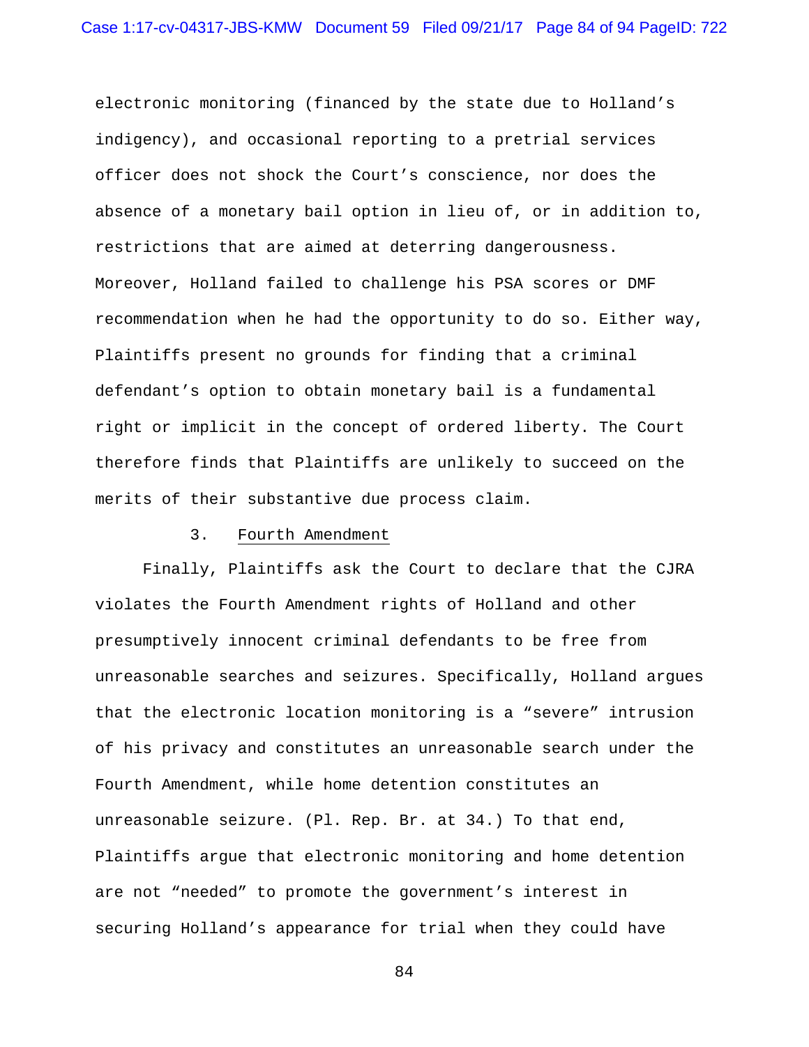electronic monitoring (financed by the state due to Holland's indigency), and occasional reporting to a pretrial services officer does not shock the Court's conscience, nor does the absence of a monetary bail option in lieu of, or in addition to, restrictions that are aimed at deterring dangerousness. Moreover, Holland failed to challenge his PSA scores or DMF recommendation when he had the opportunity to do so. Either way, Plaintiffs present no grounds for finding that a criminal defendant's option to obtain monetary bail is a fundamental right or implicit in the concept of ordered liberty. The Court therefore finds that Plaintiffs are unlikely to succeed on the merits of their substantive due process claim.

### 3. Fourth Amendment

Finally, Plaintiffs ask the Court to declare that the CJRA violates the Fourth Amendment rights of Holland and other presumptively innocent criminal defendants to be free from unreasonable searches and seizures. Specifically, Holland argues that the electronic location monitoring is a "severe" intrusion of his privacy and constitutes an unreasonable search under the Fourth Amendment, while home detention constitutes an unreasonable seizure. (Pl. Rep. Br. at 34.) To that end, Plaintiffs argue that electronic monitoring and home detention are not "needed" to promote the government's interest in securing Holland's appearance for trial when they could have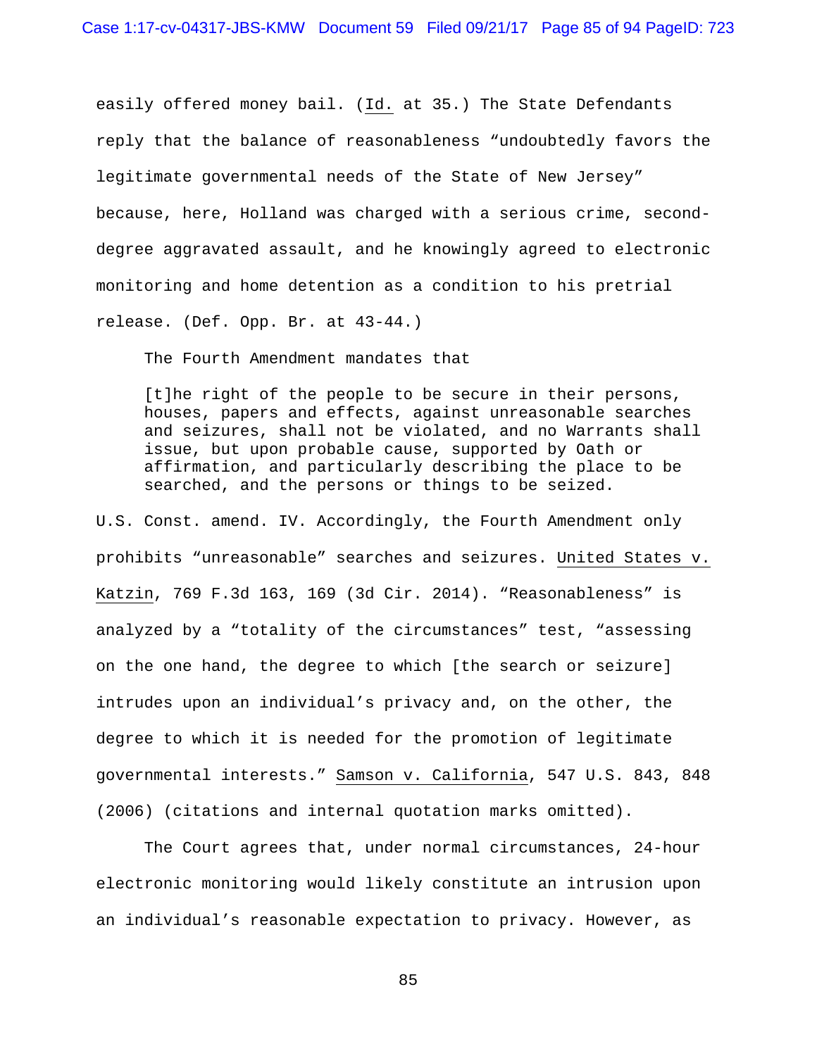easily offered money bail. (Id. at 35.) The State Defendants reply that the balance of reasonableness "undoubtedly favors the legitimate governmental needs of the State of New Jersey" because, here, Holland was charged with a serious crime, second-degree aggravated assault, and he knowingly agreed to electronic monitoring and home detention as a condition to his pretrial release. (Def. Opp. Br. at 43-44.)

The Fourth Amendment mandates that

> [t]he right of the people to be secure in their persons, houses, papers and effects, against unreasonable searches and seizures, shall not be violated, and no Warrants shall issue, but upon probable cause, supported by Oath or affirmation, and particularly describing the place to be searched, and the persons or things to be seized.

U.S. Const. amend. IV. Accordingly, the Fourth Amendment only prohibits "unreasonable" searches and seizures. United States v. Katzin, 769 F.3d 163, 169 (3d Cir. 2014). "Reasonableness" is analyzed by a "totality of the circumstances" test, "assessing on the one hand, the degree to which [the search or seizure] intrudes upon an individual's privacy and, on the other, the degree to which it is needed for the promotion of legitimate governmental interests." Samson v. California, 547 U.S. 843, 848 (2006) (citations and internal quotation marks omitted).

The Court agrees that, under normal circumstances, 24-hour electronic monitoring would likely constitute an intrusion upon an individual's reasonable expectation to privacy. However, as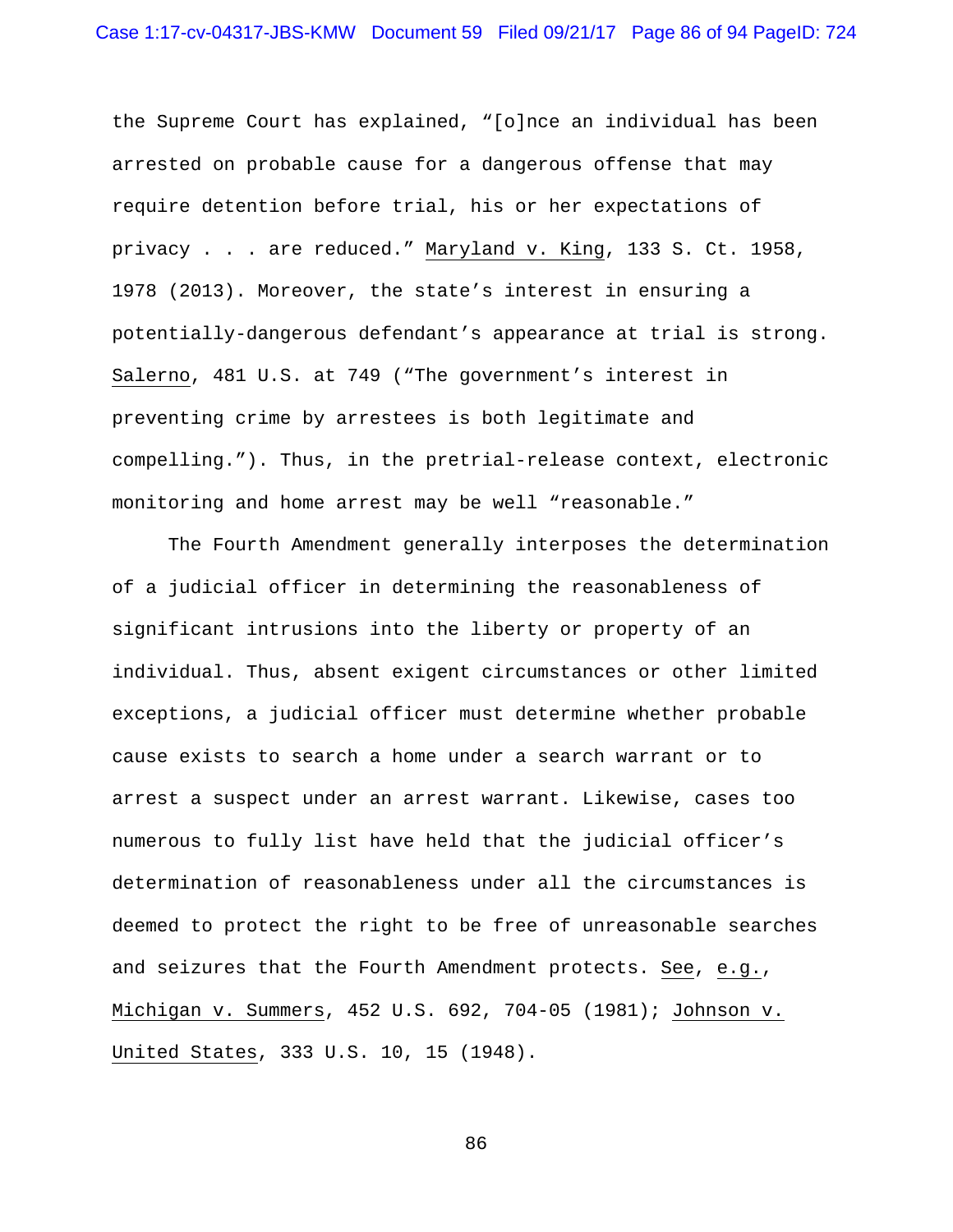the Supreme Court has explained, "[o]nce an individual has been arrested on probable cause for a dangerous offense that may require detention before trial, his or her expectations of privacy . . . are reduced." Maryland v. King, 133 S. Ct. 1958, 1978 (2013). Moreover, the state's interest in ensuring a potentially-dangerous defendant's appearance at trial is strong. Salerno, 481 U.S. at 749 ("The government's interest in preventing crime by arrestees is both legitimate and compelling."). Thus, in the pretrial-release context, electronic monitoring and home arrest may be well "reasonable."

The Fourth Amendment generally interposes the determination of a judicial officer in determining the reasonableness of significant intrusions into the liberty or property of an individual. Thus, absent exigent circumstances or other limited exceptions, a judicial officer must determine whether probable cause exists to search a home under a search warrant or to arrest a suspect under an arrest warrant. Likewise, cases too numerous to fully list have held that the judicial officer's determination of reasonableness under all the circumstances is deemed to protect the right to be free of unreasonable searches and seizures that the Fourth Amendment protects. See, e.g., Michigan v. Summers, 452 U.S. 692, 704-05 (1981); Johnson v. United States, 333 U.S. 10, 15 (1948).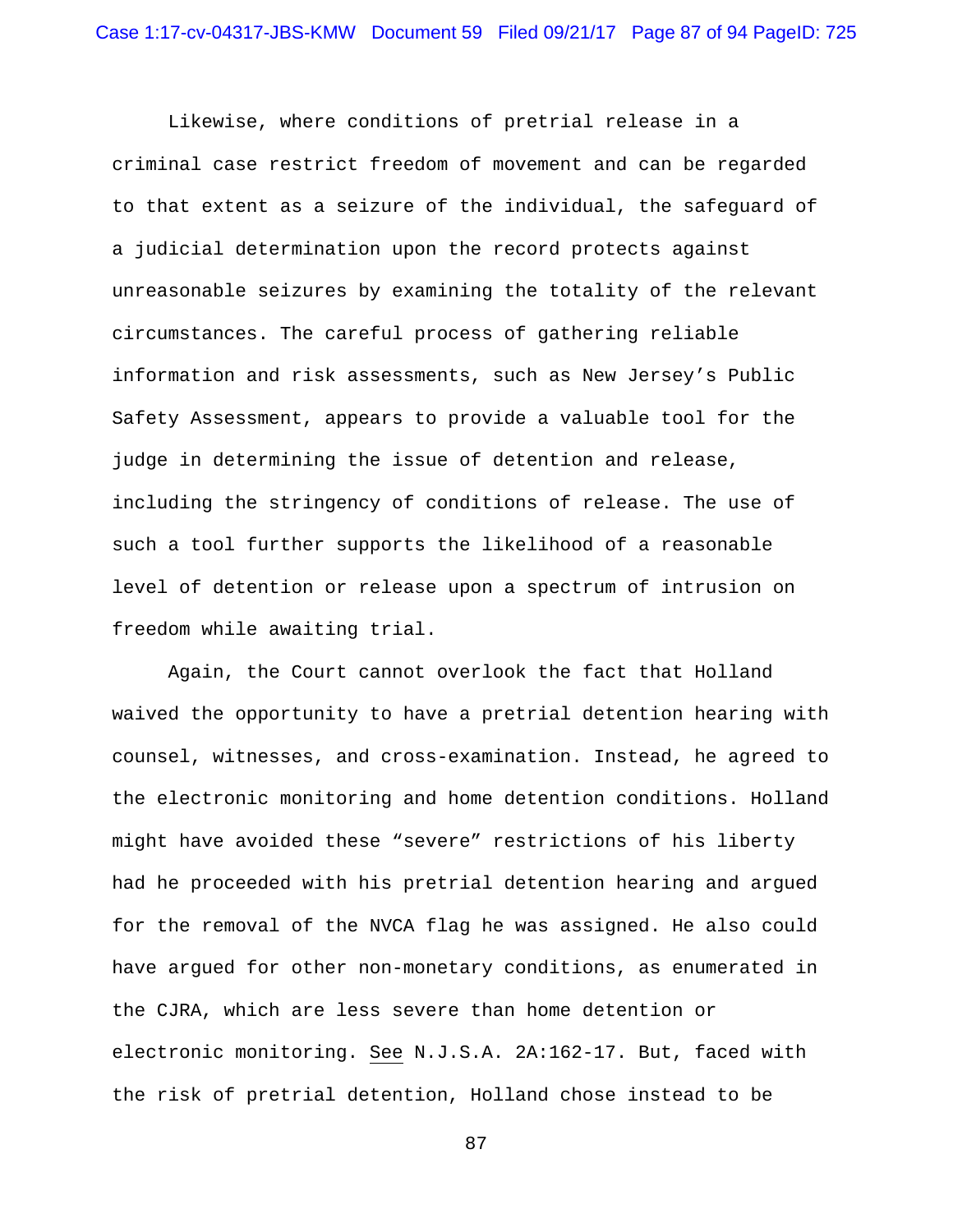Likewise, where conditions of pretrial release in a criminal case restrict freedom of movement and can be regarded to that extent as a seizure of the individual, the safeguard of a judicial determination upon the record protects against unreasonable seizures by examining the totality of the relevant circumstances. The careful process of gathering reliable information and risk assessments, such as New Jersey's Public Safety Assessment, appears to provide a valuable tool for the judge in determining the issue of detention and release, including the stringency of conditions of release. The use of such a tool further supports the likelihood of a reasonable level of detention or release upon a spectrum of intrusion on freedom while awaiting trial.

Again, the Court cannot overlook the fact that Holland waived the opportunity to have a pretrial detention hearing with counsel, witnesses, and cross-examination. Instead, he agreed to the electronic monitoring and home detention conditions. Holland might have avoided these "severe" restrictions of his liberty had he proceeded with his pretrial detention hearing and argued for the removal of the NVCA flag he was assigned. He also could have argued for other non-monetary conditions, as enumerated in the CJRA, which are less severe than home detention or electronic monitoring. See N.J.S.A. 2A:162-17. But, faced with the risk of pretrial detention, Holland chose instead to be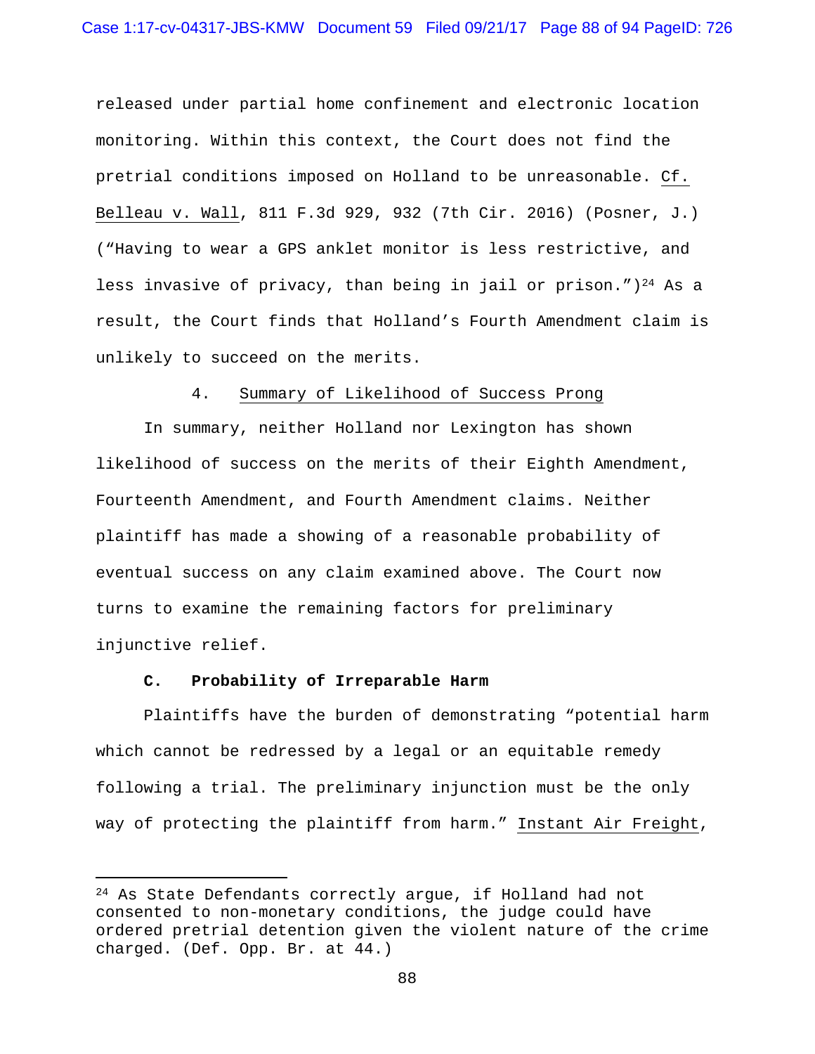released under partial home confinement and electronic location monitoring. Within this context, the Court does not find the pretrial conditions imposed on Holland to be unreasonable. Cf. Belleau v. Wall, 811 F.3d 929, 932 (7th Cir. 2016) (Posner, J.) ("Having to wear a GPS anklet monitor is less restrictive, and less invasive of privacy, than being in jail or prison.")[24] As a result, the Court finds that Holland's Fourth Amendment claim is unlikely to succeed on the merits.

4. Summary of Likelihood of Success Prong

In summary, neither Holland nor Lexington has shown likelihood of success on the merits of their Eighth Amendment, Fourteenth Amendment, and Fourth Amendment claims. Neither plaintiff has made a showing of a reasonable probability of eventual success on any claim examined above. The Court now turns to examine the remaining factors for preliminary injunctive relief.

**C. Probability of Irreparable Harm**

Plaintiffs have the burden of demonstrating "potential harm which cannot be redressed by a legal or an equitable remedy following a trial. The preliminary injunction must be the only way of protecting the plaintiff from harm." Instant Air Freight,

---

[24] As State Defendants correctly argue, if Holland had not consented to non-monetary conditions, the judge could have ordered pretrial detention given the violent nature of the crime charged. (Def. Opp. Br. at 44.)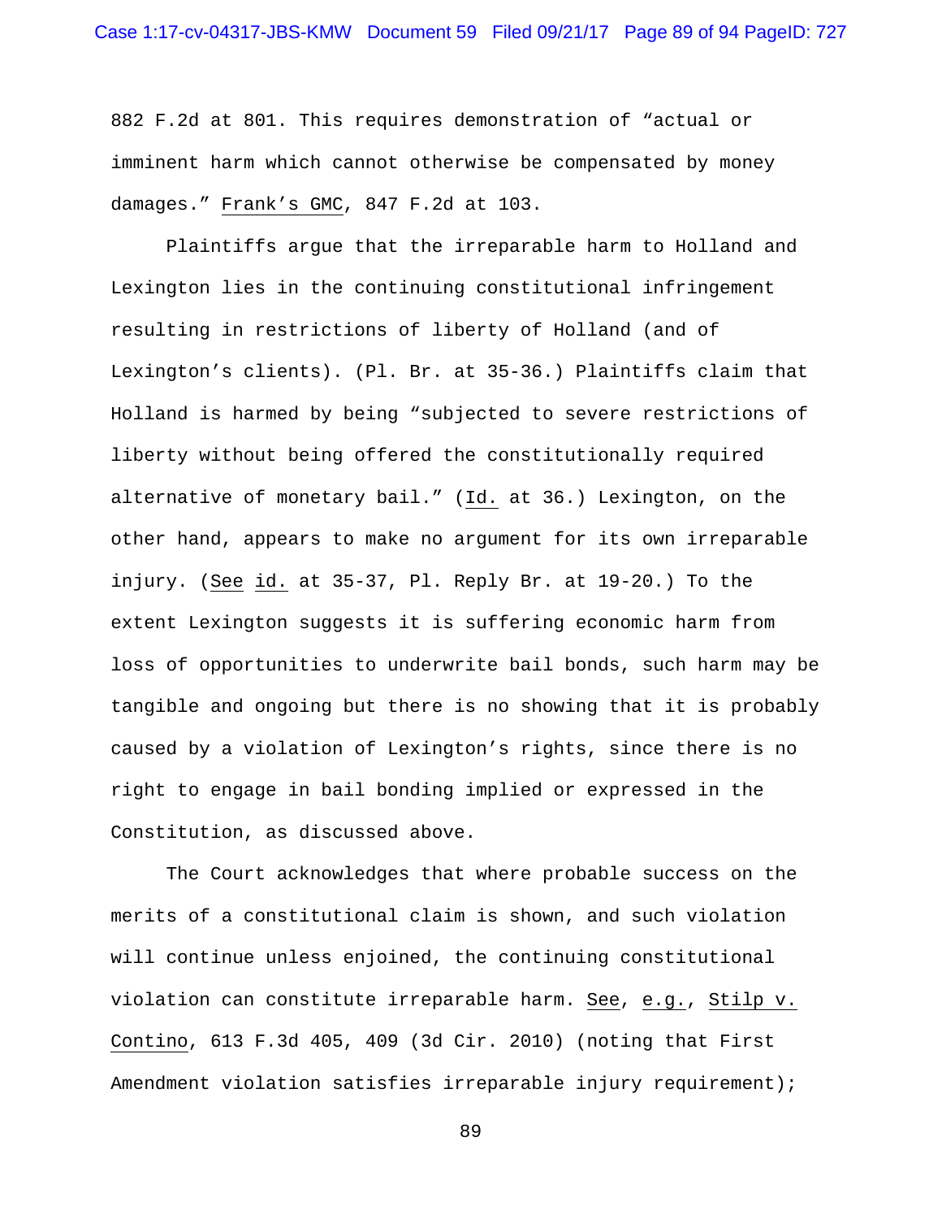882 F.2d at 801. This requires demonstration of "actual or imminent harm which cannot otherwise be compensated by money damages." Frank's GMC, 847 F.2d at 103.

Plaintiffs argue that the irreparable harm to Holland and Lexington lies in the continuing constitutional infringement resulting in restrictions of liberty of Holland (and of Lexington's clients). (Pl. Br. at 35-36.) Plaintiffs claim that Holland is harmed by being "subjected to severe restrictions of liberty without being offered the constitutionally required alternative of monetary bail." (Id. at 36.) Lexington, on the other hand, appears to make no argument for its own irreparable injury. (See id. at 35-37, Pl. Reply Br. at 19-20.) To the extent Lexington suggests it is suffering economic harm from loss of opportunities to underwrite bail bonds, such harm may be tangible and ongoing but there is no showing that it is probably caused by a violation of Lexington's rights, since there is no right to engage in bail bonding implied or expressed in the Constitution, as discussed above.

The Court acknowledges that where probable success on the merits of a constitutional claim is shown, and such violation will continue unless enjoined, the continuing constitutional violation can constitute irreparable harm. See, e.g., Stilp v. Contino, 613 F.3d 405, 409 (3d Cir. 2010) (noting that First Amendment violation satisfies irreparable injury requirement);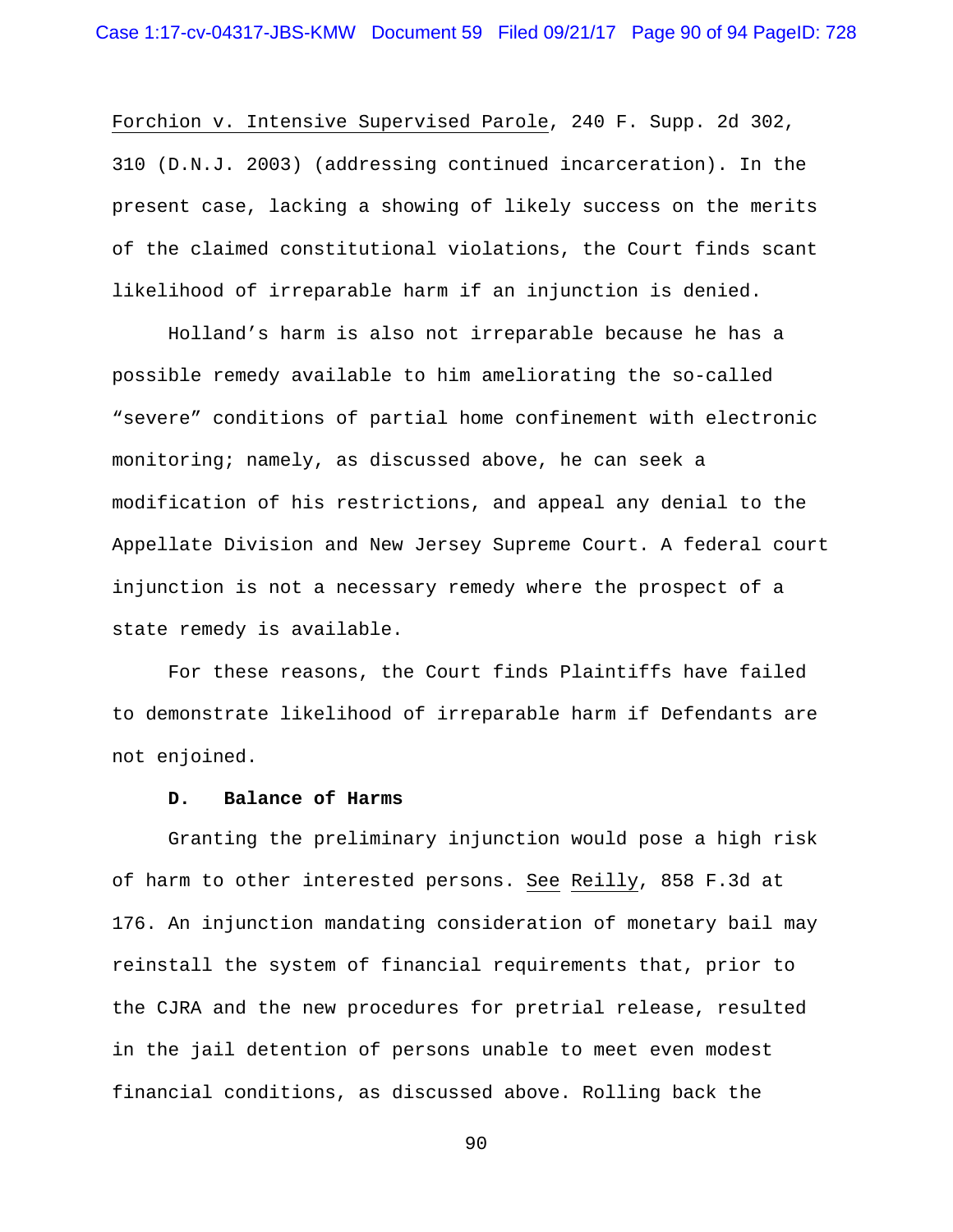Forchion v. Intensive Supervised Parole, 240 F. Supp. 2d 302, 310 (D.N.J. 2003) (addressing continued incarceration). In the present case, lacking a showing of likely success on the merits of the claimed constitutional violations, the Court finds scant likelihood of irreparable harm if an injunction is denied.

Holland's harm is also not irreparable because he has a possible remedy available to him ameliorating the so-called "severe" conditions of partial home confinement with electronic monitoring; namely, as discussed above, he can seek a modification of his restrictions, and appeal any denial to the Appellate Division and New Jersey Supreme Court. A federal court injunction is not a necessary remedy where the prospect of a state remedy is available.

For these reasons, the Court finds Plaintiffs have failed to demonstrate likelihood of irreparable harm if Defendants are not enjoined.

**D. Balance of Harms**

Granting the preliminary injunction would pose a high risk of harm to other interested persons. See Reilly, 858 F.3d at 176. An injunction mandating consideration of monetary bail may reinstall the system of financial requirements that, prior to the CJRA and the new procedures for pretrial release, resulted in the jail detention of persons unable to meet even modest financial conditions, as discussed above. Rolling back the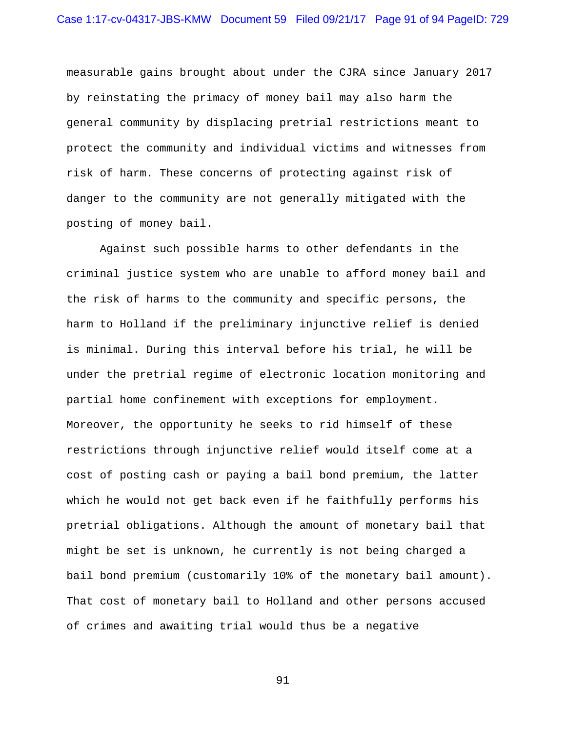measurable gains brought about under the CJRA since January 2017 by reinstating the primacy of money bail may also harm the general community by displacing pretrial restrictions meant to protect the community and individual victims and witnesses from risk of harm. These concerns of protecting against risk of danger to the community are not generally mitigated with the posting of money bail.

Against such possible harms to other defendants in the criminal justice system who are unable to afford money bail and the risk of harms to the community and specific persons, the harm to Holland if the preliminary injunctive relief is denied is minimal. During this interval before his trial, he will be under the pretrial regime of electronic location monitoring and partial home confinement with exceptions for employment. Moreover, the opportunity he seeks to rid himself of these restrictions through injunctive relief would itself come at a cost of posting cash or paying a bail bond premium, the latter which he would not get back even if he faithfully performs his pretrial obligations. Although the amount of monetary bail that might be set is unknown, he currently is not being charged a bail bond premium (customarily 10% of the monetary bail amount). That cost of monetary bail to Holland and other persons accused of crimes and awaiting trial would thus be a negative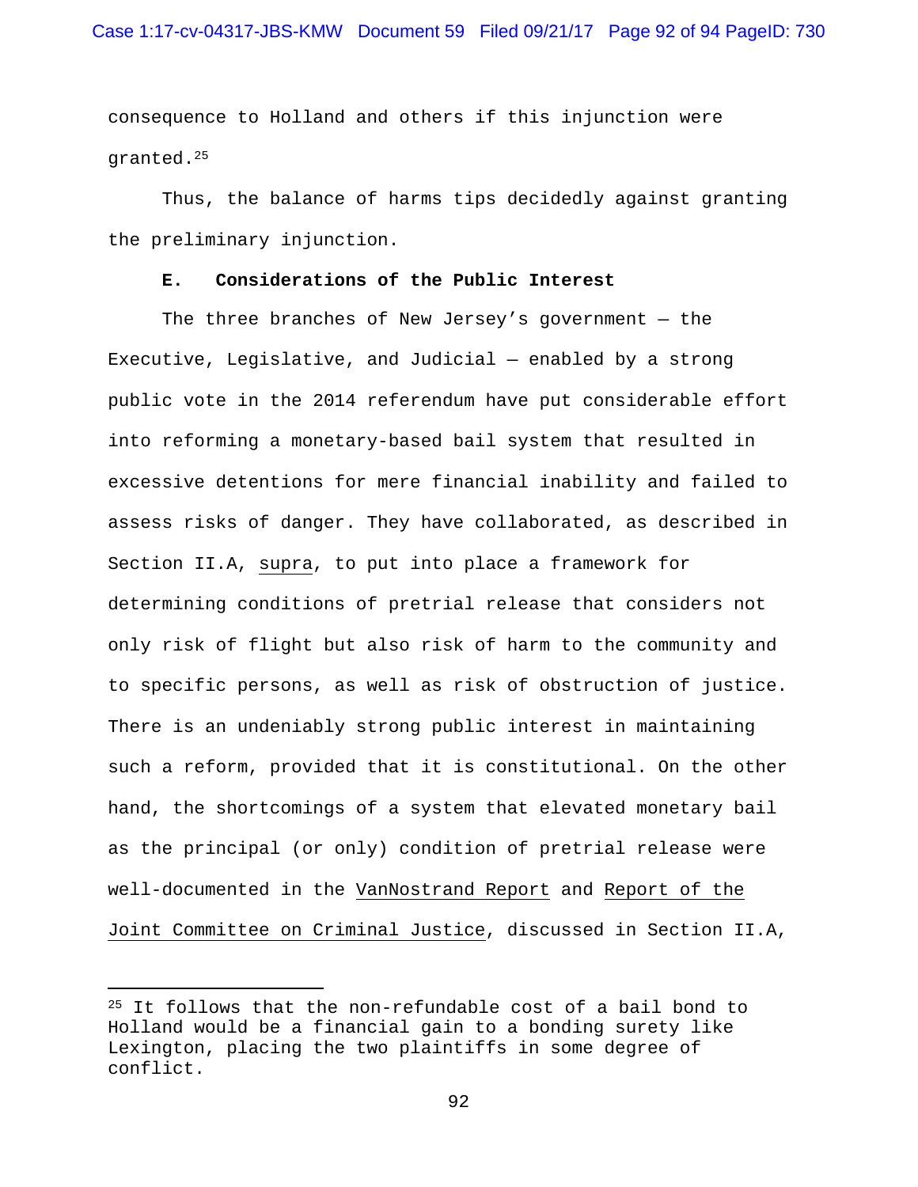consequence to Holland and others if this injunction were granted.[25]

Thus, the balance of harms tips decidedly against granting the preliminary injunction.

**E. Considerations of the Public Interest**

The three branches of New Jersey's government — the Executive, Legislative, and Judicial — enabled by a strong public vote in the 2014 referendum have put considerable effort into reforming a monetary-based bail system that resulted in excessive detentions for mere financial inability and failed to assess risks of danger. They have collaborated, as described in Section II.A, supra, to put into place a framework for determining conditions of pretrial release that considers not only risk of flight but also risk of harm to the community and to specific persons, as well as risk of obstruction of justice. There is an undeniably strong public interest in maintaining such a reform, provided that it is constitutional. On the other hand, the shortcomings of a system that elevated monetary bail as the principal (or only) condition of pretrial release were well-documented in the VanNostrand Report and Report of the Joint Committee on Criminal Justice, discussed in Section II.A,

---

[25] It follows that the non-refundable cost of a bail bond to Holland would be a financial gain to a bonding surety like Lexington, placing the two plaintiffs in some degree of conflict.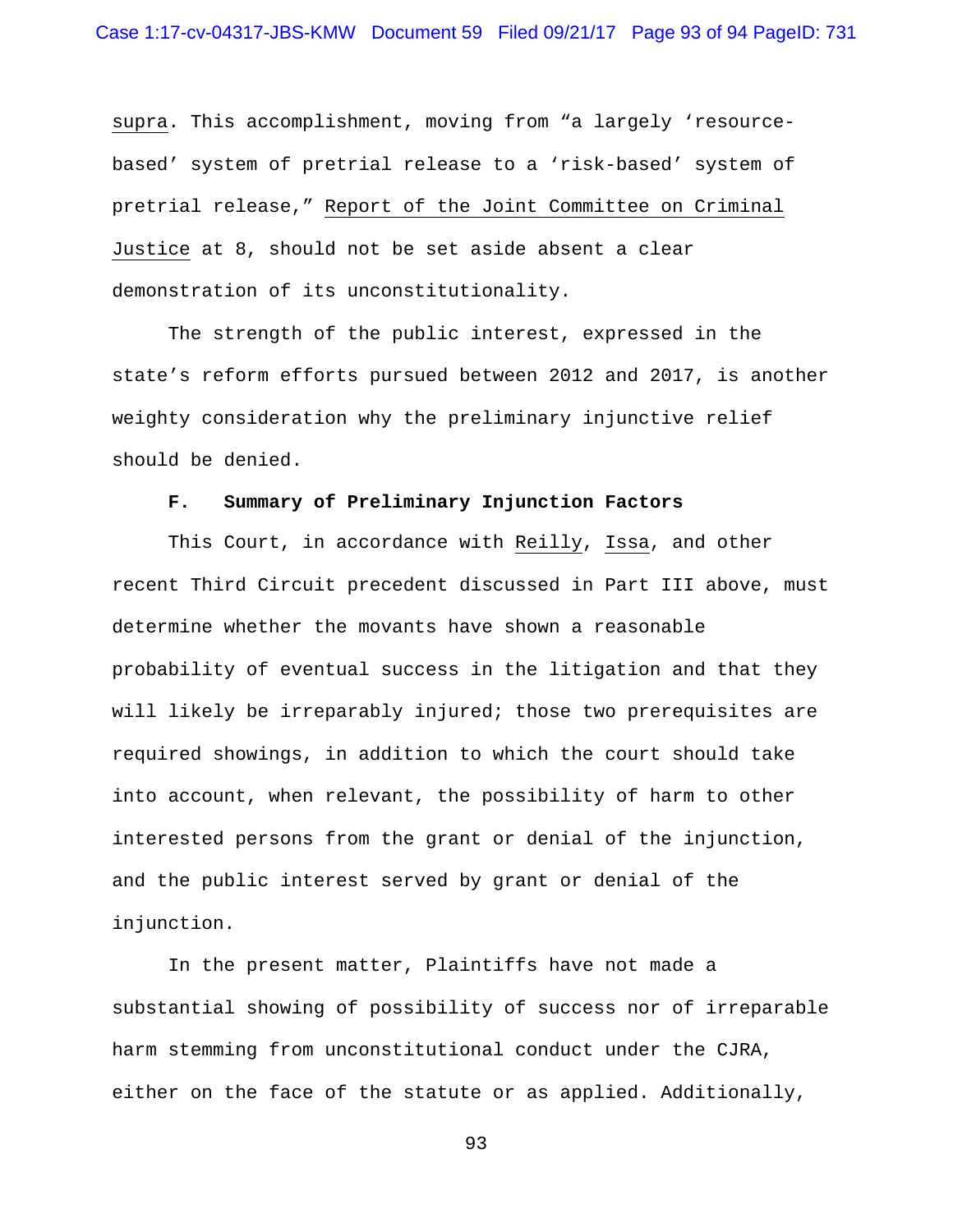supra. This accomplishment, moving from "a largely 'resource-based' system of pretrial release to a 'risk-based' system of pretrial release," Report of the Joint Committee on Criminal Justice at 8, should not be set aside absent a clear demonstration of its unconstitutionality.

The strength of the public interest, expressed in the state's reform efforts pursued between 2012 and 2017, is another weighty consideration why the preliminary injunctive relief should be denied.

**F. Summary of Preliminary Injunction Factors**

This Court, in accordance with Reilly, Issa, and other recent Third Circuit precedent discussed in Part III above, must determine whether the movants have shown a reasonable probability of eventual success in the litigation and that they will likely be irreparably injured; those two prerequisites are required showings, in addition to which the court should take into account, when relevant, the possibility of harm to other interested persons from the grant or denial of the injunction, and the public interest served by grant or denial of the injunction.

In the present matter, Plaintiffs have not made a substantial showing of possibility of success nor of irreparable harm stemming from unconstitutional conduct under the CJRA, either on the face of the statute or as applied. Additionally,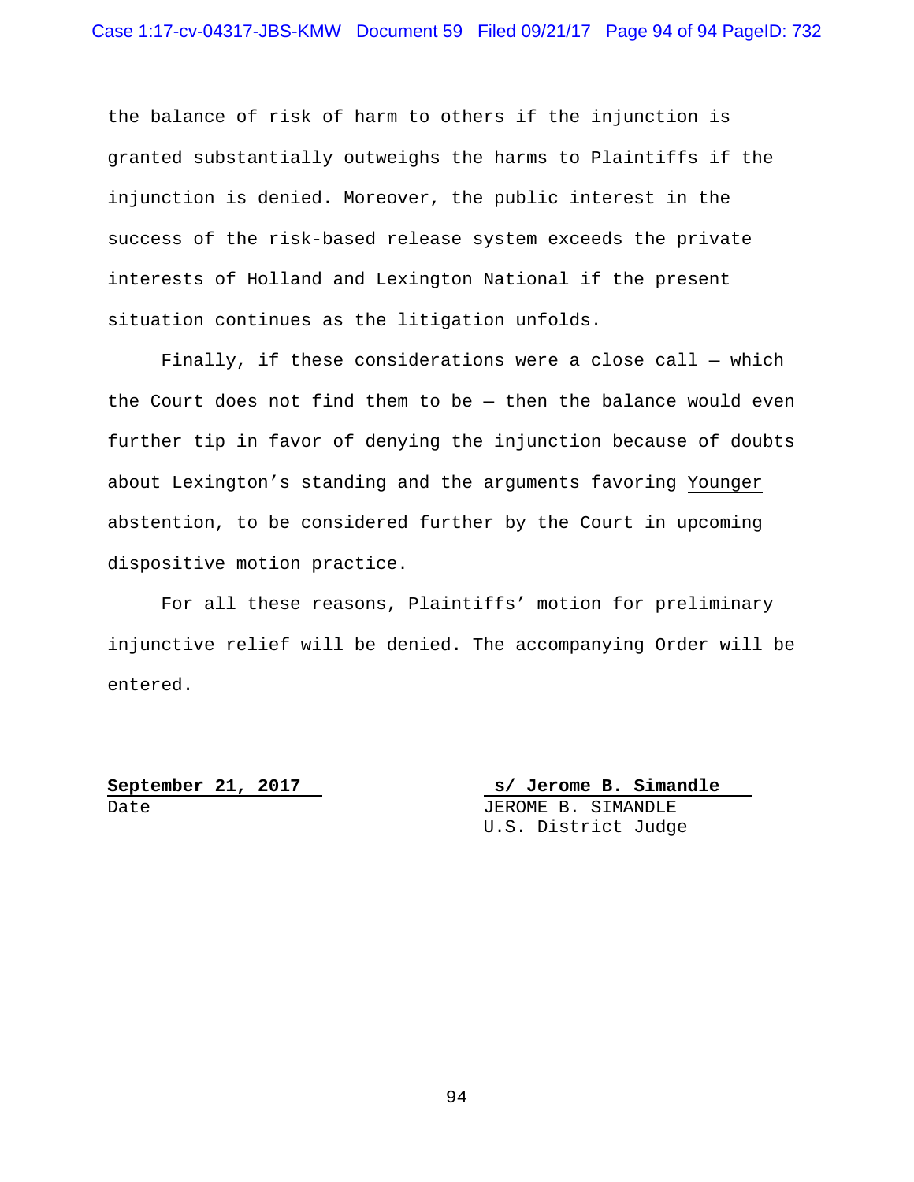the balance of risk of harm to others if the injunction is granted substantially outweighs the harms to Plaintiffs if the injunction is denied. Moreover, the public interest in the success of the risk-based release system exceeds the private interests of Holland and Lexington National if the present situation continues as the litigation unfolds.

Finally, if these considerations were a close call — which the Court does not find them to be — then the balance would even further tip in favor of denying the injunction because of doubts about Lexington's standing and the arguments favoring Younger abstention, to be considered further by the Court in upcoming dispositive motion practice.

For all these reasons, Plaintiffs' motion for preliminary injunctive relief will be denied. The accompanying Order will be entered.

**September 21, 2017**
Date

**s/ Jerome B. Simandle**
JEROME B. SIMANDLE
U.S. District Judge